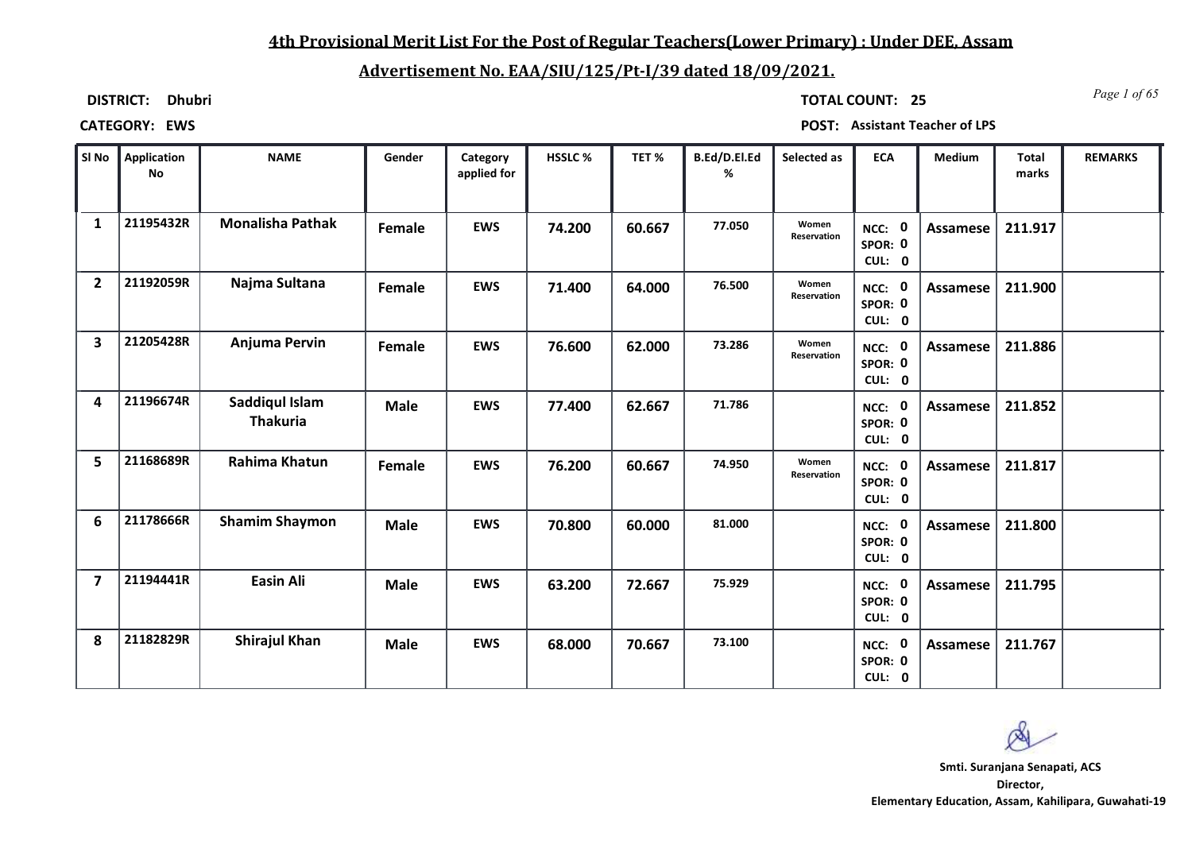## 4th Provisional Merit List For the Post of Regular Teachers(Lower Primary) : Under DEE, Assam

## Advertisement No. EAA/SIU/125/Pt-I/39 dated 18/09/2021.

**DISTRICT:** Dhubri

**TOTAL COUNT:** 25

**CATEGORY:** EWS

**POST:** Assistant Teacher of LPS

| Sl No | Application No | NAME | Gender | Category applied for | HSSLC % | TET % | B.Ed/D.El.Ed % | Selected as | ECA | Medium | Total marks | REMARKS |
|---|---|---|---|---|---|---|---|---|---|---|---|---|
| 1 | 21195432R | Monalisha Pathak | Female | EWS | 74.200 | 60.667 | 77.050 | Women Reservation | NCC: 0 SPOR: 0 CUL: 0 | Assamese | 211.917 | |
| 2 | 21192059R | Najma Sultana | Female | EWS | 71.400 | 64.000 | 76.500 | Women Reservation | NCC: 0 SPOR: 0 CUL: 0 | Assamese | 211.900 | |
| 3 | 21205428R | Anjuma Pervin | Female | EWS | 76.600 | 62.000 | 73.286 | Women Reservation | NCC: 0 SPOR: 0 CUL: 0 | Assamese | 211.886 | |
| 4 | 21196674R | Saddiqul Islam Thakuria | Male | EWS | 77.400 | 62.667 | 71.786 | | NCC: 0 SPOR: 0 CUL: 0 | Assamese | 211.852 | |
| 5 | 21168689R | Rahima Khatun | Female | EWS | 76.200 | 60.667 | 74.950 | Women Reservation | NCC: 0 SPOR: 0 CUL: 0 | Assamese | 211.817 | |
| 6 | 21178666R | Shamim Shaymon | Male | EWS | 70.800 | 60.000 | 81.000 | | NCC: 0 SPOR: 0 CUL: 0 | Assamese | 211.800 | |
| 7 | 21194441R | Easin Ali | Male | EWS | 63.200 | 72.667 | 75.929 | | NCC: 0 SPOR: 0 CUL: 0 | Assamese | 211.795 | |
| 8 | 21182829R | Shirajul Khan | Male | EWS | 68.000 | 70.667 | 73.100 | | NCC: 0 SPOR: 0 CUL: 0 | Assamese | 211.767 | |

**Smti. Suranjana Senapati, ACS**
**Director,**
**Elementary Education, Assam, Kahilipara, Guwahati-19**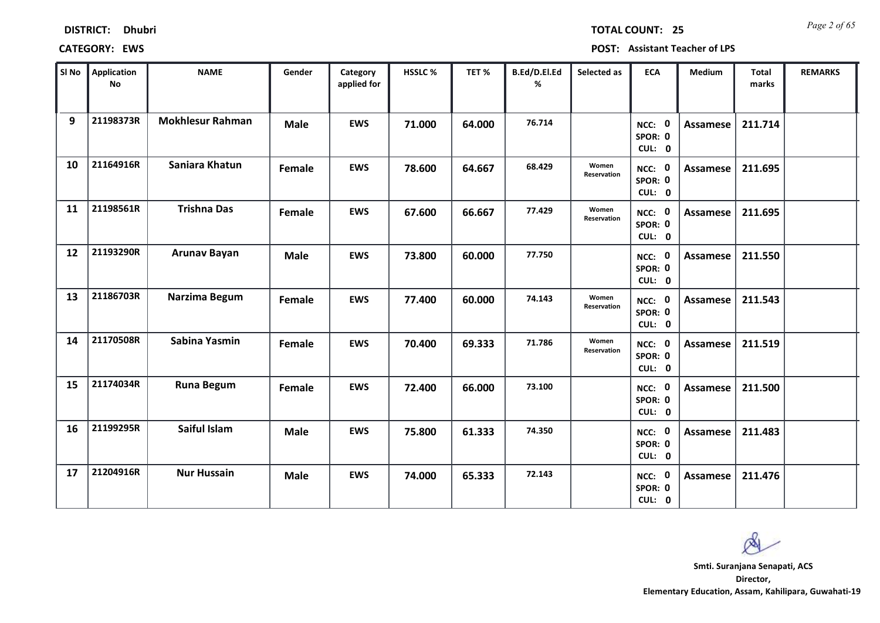**DISTRICT:** Dhubri **TOTAL COUNT:** 25

**CATEGORY:** EWS **POST:** Assistant Teacher of LPS

| Sl No | Application No | NAME | Gender | Category applied for | HSSLC % | TET % | B.Ed/D.El.Ed % | Selected as | ECA | Medium | Total marks | REMARKS |
|---|---|---|---|---|---|---|---|---|---|---|---|---|
| 9 | 21198373R | Mokhlesur Rahman | Male | EWS | 71.000 | 64.000 | 76.714 | | NCC: 0 SPOR: 0 CUL: 0 | Assamese | 211.714 | |
| 10 | 21164916R | Saniara Khatun | Female | EWS | 78.600 | 64.667 | 68.429 | Women Reservation | NCC: 0 SPOR: 0 CUL: 0 | Assamese | 211.695 | |
| 11 | 21198561R | Trishna Das | Female | EWS | 67.600 | 66.667 | 77.429 | Women Reservation | NCC: 0 SPOR: 0 CUL: 0 | Assamese | 211.695 | |
| 12 | 21193290R | Arunav Bayan | Male | EWS | 73.800 | 60.000 | 77.750 | | NCC: 0 SPOR: 0 CUL: 0 | Assamese | 211.550 | |
| 13 | 21186703R | Narzima Begum | Female | EWS | 77.400 | 60.000 | 74.143 | Women Reservation | NCC: 0 SPOR: 0 CUL: 0 | Assamese | 211.543 | |
| 14 | 21170508R | Sabina Yasmin | Female | EWS | 70.400 | 69.333 | 71.786 | Women Reservation | NCC: 0 SPOR: 0 CUL: 0 | Assamese | 211.519 | |
| 15 | 21174034R | Runa Begum | Female | EWS | 72.400 | 66.000 | 73.100 | | NCC: 0 SPOR: 0 CUL: 0 | Assamese | 211.500 | |
| 16 | 21199295R | Saiful Islam | Male | EWS | 75.800 | 61.333 | 74.350 | | NCC: 0 SPOR: 0 CUL: 0 | Assamese | 211.483 | |
| 17 | 21204916R | Nur Hussain | Male | EWS | 74.000 | 65.333 | 72.143 | | NCC: 0 SPOR: 0 CUL: 0 | Assamese | 211.476 | |

**Smti. Suranjana Senapati, ACS**
**Director,**
**Elementary Education, Assam, Kahilipara, Guwahati-19**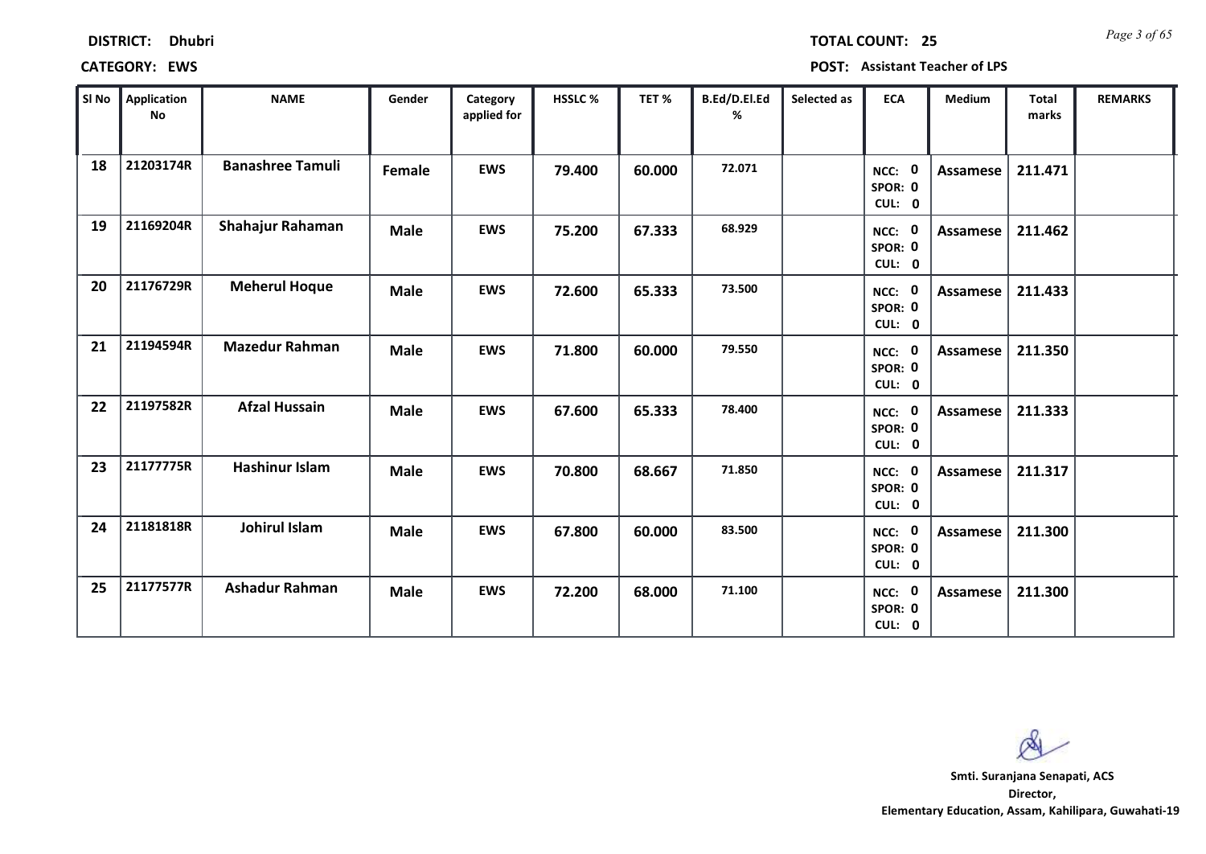**DISTRICT:** Dhubri **TOTAL COUNT:** 25

**CATEGORY:** EWS **POST:** Assistant Teacher of LPS

| Sl No | Application No | NAME | Gender | Category applied for | HSSLC % | TET % | B.Ed/D.El.Ed % | Selected as | ECA | Medium | Total marks | REMARKS |
|---|---|---|---|---|---|---|---|---|---|---|---|---|
| 18 | 21203174R | Banashree Tamuli | Female | EWS | 79.400 | 60.000 | 72.071 | | NCC: 0 SPOR: 0 CUL: 0 | Assamese | 211.471 | |
| 19 | 21169204R | Shahajur Rahaman | Male | EWS | 75.200 | 67.333 | 68.929 | | NCC: 0 SPOR: 0 CUL: 0 | Assamese | 211.462 | |
| 20 | 21176729R | Meherul Hoque | Male | EWS | 72.600 | 65.333 | 73.500 | | NCC: 0 SPOR: 0 CUL: 0 | Assamese | 211.433 | |
| 21 | 21194594R | Mazedur Rahman | Male | EWS | 71.800 | 60.000 | 79.550 | | NCC: 0 SPOR: 0 CUL: 0 | Assamese | 211.350 | |
| 22 | 21197582R | Afzal Hussain | Male | EWS | 67.600 | 65.333 | 78.400 | | NCC: 0 SPOR: 0 CUL: 0 | Assamese | 211.333 | |
| 23 | 21177775R | Hashinur Islam | Male | EWS | 70.800 | 68.667 | 71.850 | | NCC: 0 SPOR: 0 CUL: 0 | Assamese | 211.317 | |
| 24 | 21181818R | Johirul Islam | Male | EWS | 67.800 | 60.000 | 83.500 | | NCC: 0 SPOR: 0 CUL: 0 | Assamese | 211.300 | |
| 25 | 21177577R | Ashadur Rahman | Male | EWS | 72.200 | 68.000 | 71.100 | | NCC: 0 SPOR: 0 CUL: 0 | Assamese | 211.300 | |

**Smti. Suranjana Senapati, ACS**
**Director,**
**Elementary Education, Assam, Kahilipara, Guwahati-19**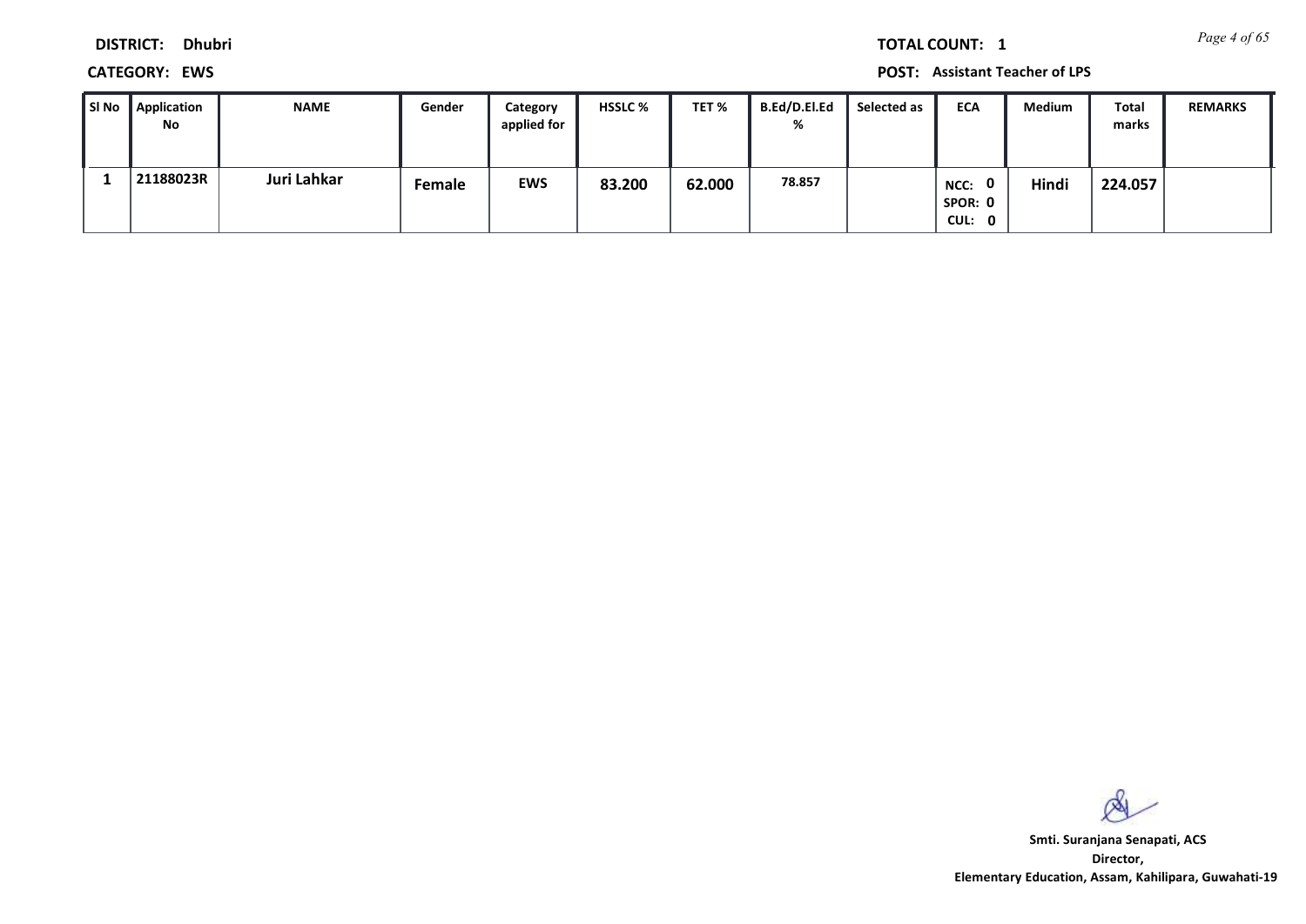**DISTRICT:** Dhubri

**CATEGORY:** EWS

**TOTAL COUNT:** 1

**POST:** Assistant Teacher of LPS

| Sl No | Application No | NAME | Gender | Category applied for | HSSLC % | TET % | B.Ed/D.El.Ed % | Selected as | ECA | Medium | Total marks | REMARKS |
|---|---|---|---|---|---|---|---|---|---|---|---|---|
| 1 | 21188023R | Juri Lahkar | Female | EWS | 83.200 | 62.000 | 78.857 | | NCC: 0 SPOR: 0 CUL: 0 | Hindi | 224.057 | |

**Smti. Suranjana Senapati, ACS**
**Director,**
**Elementary Education, Assam, Kahilipara, Guwahati-19**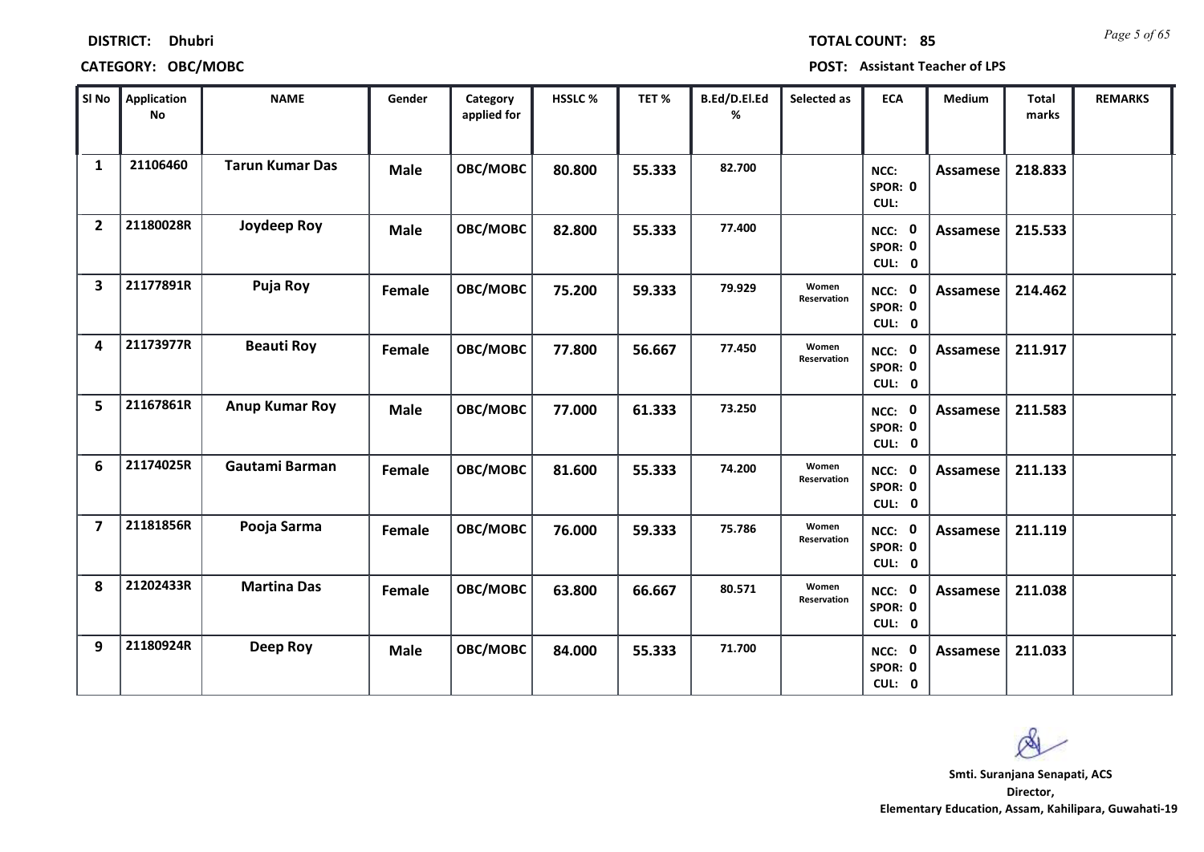**DISTRICT:** Dhubri

**TOTAL COUNT:** 85

**CATEGORY:** OBC/MOBC

**POST:** Assistant Teacher of LPS

| Sl No | Application No | NAME | Gender | Category applied for | HSSLC % | TET % | B.Ed/D.El.Ed % | Selected as | ECA | Medium | Total marks | REMARKS |
|---|---|---|---|---|---|---|---|---|---|---|---|---|
| 1 | 21106460 | Tarun Kumar Das | Male | OBC/MOBC | 80.800 | 55.333 | 82.700 | | NCC: SPOR: 0 CUL: | Assamese | 218.833 | |
| 2 | 21180028R | Joydeep Roy | Male | OBC/MOBC | 82.800 | 55.333 | 77.400 | | NCC: 0 SPOR: 0 CUL: 0 | Assamese | 215.533 | |
| 3 | 21177891R | Puja Roy | Female | OBC/MOBC | 75.200 | 59.333 | 79.929 | Women Reservation | NCC: 0 SPOR: 0 CUL: 0 | Assamese | 214.462 | |
| 4 | 21173977R | Beauti Roy | Female | OBC/MOBC | 77.800 | 56.667 | 77.450 | Women Reservation | NCC: 0 SPOR: 0 CUL: 0 | Assamese | 211.917 | |
| 5 | 21167861R | Anup Kumar Roy | Male | OBC/MOBC | 77.000 | 61.333 | 73.250 | | NCC: 0 SPOR: 0 CUL: 0 | Assamese | 211.583 | |
| 6 | 21174025R | Gautami Barman | Female | OBC/MOBC | 81.600 | 55.333 | 74.200 | Women Reservation | NCC: 0 SPOR: 0 CUL: 0 | Assamese | 211.133 | |
| 7 | 21181856R | Pooja Sarma | Female | OBC/MOBC | 76.000 | 59.333 | 75.786 | Women Reservation | NCC: 0 SPOR: 0 CUL: 0 | Assamese | 211.119 | |
| 8 | 21202433R | Martina Das | Female | OBC/MOBC | 63.800 | 66.667 | 80.571 | Women Reservation | NCC: 0 SPOR: 0 CUL: 0 | Assamese | 211.038 | |
| 9 | 21180924R | Deep Roy | Male | OBC/MOBC | 84.000 | 55.333 | 71.700 | | NCC: 0 SPOR: 0 CUL: 0 | Assamese | 211.033 | |

**Smti. Suranjana Senapati, ACS**
**Director,**
**Elementary Education, Assam, Kahilipara, Guwahati-19**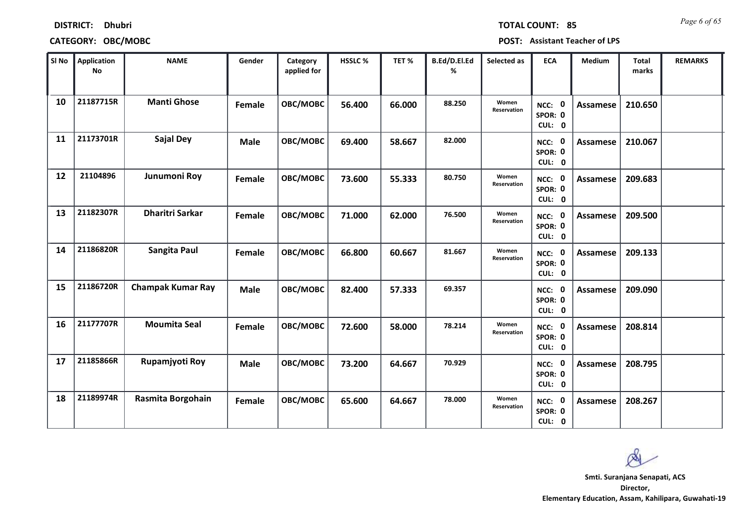**DISTRICT:** Dhubri

**TOTAL COUNT:** 85

**CATEGORY:** OBC/MOBC

**POST:** Assistant Teacher of LPS

| Sl No | Application No | NAME | Gender | Category applied for | HSSLC % | TET % | B.Ed/D.El.Ed % | Selected as | ECA | Medium | Total marks | REMARKS |
|---|---|---|---|---|---|---|---|---|---|---|---|---|
| 10 | 21187715R | Manti Ghose | Female | OBC/MOBC | 56.400 | 66.000 | 88.250 | Women Reservation | NCC: 0 SPOR: 0 CUL: 0 | Assamese | 210.650 | |
| 11 | 21173701R | Sajal Dey | Male | OBC/MOBC | 69.400 | 58.667 | 82.000 | | NCC: 0 SPOR: 0 CUL: 0 | Assamese | 210.067 | |
| 12 | 21104896 | Junumoni Roy | Female | OBC/MOBC | 73.600 | 55.333 | 80.750 | Women Reservation | NCC: 0 SPOR: 0 CUL: 0 | Assamese | 209.683 | |
| 13 | 21182307R | Dharitri Sarkar | Female | OBC/MOBC | 71.000 | 62.000 | 76.500 | Women Reservation | NCC: 0 SPOR: 0 CUL: 0 | Assamese | 209.500 | |
| 14 | 21186820R | Sangita Paul | Female | OBC/MOBC | 66.800 | 60.667 | 81.667 | Women Reservation | NCC: 0 SPOR: 0 CUL: 0 | Assamese | 209.133 | |
| 15 | 21186720R | Champak Kumar Ray | Male | OBC/MOBC | 82.400 | 57.333 | 69.357 | | NCC: 0 SPOR: 0 CUL: 0 | Assamese | 209.090 | |
| 16 | 21177707R | Moumita Seal | Female | OBC/MOBC | 72.600 | 58.000 | 78.214 | Women Reservation | NCC: 0 SPOR: 0 CUL: 0 | Assamese | 208.814 | |
| 17 | 21185866R | Rupamjyoti Roy | Male | OBC/MOBC | 73.200 | 64.667 | 70.929 | | NCC: 0 SPOR: 0 CUL: 0 | Assamese | 208.795 | |
| 18 | 21189974R | Rasmita Borgohain | Female | OBC/MOBC | 65.600 | 64.667 | 78.000 | Women Reservation | NCC: 0 SPOR: 0 CUL: 0 | Assamese | 208.267 | |

**Smti. Suranjana Senapati, ACS**
**Director,**
**Elementary Education, Assam, Kahilipara, Guwahati-19**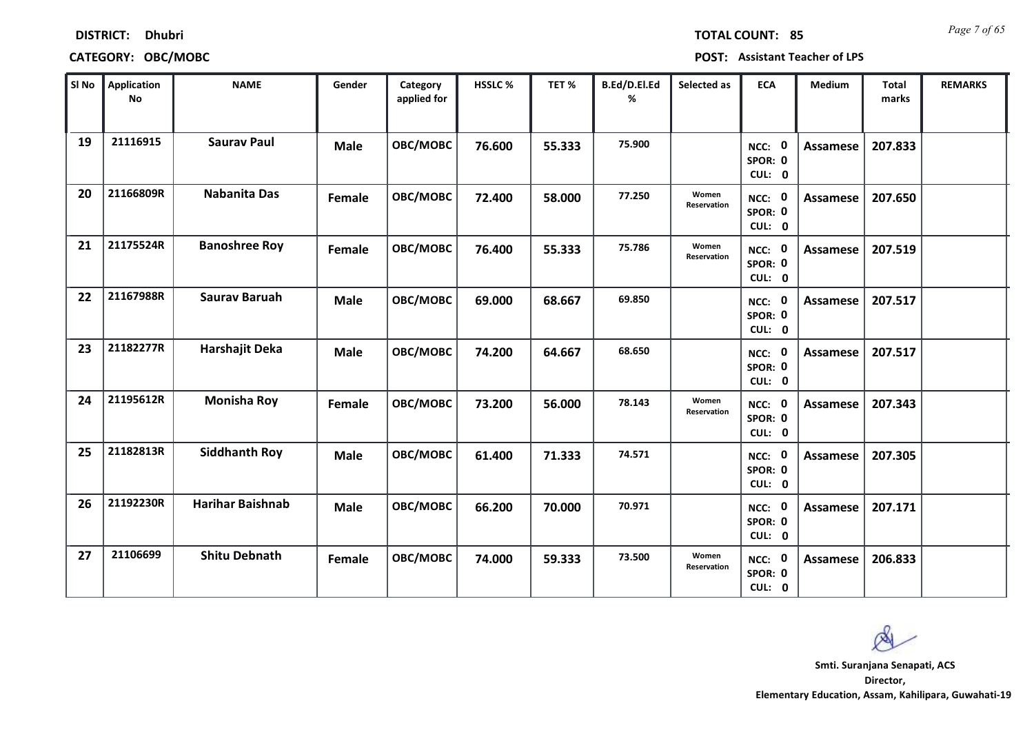**DISTRICT: Dhubri**

**TOTAL COUNT: 85**

**CATEGORY: OBC/MOBC**

**POST: Assistant Teacher of LPS**

| Sl No | Application No | NAME | Gender | Category applied for | HSSLC % | TET % | B.Ed/D.El.Ed % | Selected as | ECA | Medium | Total marks | REMARKS |
|---|---|---|---|---|---|---|---|---|---|---|---|---|
| 19 | 21116915 | Saurav Paul | Male | OBC/MOBC | 76.600 | 55.333 | 75.900 | | NCC: 0 SPOR: 0 CUL: 0 | Assamese | 207.833 | |
| 20 | 21166809R | Nabanita Das | Female | OBC/MOBC | 72.400 | 58.000 | 77.250 | Women Reservation | NCC: 0 SPOR: 0 CUL: 0 | Assamese | 207.650 | |
| 21 | 21175524R | Banoshree Roy | Female | OBC/MOBC | 76.400 | 55.333 | 75.786 | Women Reservation | NCC: 0 SPOR: 0 CUL: 0 | Assamese | 207.519 | |
| 22 | 21167988R | Saurav Baruah | Male | OBC/MOBC | 69.000 | 68.667 | 69.850 | | NCC: 0 SPOR: 0 CUL: 0 | Assamese | 207.517 | |
| 23 | 21182277R | Harshajit Deka | Male | OBC/MOBC | 74.200 | 64.667 | 68.650 | | NCC: 0 SPOR: 0 CUL: 0 | Assamese | 207.517 | |
| 24 | 21195612R | Monisha Roy | Female | OBC/MOBC | 73.200 | 56.000 | 78.143 | Women Reservation | NCC: 0 SPOR: 0 CUL: 0 | Assamese | 207.343 | |
| 25 | 21182813R | Siddhanth Roy | Male | OBC/MOBC | 61.400 | 71.333 | 74.571 | | NCC: 0 SPOR: 0 CUL: 0 | Assamese | 207.305 | |
| 26 | 21192230R | Harihar Baishnab | Male | OBC/MOBC | 66.200 | 70.000 | 70.971 | | NCC: 0 SPOR: 0 CUL: 0 | Assamese | 207.171 | |
| 27 | 21106699 | Shitu Debnath | Female | OBC/MOBC | 74.000 | 59.333 | 73.500 | Women Reservation | NCC: 0 SPOR: 0 CUL: 0 | Assamese | 206.833 | |

**Smti. Suranjana Senapati, ACS**
**Director,**
**Elementary Education, Assam, Kahilipara, Guwahati-19**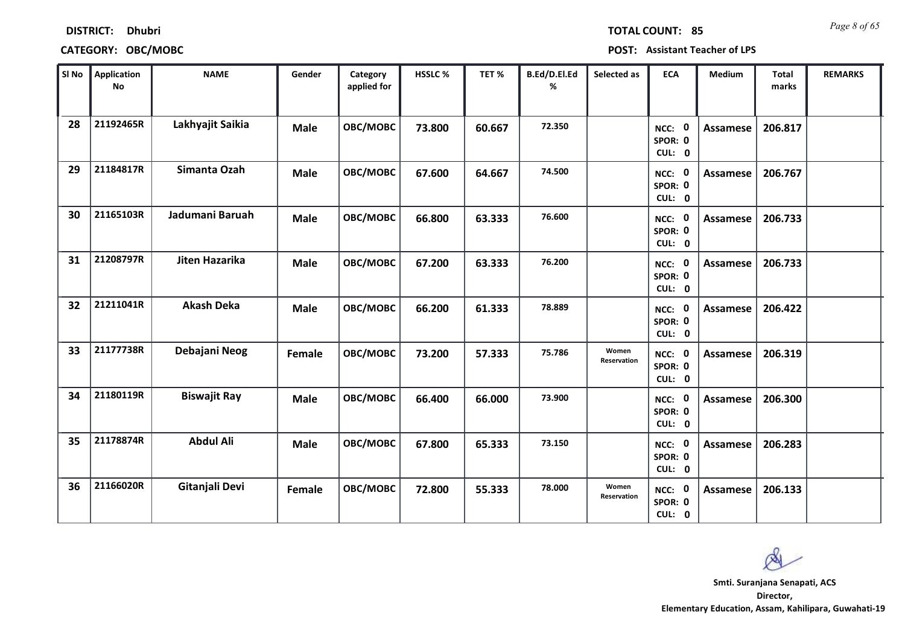**DISTRICT:** Dhubri

**TOTAL COUNT:** 85

**CATEGORY:** OBC/MOBC

**POST:** Assistant Teacher of LPS

| Sl No | Application No | NAME | Gender | Category applied for | HSSLC % | TET % | B.Ed/D.El.Ed % | Selected as | ECA | Medium | Total marks | REMARKS |
|---|---|---|---|---|---|---|---|---|---|---|---|---|
| 28 | 21192465R | Lakhyajit Saikia | Male | OBC/MOBC | 73.800 | 60.667 | 72.350 | | NCC: 0 SPOR: 0 CUL: 0 | Assamese | 206.817 | |
| 29 | 21184817R | Simanta Ozah | Male | OBC/MOBC | 67.600 | 64.667 | 74.500 | | NCC: 0 SPOR: 0 CUL: 0 | Assamese | 206.767 | |
| 30 | 21165103R | Jadumani Baruah | Male | OBC/MOBC | 66.800 | 63.333 | 76.600 | | NCC: 0 SPOR: 0 CUL: 0 | Assamese | 206.733 | |
| 31 | 21208797R | Jiten Hazarika | Male | OBC/MOBC | 67.200 | 63.333 | 76.200 | | NCC: 0 SPOR: 0 CUL: 0 | Assamese | 206.733 | |
| 32 | 21211041R | Akash Deka | Male | OBC/MOBC | 66.200 | 61.333 | 78.889 | | NCC: 0 SPOR: 0 CUL: 0 | Assamese | 206.422 | |
| 33 | 21177738R | Debajani Neog | Female | OBC/MOBC | 73.200 | 57.333 | 75.786 | Women Reservation | NCC: 0 SPOR: 0 CUL: 0 | Assamese | 206.319 | |
| 34 | 21180119R | Biswajit Ray | Male | OBC/MOBC | 66.400 | 66.000 | 73.900 | | NCC: 0 SPOR: 0 CUL: 0 | Assamese | 206.300 | |
| 35 | 21178874R | Abdul Ali | Male | OBC/MOBC | 67.800 | 65.333 | 73.150 | | NCC: 0 SPOR: 0 CUL: 0 | Assamese | 206.283 | |
| 36 | 21166020R | Gitanjali Devi | Female | OBC/MOBC | 72.800 | 55.333 | 78.000 | Women Reservation | NCC: 0 SPOR: 0 CUL: 0 | Assamese | 206.133 | |

**Smti. Suranjana Senapati, ACS**
**Director,**
**Elementary Education, Assam, Kahilipara, Guwahati-19**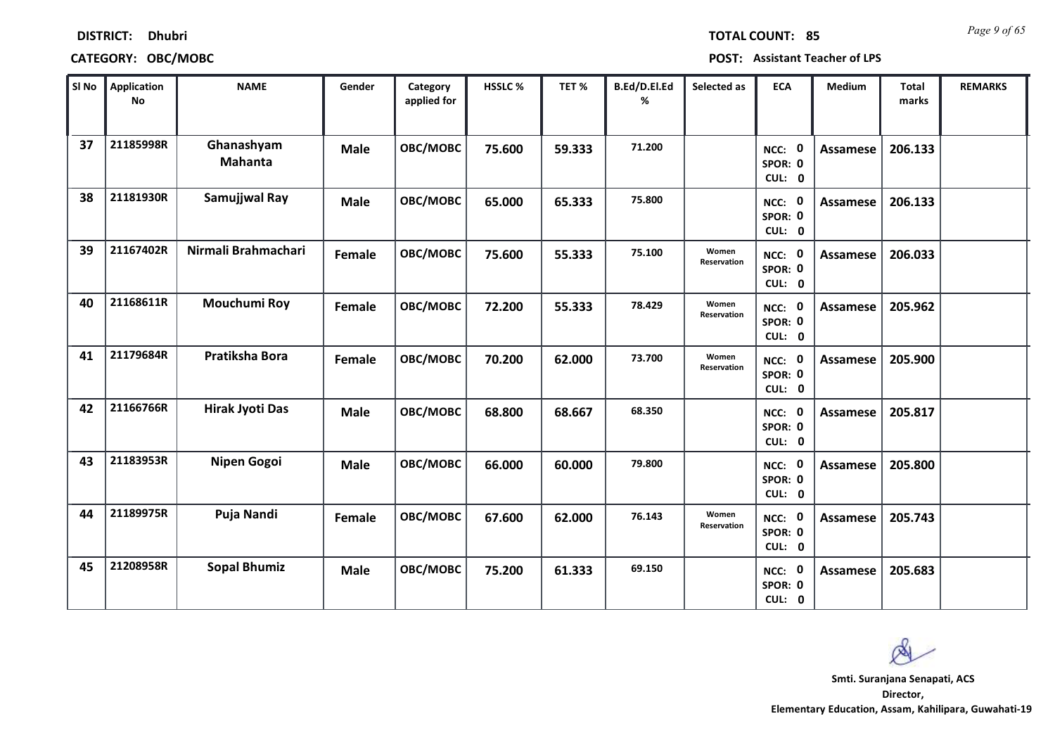**DISTRICT:** Dhubri

**TOTAL COUNT:** 85

**CATEGORY:** OBC/MOBC

**POST:** Assistant Teacher of LPS

| Sl No | Application No | NAME | Gender | Category applied for | HSSLC % | TET % | B.Ed/D.El.Ed % | Selected as | ECA | Medium | Total marks | REMARKS |
|---|---|---|---|---|---|---|---|---|---|---|---|---|
| 37 | 21185998R | Ghanashyam Mahanta | Male | OBC/MOBC | 75.600 | 59.333 | 71.200 | | NCC: 0 SPOR: 0 CUL: 0 | Assamese | 206.133 | |
| 38 | 21181930R | Samujjwal Ray | Male | OBC/MOBC | 65.000 | 65.333 | 75.800 | | NCC: 0 SPOR: 0 CUL: 0 | Assamese | 206.133 | |
| 39 | 21167402R | Nirmali Brahmachari | Female | OBC/MOBC | 75.600 | 55.333 | 75.100 | Women Reservation | NCC: 0 SPOR: 0 CUL: 0 | Assamese | 206.033 | |
| 40 | 21168611R | Mouchumi Roy | Female | OBC/MOBC | 72.200 | 55.333 | 78.429 | Women Reservation | NCC: 0 SPOR: 0 CUL: 0 | Assamese | 205.962 | |
| 41 | 21179684R | Pratiksha Bora | Female | OBC/MOBC | 70.200 | 62.000 | 73.700 | Women Reservation | NCC: 0 SPOR: 0 CUL: 0 | Assamese | 205.900 | |
| 42 | 21166766R | Hirak Jyoti Das | Male | OBC/MOBC | 68.800 | 68.667 | 68.350 | | NCC: 0 SPOR: 0 CUL: 0 | Assamese | 205.817 | |
| 43 | 21183953R | Nipen Gogoi | Male | OBC/MOBC | 66.000 | 60.000 | 79.800 | | NCC: 0 SPOR: 0 CUL: 0 | Assamese | 205.800 | |
| 44 | 21189975R | Puja Nandi | Female | OBC/MOBC | 67.600 | 62.000 | 76.143 | Women Reservation | NCC: 0 SPOR: 0 CUL: 0 | Assamese | 205.743 | |
| 45 | 21208958R | Sopal Bhumiz | Male | OBC/MOBC | 75.200 | 61.333 | 69.150 | | NCC: 0 SPOR: 0 CUL: 0 | Assamese | 205.683 | |

Smti. Suranjana Senapati, ACS
Director,
Elementary Education, Assam, Kahilipara, Guwahati-19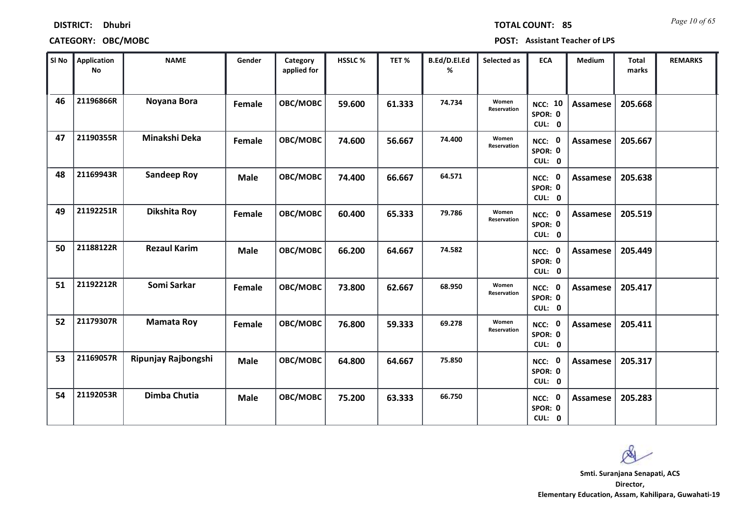**DISTRICT:** Dhubri

**TOTAL COUNT:** 85

**CATEGORY:** OBC/MOBC

**POST:** Assistant Teacher of LPS

| Sl No | Application No | NAME | Gender | Category applied for | HSSLC % | TET % | B.Ed/D.El.Ed % | Selected as | ECA | Medium | Total marks | REMARKS |
|---|---|---|---|---|---|---|---|---|---|---|---|---|
| 46 | 21196866R | Noyana Bora | Female | OBC/MOBC | 59.600 | 61.333 | 74.734 | Women Reservation | NCC: 10 SPOR: 0 CUL: 0 | Assamese | 205.668 | |
| 47 | 21190355R | Minakshi Deka | Female | OBC/MOBC | 74.600 | 56.667 | 74.400 | Women Reservation | NCC: 0 SPOR: 0 CUL: 0 | Assamese | 205.667 | |
| 48 | 21169943R | Sandeep Roy | Male | OBC/MOBC | 74.400 | 66.667 | 64.571 | | NCC: 0 SPOR: 0 CUL: 0 | Assamese | 205.638 | |
| 49 | 21192251R | Dikshita Roy | Female | OBC/MOBC | 60.400 | 65.333 | 79.786 | Women Reservation | NCC: 0 SPOR: 0 CUL: 0 | Assamese | 205.519 | |
| 50 | 21188122R | Rezaul Karim | Male | OBC/MOBC | 66.200 | 64.667 | 74.582 | | NCC: 0 SPOR: 0 CUL: 0 | Assamese | 205.449 | |
| 51 | 21192212R | Somi Sarkar | Female | OBC/MOBC | 73.800 | 62.667 | 68.950 | Women Reservation | NCC: 0 SPOR: 0 CUL: 0 | Assamese | 205.417 | |
| 52 | 21179307R | Mamata Roy | Female | OBC/MOBC | 76.800 | 59.333 | 69.278 | Women Reservation | NCC: 0 SPOR: 0 CUL: 0 | Assamese | 205.411 | |
| 53 | 21169057R | Ripunjay Rajbongshi | Male | OBC/MOBC | 64.800 | 64.667 | 75.850 | | NCC: 0 SPOR: 0 CUL: 0 | Assamese | 205.317 | |
| 54 | 21192053R | Dimba Chutia | Male | OBC/MOBC | 75.200 | 63.333 | 66.750 | | NCC: 0 SPOR: 0 CUL: 0 | Assamese | 205.283 | |

**Smti. Suranjana Senapati, ACS**
**Director,**
**Elementary Education, Assam, Kahilipara, Guwahati-19**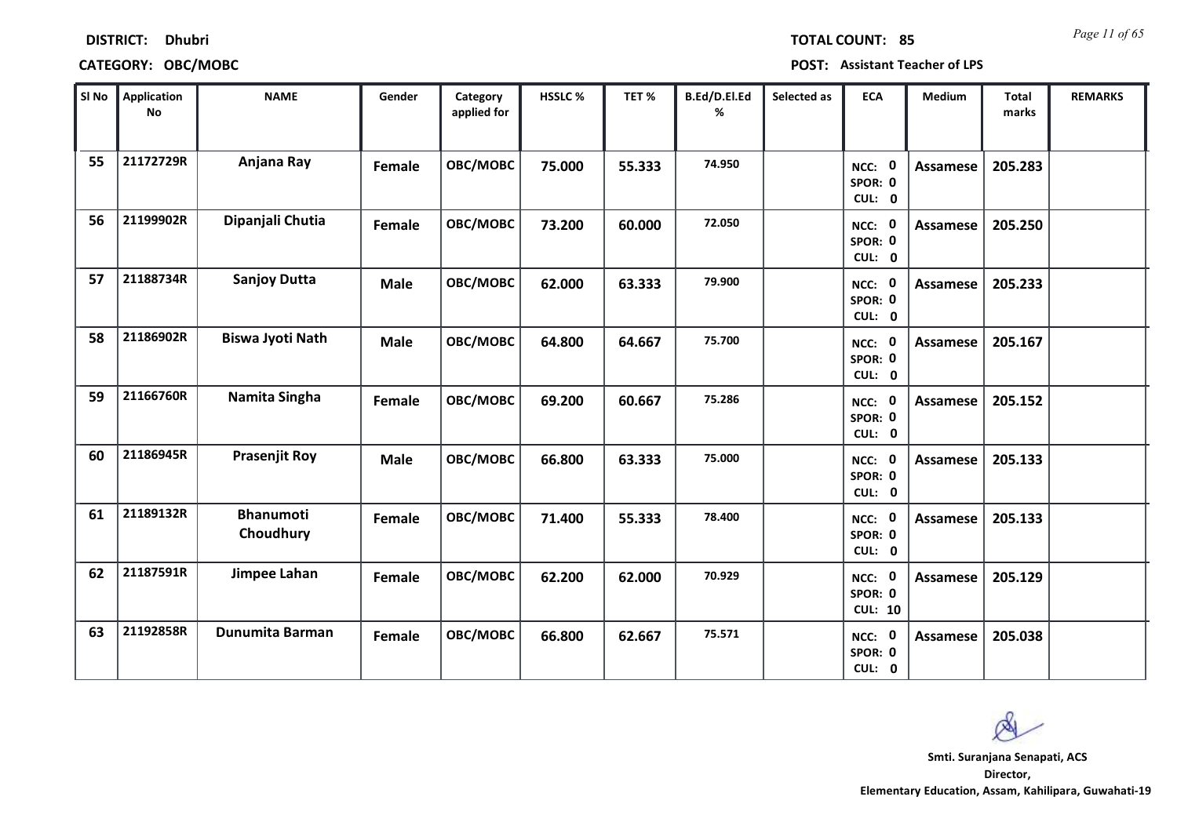**DISTRICT:** Dhubri

**TOTAL COUNT:** 85

**CATEGORY:** OBC/MOBC

**POST:** Assistant Teacher of LPS

| Sl No | Application No | NAME | Gender | Category applied for | HSSLC % | TET % | B.Ed/D.El.Ed % | Selected as | ECA | Medium | Total marks | REMARKS |
|---|---|---|---|---|---|---|---|---|---|---|---|---|
| 55 | 21172729R | Anjana Ray | Female | OBC/MOBC | 75.000 | 55.333 | 74.950 | | NCC: 0 SPOR: 0 CUL: 0 | Assamese | 205.283 | |
| 56 | 21199902R | Dipanjali Chutia | Female | OBC/MOBC | 73.200 | 60.000 | 72.050 | | NCC: 0 SPOR: 0 CUL: 0 | Assamese | 205.250 | |
| 57 | 21188734R | Sanjoy Dutta | Male | OBC/MOBC | 62.000 | 63.333 | 79.900 | | NCC: 0 SPOR: 0 CUL: 0 | Assamese | 205.233 | |
| 58 | 21186902R | Biswa Jyoti Nath | Male | OBC/MOBC | 64.800 | 64.667 | 75.700 | | NCC: 0 SPOR: 0 CUL: 0 | Assamese | 205.167 | |
| 59 | 21166760R | Namita Singha | Female | OBC/MOBC | 69.200 | 60.667 | 75.286 | | NCC: 0 SPOR: 0 CUL: 0 | Assamese | 205.152 | |
| 60 | 21186945R | Prasenjit Roy | Male | OBC/MOBC | 66.800 | 63.333 | 75.000 | | NCC: 0 SPOR: 0 CUL: 0 | Assamese | 205.133 | |
| 61 | 21189132R | Bhanumoti Choudhury | Female | OBC/MOBC | 71.400 | 55.333 | 78.400 | | NCC: 0 SPOR: 0 CUL: 0 | Assamese | 205.133 | |
| 62 | 21187591R | Jimpee Lahan | Female | OBC/MOBC | 62.200 | 62.000 | 70.929 | | NCC: 0 SPOR: 0 CUL: 10 | Assamese | 205.129 | |
| 63 | 21192858R | Dunumita Barman | Female | OBC/MOBC | 66.800 | 62.667 | 75.571 | | NCC: 0 SPOR: 0 CUL: 0 | Assamese | 205.038 | |

**Smti. Suranjana Senapati, ACS**
**Director,**
**Elementary Education, Assam, Kahilipara, Guwahati-19**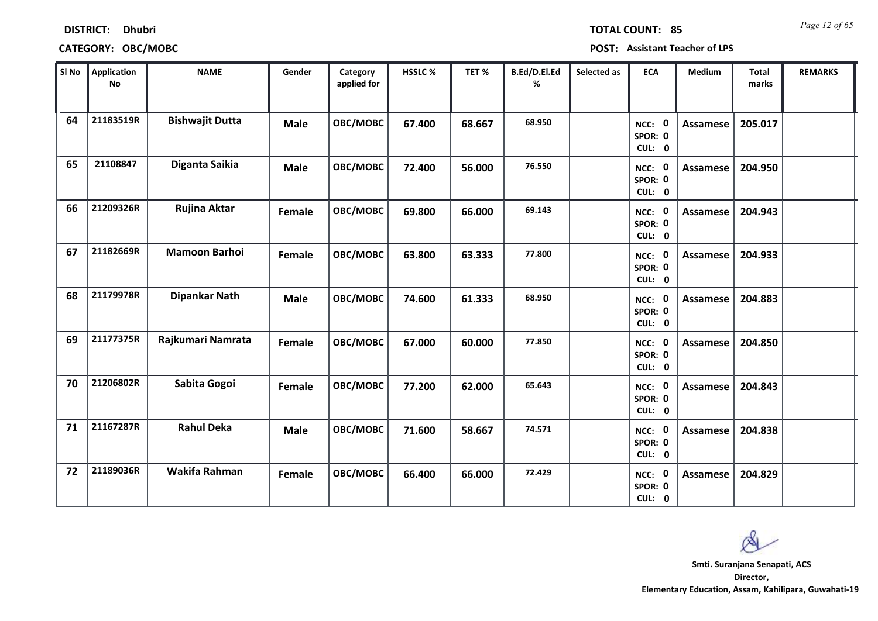**DISTRICT:** Dhubri

**TOTAL COUNT:** 85

**CATEGORY:** OBC/MOBC

**POST:** Assistant Teacher of LPS

| Sl No | Application No | NAME | Gender | Category applied for | HSSLC % | TET % | B.Ed/D.El.Ed % | Selected as | ECA | Medium | Total marks | REMARKS |
|---|---|---|---|---|---|---|---|---|---|---|---|---|
| 64 | 21183519R | Bishwajit Dutta | Male | OBC/MOBC | 67.400 | 68.667 | 68.950 | | NCC: 0 SPOR: 0 CUL: 0 | Assamese | 205.017 | |
| 65 | 21108847 | Diganta Saikia | Male | OBC/MOBC | 72.400 | 56.000 | 76.550 | | NCC: 0 SPOR: 0 CUL: 0 | Assamese | 204.950 | |
| 66 | 21209326R | Rujina Aktar | Female | OBC/MOBC | 69.800 | 66.000 | 69.143 | | NCC: 0 SPOR: 0 CUL: 0 | Assamese | 204.943 | |
| 67 | 21182669R | Mamoon Barhoi | Female | OBC/MOBC | 63.800 | 63.333 | 77.800 | | NCC: 0 SPOR: 0 CUL: 0 | Assamese | 204.933 | |
| 68 | 21179978R | Dipankar Nath | Male | OBC/MOBC | 74.600 | 61.333 | 68.950 | | NCC: 0 SPOR: 0 CUL: 0 | Assamese | 204.883 | |
| 69 | 21177375R | Rajkumari Namrata | Female | OBC/MOBC | 67.000 | 60.000 | 77.850 | | NCC: 0 SPOR: 0 CUL: 0 | Assamese | 204.850 | |
| 70 | 21206802R | Sabita Gogoi | Female | OBC/MOBC | 77.200 | 62.000 | 65.643 | | NCC: 0 SPOR: 0 CUL: 0 | Assamese | 204.843 | |
| 71 | 21167287R | Rahul Deka | Male | OBC/MOBC | 71.600 | 58.667 | 74.571 | | NCC: 0 SPOR: 0 CUL: 0 | Assamese | 204.838 | |
| 72 | 21189036R | Wakifa Rahman | Female | OBC/MOBC | 66.400 | 66.000 | 72.429 | | NCC: 0 SPOR: 0 CUL: 0 | Assamese | 204.829 | |

**Smti. Suranjana Senapati, ACS**
**Director,**
**Elementary Education, Assam, Kahilipara, Guwahati-19**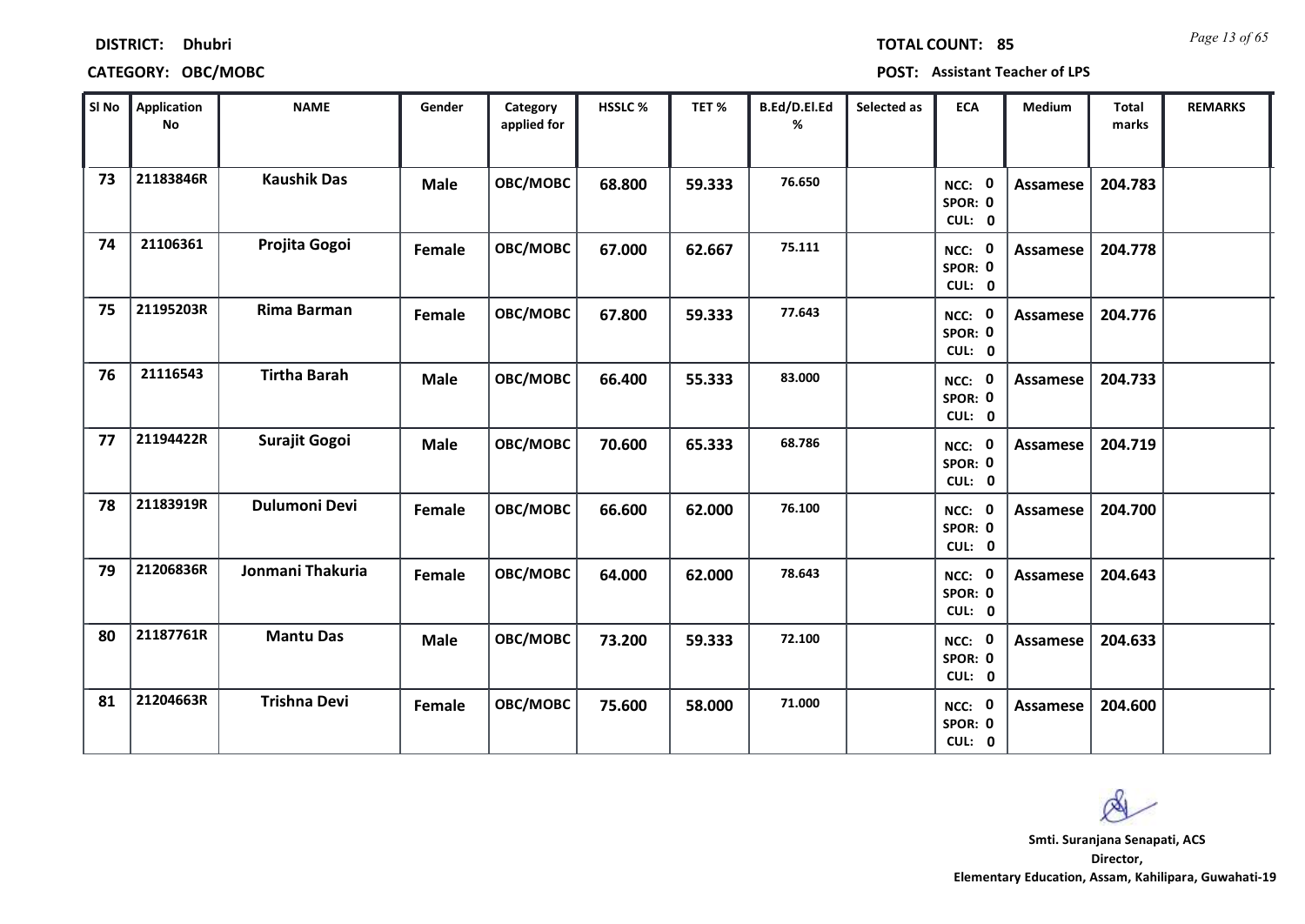**DISTRICT:** Dhubri

**CATEGORY:** OBC/MOBC

**TOTAL COUNT:** 85

**POST:** Assistant Teacher of LPS

| Sl No | Application No | NAME | Gender | Category applied for | HSSLC % | TET % | B.Ed/D.El.Ed % | Selected as | ECA | Medium | Total marks | REMARKS |
|---|---|---|---|---|---|---|---|---|---|---|---|---|
| 73 | 21183846R | Kaushik Das | Male | OBC/MOBC | 68.800 | 59.333 | 76.650 | | NCC: 0 SPOR: 0 CUL: 0 | Assamese | 204.783 | |
| 74 | 21106361 | Projita Gogoi | Female | OBC/MOBC | 67.000 | 62.667 | 75.111 | | NCC: 0 SPOR: 0 CUL: 0 | Assamese | 204.778 | |
| 75 | 21195203R | Rima Barman | Female | OBC/MOBC | 67.800 | 59.333 | 77.643 | | NCC: 0 SPOR: 0 CUL: 0 | Assamese | 204.776 | |
| 76 | 21116543 | Tirtha Barah | Male | OBC/MOBC | 66.400 | 55.333 | 83.000 | | NCC: 0 SPOR: 0 CUL: 0 | Assamese | 204.733 | |
| 77 | 21194422R | Surajit Gogoi | Male | OBC/MOBC | 70.600 | 65.333 | 68.786 | | NCC: 0 SPOR: 0 CUL: 0 | Assamese | 204.719 | |
| 78 | 21183919R | Dulumoni Devi | Female | OBC/MOBC | 66.600 | 62.000 | 76.100 | | NCC: 0 SPOR: 0 CUL: 0 | Assamese | 204.700 | |
| 79 | 21206836R | Jonmani Thakuria | Female | OBC/MOBC | 64.000 | 62.000 | 78.643 | | NCC: 0 SPOR: 0 CUL: 0 | Assamese | 204.643 | |
| 80 | 21187761R | Mantu Das | Male | OBC/MOBC | 73.200 | 59.333 | 72.100 | | NCC: 0 SPOR: 0 CUL: 0 | Assamese | 204.633 | |
| 81 | 21204663R | Trishna Devi | Female | OBC/MOBC | 75.600 | 58.000 | 71.000 | | NCC: 0 SPOR: 0 CUL: 0 | Assamese | 204.600 | |

**Smti. Suranjana Senapati, ACS**
**Director,**
**Elementary Education, Assam, Kahilipara, Guwahati-19**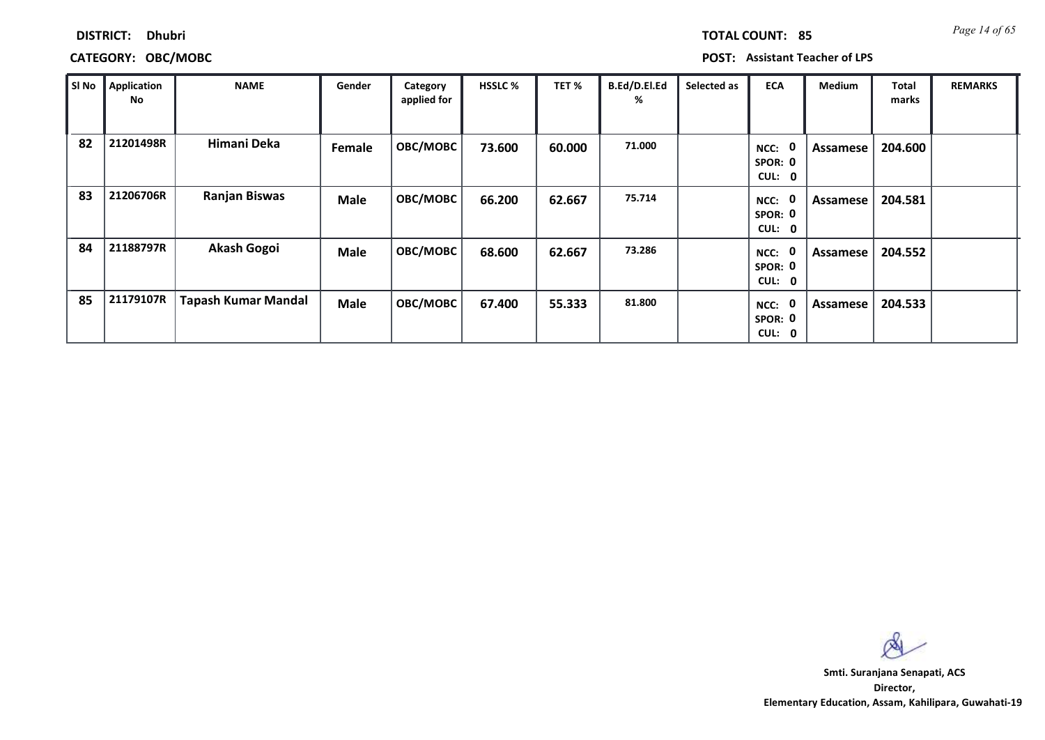**DISTRICT:** Dhubri

**CATEGORY:** OBC/MOBC

**TOTAL COUNT:** 85

**POST:** Assistant Teacher of LPS

| Sl No | Application No | NAME | Gender | Category applied for | HSSLC % | TET % | B.Ed/D.El.Ed % | Selected as | ECA | Medium | Total marks | REMARKS |
|---|---|---|---|---|---|---|---|---|---|---|---|---|
| 82 | 21201498R | Himani Deka | Female | OBC/MOBC | 73.600 | 60.000 | 71.000 | | NCC: 0 SPOR: 0 CUL: 0 | Assamese | 204.600 | |
| 83 | 21206706R | Ranjan Biswas | Male | OBC/MOBC | 66.200 | 62.667 | 75.714 | | NCC: 0 SPOR: 0 CUL: 0 | Assamese | 204.581 | |
| 84 | 21188797R | Akash Gogoi | Male | OBC/MOBC | 68.600 | 62.667 | 73.286 | | NCC: 0 SPOR: 0 CUL: 0 | Assamese | 204.552 | |
| 85 | 21179107R | Tapash Kumar Mandal | Male | OBC/MOBC | 67.400 | 55.333 | 81.800 | | NCC: 0 SPOR: 0 CUL: 0 | Assamese | 204.533 | |

**Smti. Suranjana Senapati, ACS**
**Director,**
**Elementary Education, Assam, Kahilipara, Guwahati-19**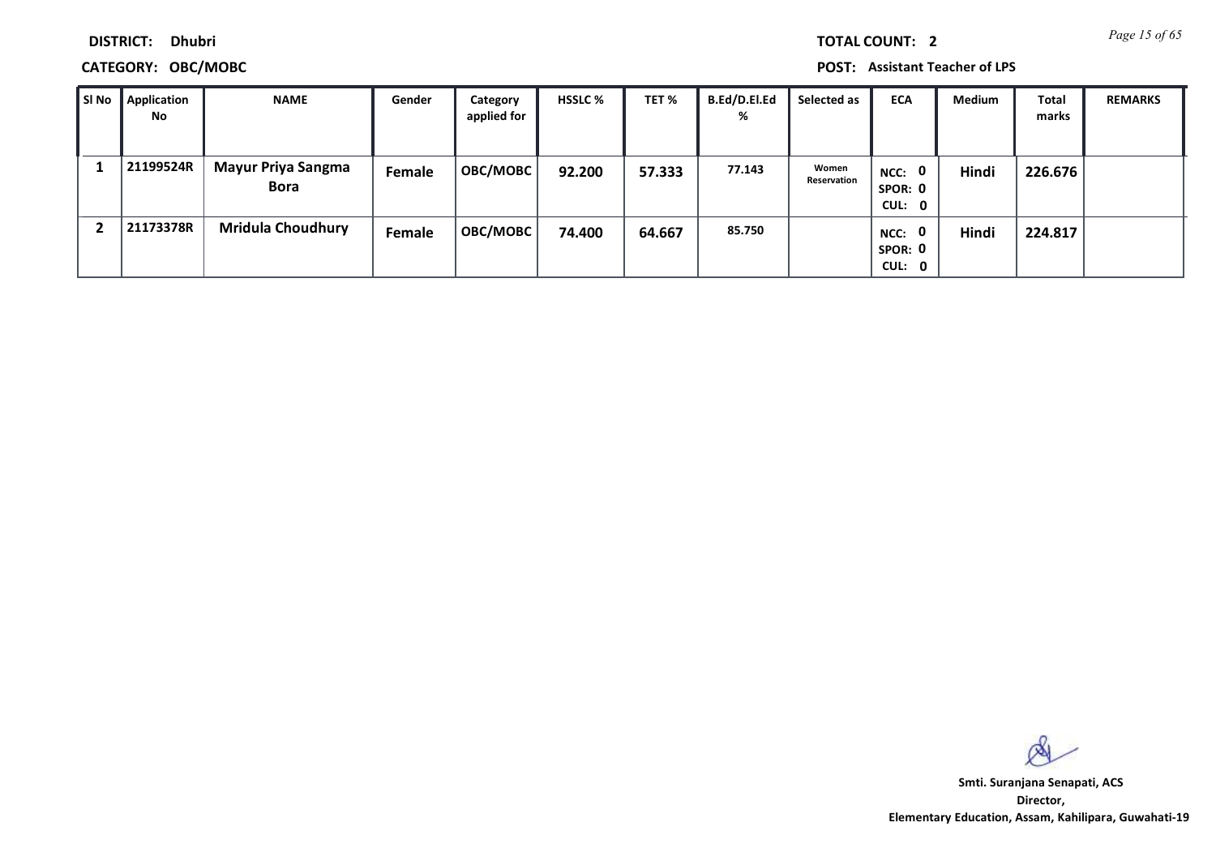**DISTRICT:** Dhubri

**TOTAL COUNT:** 2

**CATEGORY:** OBC/MOBC

**POST:** Assistant Teacher of LPS

| Sl No | Application No | NAME | Gender | Category applied for | HSSLC % | TET % | B.Ed/D.El.Ed % | Selected as | ECA | Medium | Total marks | REMARKS |
|---|---|---|---|---|---|---|---|---|---|---|---|---|
| 1 | 21199524R | Mayur Priya Sangma Bora | Female | OBC/MOBC | 92.200 | 57.333 | 77.143 | Women Reservation | NCC: 0 SPOR: 0 CUL: 0 | Hindi | 226.676 | |
| 2 | 21173378R | Mridula Choudhury | Female | OBC/MOBC | 74.400 | 64.667 | 85.750 | | NCC: 0 SPOR: 0 CUL: 0 | Hindi | 224.817 | |

**Smti. Suranjana Senapati, ACS**
**Director,**
**Elementary Education, Assam, Kahilipara, Guwahati-19**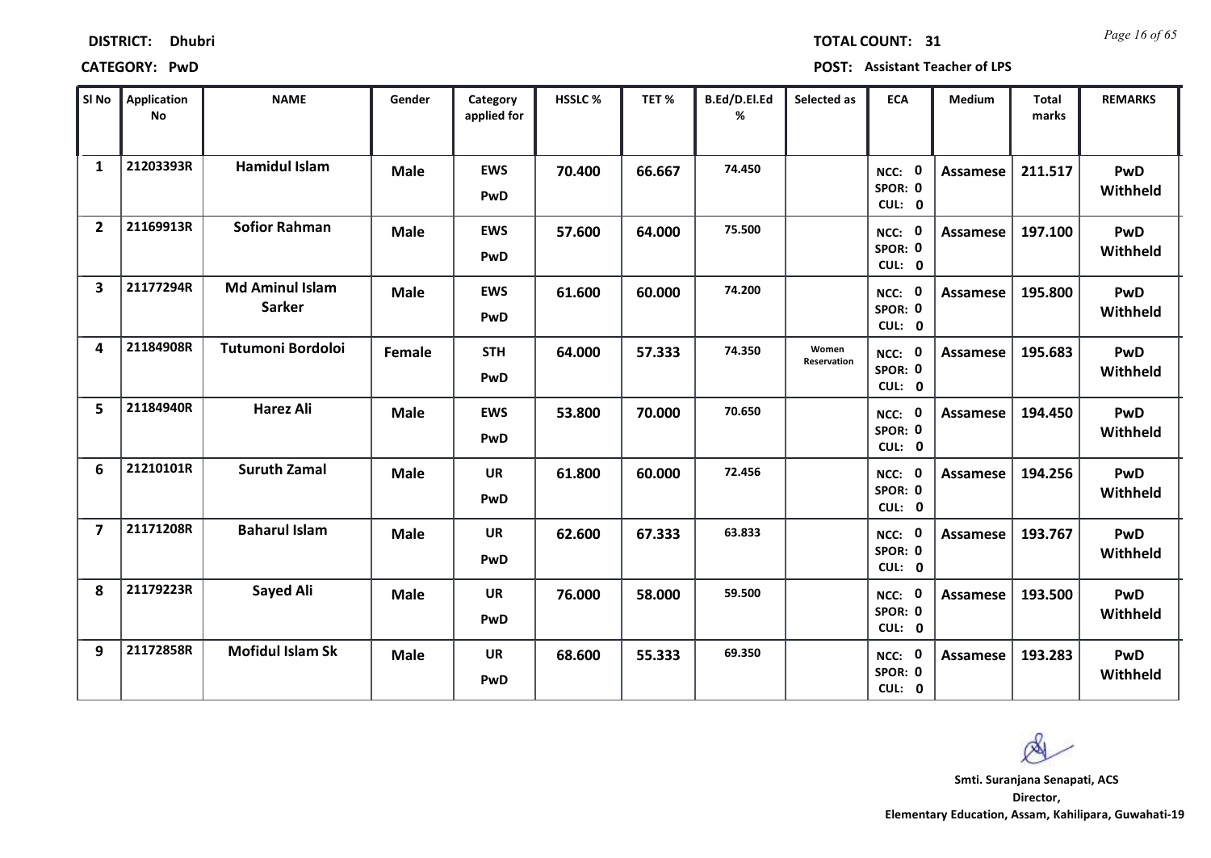**DISTRICT:** Dhubri

**CATEGORY:** PwD

**TOTAL COUNT:** 31

**POST:** Assistant Teacher of LPS

| Sl No | Application No | NAME | Gender | Category applied for | HSSLC % | TET % | B.Ed/D.El.Ed % | Selected as | ECA | Medium | Total marks | REMARKS |
|---|---|---|---|---|---|---|---|---|---|---|---|---|
| 1 | 21203393R | Hamidul Islam | Male | EWS PwD | 70.400 | 66.667 | 74.450 | | NCC: 0 SPOR: 0 CUL: 0 | Assamese | 211.517 | PwD Withheld |
| 2 | 21169913R | Sofior Rahman | Male | EWS PwD | 57.600 | 64.000 | 75.500 | | NCC: 0 SPOR: 0 CUL: 0 | Assamese | 197.100 | PwD Withheld |
| 3 | 21177294R | Md Aminul Islam Sarker | Male | EWS PwD | 61.600 | 60.000 | 74.200 | | NCC: 0 SPOR: 0 CUL: 0 | Assamese | 195.800 | PwD Withheld |
| 4 | 21184908R | Tutumoni Bordoloi | Female | STH PwD | 64.000 | 57.333 | 74.350 | Women Reservation | NCC: 0 SPOR: 0 CUL: 0 | Assamese | 195.683 | PwD Withheld |
| 5 | 21184940R | Harez Ali | Male | EWS PwD | 53.800 | 70.000 | 70.650 | | NCC: 0 SPOR: 0 CUL: 0 | Assamese | 194.450 | PwD Withheld |
| 6 | 21210101R | Suruth Zamal | Male | UR PwD | 61.800 | 60.000 | 72.456 | | NCC: 0 SPOR: 0 CUL: 0 | Assamese | 194.256 | PwD Withheld |
| 7 | 21171208R | Baharul Islam | Male | UR PwD | 62.600 | 67.333 | 63.833 | | NCC: 0 SPOR: 0 CUL: 0 | Assamese | 193.767 | PwD Withheld |
| 8 | 21179223R | Sayed Ali | Male | UR PwD | 76.000 | 58.000 | 59.500 | | NCC: 0 SPOR: 0 CUL: 0 | Assamese | 193.500 | PwD Withheld |
| 9 | 21172858R | Mofidul Islam Sk | Male | UR PwD | 68.600 | 55.333 | 69.350 | | NCC: 0 SPOR: 0 CUL: 0 | Assamese | 193.283 | PwD Withheld |

**Smti. Suranjana Senapati, ACS**
**Director,**
**Elementary Education, Assam, Kahilipara, Guwahati-19**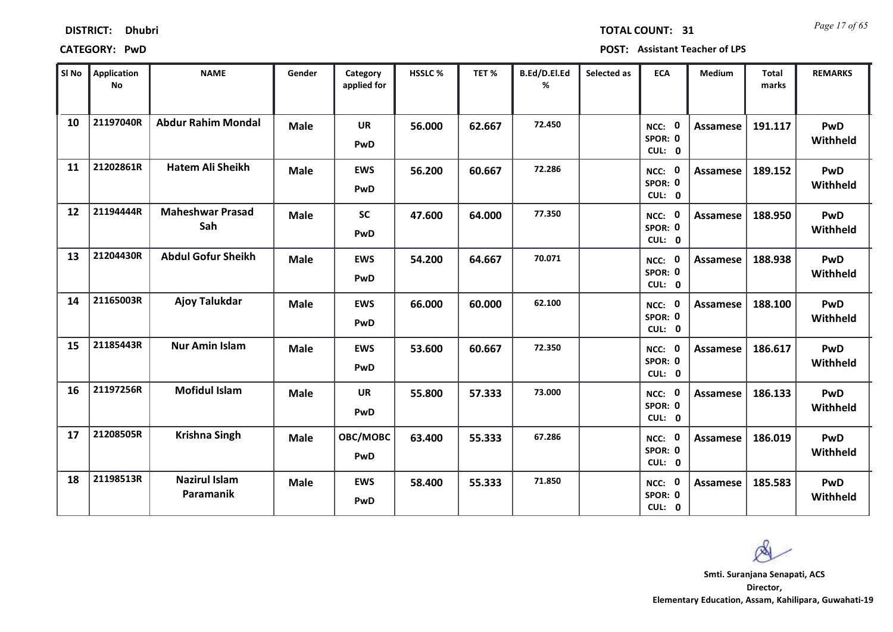**DISTRICT:** Dhubri

**TOTAL COUNT:** 31

**CATEGORY:** PwD

**POST:** Assistant Teacher of LPS

| Sl No | Application No | NAME | Gender | Category applied for | HSSLC % | TET % | B.Ed/D.El.Ed % | Selected as | ECA | Medium | Total marks | REMARKS |
|---|---|---|---|---|---|---|---|---|---|---|---|---|
| 10 | 21197040R | Abdur Rahim Mondal | Male | UR PwD | 56.000 | 62.667 | 72.450 | | NCC: 0 SPOR: 0 CUL: 0 | Assamese | 191.117 | PwD Withheld |
| 11 | 21202861R | Hatem Ali Sheikh | Male | EWS PwD | 56.200 | 60.667 | 72.286 | | NCC: 0 SPOR: 0 CUL: 0 | Assamese | 189.152 | PwD Withheld |
| 12 | 21194444R | Maheshwar Prasad Sah | Male | SC PwD | 47.600 | 64.000 | 77.350 | | NCC: 0 SPOR: 0 CUL: 0 | Assamese | 188.950 | PwD Withheld |
| 13 | 21204430R | Abdul Gofur Sheikh | Male | EWS PwD | 54.200 | 64.667 | 70.071 | | NCC: 0 SPOR: 0 CUL: 0 | Assamese | 188.938 | PwD Withheld |
| 14 | 21165003R | Ajoy Talukdar | Male | EWS PwD | 66.000 | 60.000 | 62.100 | | NCC: 0 SPOR: 0 CUL: 0 | Assamese | 188.100 | PwD Withheld |
| 15 | 21185443R | Nur Amin Islam | Male | EWS PwD | 53.600 | 60.667 | 72.350 | | NCC: 0 SPOR: 0 CUL: 0 | Assamese | 186.617 | PwD Withheld |
| 16 | 21197256R | Mofidul Islam | Male | UR PwD | 55.800 | 57.333 | 73.000 | | NCC: 0 SPOR: 0 CUL: 0 | Assamese | 186.133 | PwD Withheld |
| 17 | 21208505R | Krishna Singh | Male | OBC/MOBC PwD | 63.400 | 55.333 | 67.286 | | NCC: 0 SPOR: 0 CUL: 0 | Assamese | 186.019 | PwD Withheld |
| 18 | 21198513R | Nazirul Islam Paramanik | Male | EWS PwD | 58.400 | 55.333 | 71.850 | | NCC: 0 SPOR: 0 CUL: 0 | Assamese | 185.583 | PwD Withheld |

**Smti. Suranjana Senapati, ACS**
**Director,**
**Elementary Education, Assam, Kahilipara, Guwahati-19**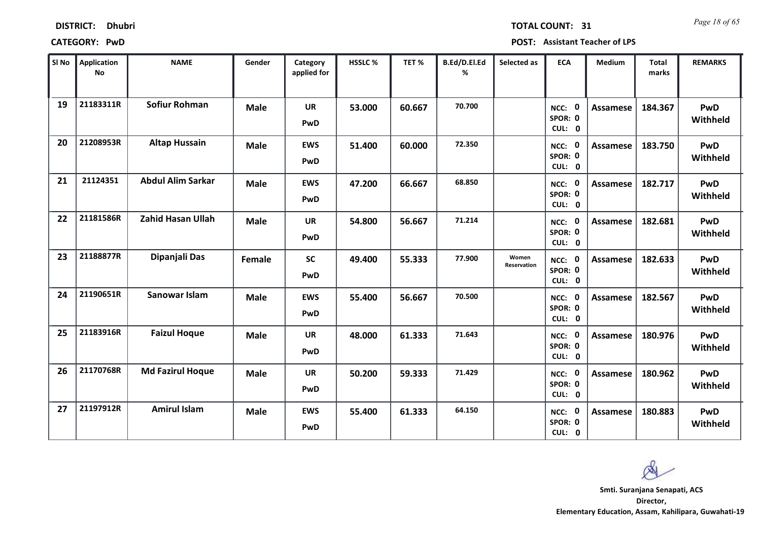**DISTRICT:** Dhubri

**TOTAL COUNT:** 31

**CATEGORY:** PwD

**POST:** Assistant Teacher of LPS

| Sl No | Application No | NAME | Gender | Category applied for | HSSLC % | TET % | B.Ed/D.El.Ed % | Selected as | ECA | Medium | Total marks | REMARKS |
|---|---|---|---|---|---|---|---|---|---|---|---|---|
| 19 | 21183311R | Sofiur Rohman | Male | UR PwD | 53.000 | 60.667 | 70.700 | | NCC: 0 SPOR: 0 CUL: 0 | Assamese | 184.367 | PwD Withheld |
| 20 | 21208953R | Altap Hussain | Male | EWS PwD | 51.400 | 60.000 | 72.350 | | NCC: 0 SPOR: 0 CUL: 0 | Assamese | 183.750 | PwD Withheld |
| 21 | 21124351 | Abdul Alim Sarkar | Male | EWS PwD | 47.200 | 66.667 | 68.850 | | NCC: 0 SPOR: 0 CUL: 0 | Assamese | 182.717 | PwD Withheld |
| 22 | 21181586R | Zahid Hasan Ullah | Male | UR PwD | 54.800 | 56.667 | 71.214 | | NCC: 0 SPOR: 0 CUL: 0 | Assamese | 182.681 | PwD Withheld |
| 23 | 21188877R | Dipanjali Das | Female | SC PwD | 49.400 | 55.333 | 77.900 | Women Reservation | NCC: 0 SPOR: 0 CUL: 0 | Assamese | 182.633 | PwD Withheld |
| 24 | 21190651R | Sanowar Islam | Male | EWS PwD | 55.400 | 56.667 | 70.500 | | NCC: 0 SPOR: 0 CUL: 0 | Assamese | 182.567 | PwD Withheld |
| 25 | 21183916R | Faizul Hoque | Male | UR PwD | 48.000 | 61.333 | 71.643 | | NCC: 0 SPOR: 0 CUL: 0 | Assamese | 180.976 | PwD Withheld |
| 26 | 21170768R | Md Fazirul Hoque | Male | UR PwD | 50.200 | 59.333 | 71.429 | | NCC: 0 SPOR: 0 CUL: 0 | Assamese | 180.962 | PwD Withheld |
| 27 | 21197912R | Amirul Islam | Male | EWS PwD | 55.400 | 61.333 | 64.150 | | NCC: 0 SPOR: 0 CUL: 0 | Assamese | 180.883 | PwD Withheld |

**Smti. Suranjana Senapati, ACS**
**Director,**
**Elementary Education, Assam, Kahilipara, Guwahati-19**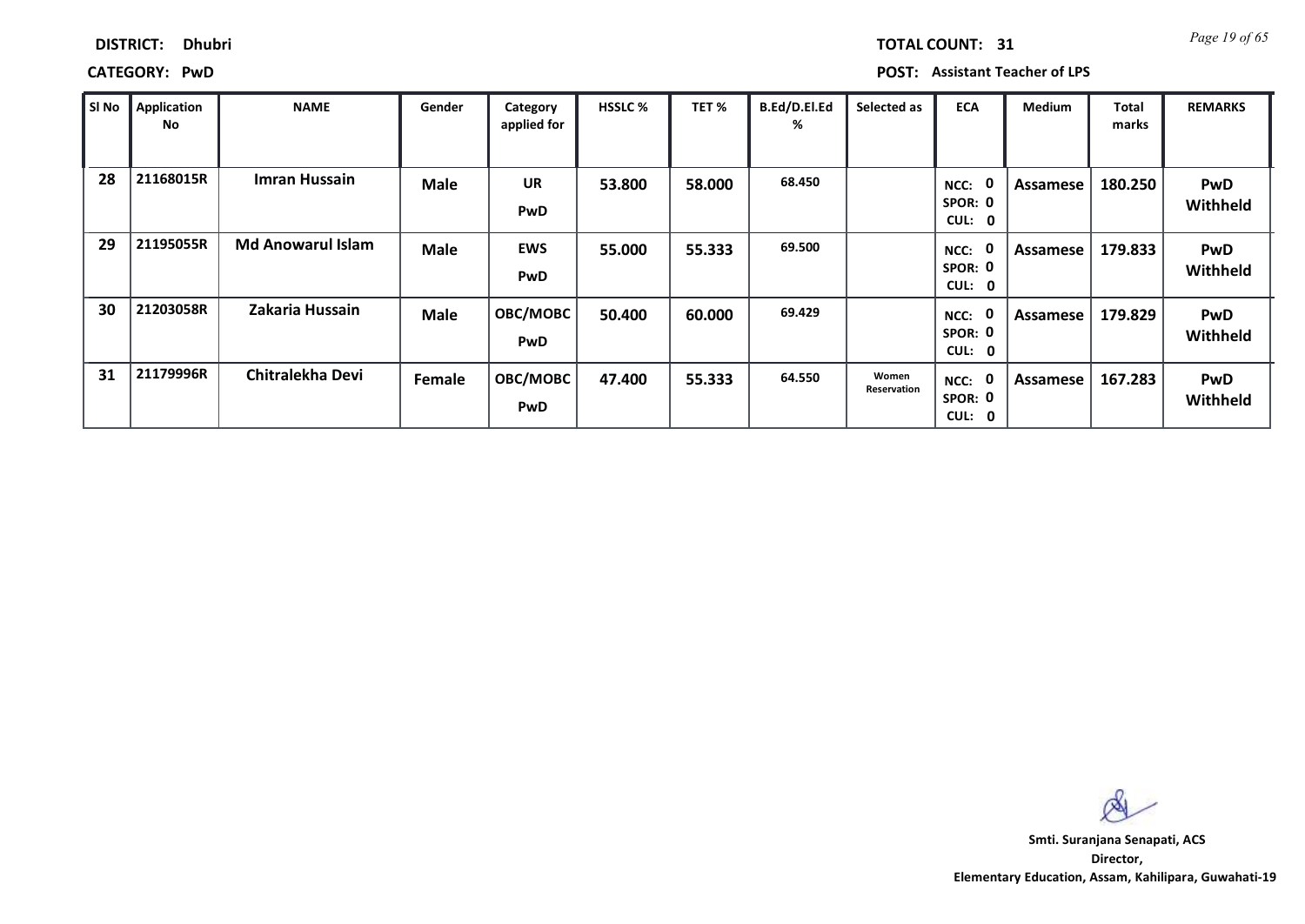**DISTRICT:** Dhubri

**TOTAL COUNT:** 31

**CATEGORY:** PwD

**POST:** Assistant Teacher of LPS

| Sl No | Application No | NAME | Gender | Category applied for | HSSLC % | TET % | B.Ed/D.El.Ed % | Selected as | ECA | Medium | Total marks | REMARKS |
|---|---|---|---|---|---|---|---|---|---|---|---|---|
| 28 | 21168015R | Imran Hussain | Male | UR PwD | 53.800 | 58.000 | 68.450 | | NCC: 0 SPOR: 0 CUL: 0 | Assamese | 180.250 | PwD Withheld |
| 29 | 21195055R | Md Anowarul Islam | Male | EWS PwD | 55.000 | 55.333 | 69.500 | | NCC: 0 SPOR: 0 CUL: 0 | Assamese | 179.833 | PwD Withheld |
| 30 | 21203058R | Zakaria Hussain | Male | OBC/MOBC PwD | 50.400 | 60.000 | 69.429 | | NCC: 0 SPOR: 0 CUL: 0 | Assamese | 179.829 | PwD Withheld |
| 31 | 21179996R | Chitralekha Devi | Female | OBC/MOBC PwD | 47.400 | 55.333 | 64.550 | Women Reservation | NCC: 0 SPOR: 0 CUL: 0 | Assamese | 167.283 | PwD Withheld |

**Smti. Suranjana Senapati, ACS**
**Director,**
**Elementary Education, Assam, Kahilipara, Guwahati-19**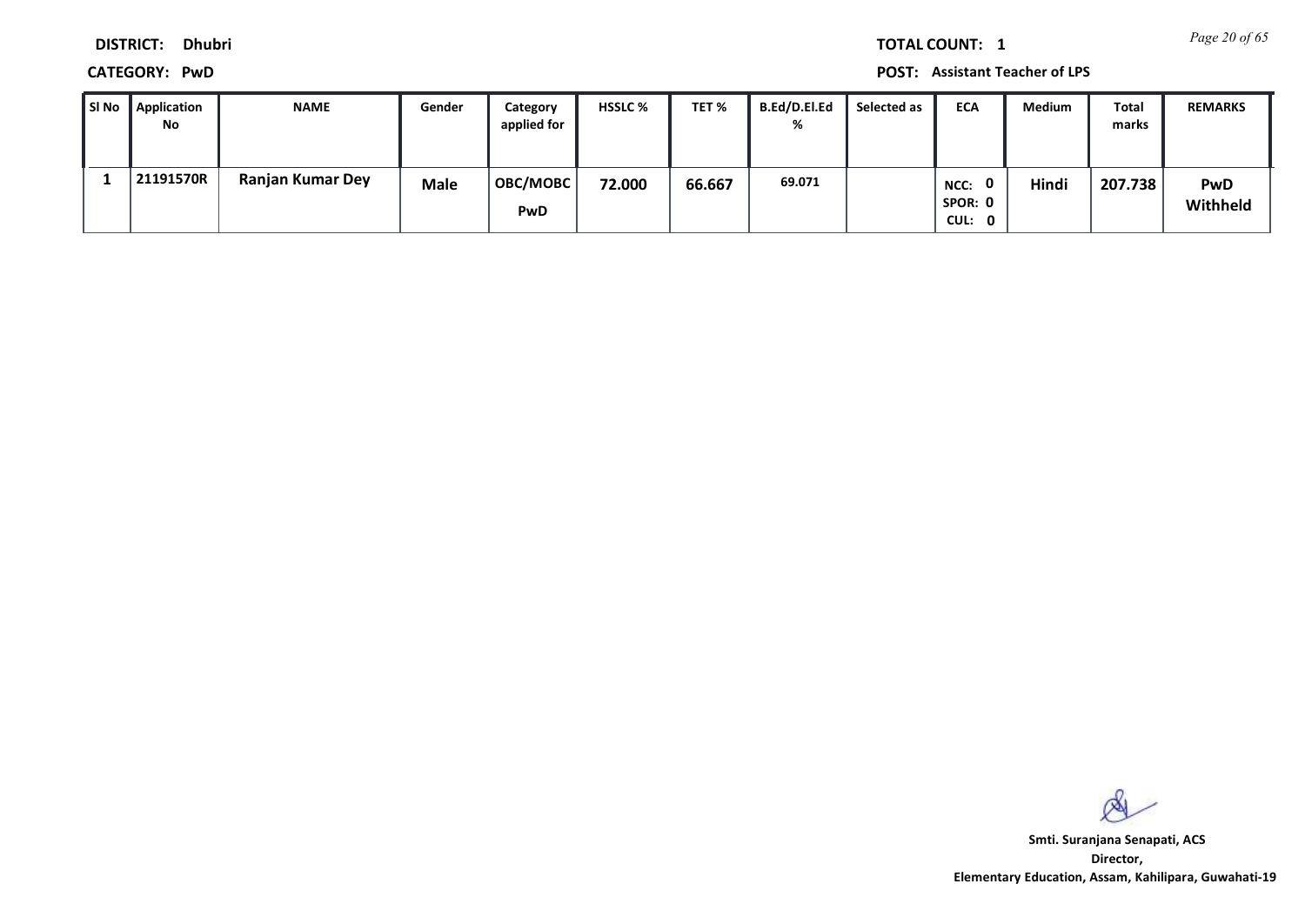**DISTRICT:** Dhubri **TOTAL COUNT:** 1

**CATEGORY:** PwD **POST:** Assistant Teacher of LPS

| Sl No | Application No | NAME | Gender | Category applied for | HSSLC % | TET % | B.Ed/D.El.Ed % | Selected as | ECA | Medium | Total marks | REMARKS |
|---|---|---|---|---|---|---|---|---|---|---|---|---|
| 1 | 21191570R | Ranjan Kumar Dey | Male | OBC/MOBC PwD | 72.000 | 66.667 | 69.071 | | NCC: 0 SPOR: 0 CUL: 0 | Hindi | 207.738 | PwD Withheld |

**Smti. Suranjana Senapati, ACS**
**Director,**
**Elementary Education, Assam, Kahilipara, Guwahati-19**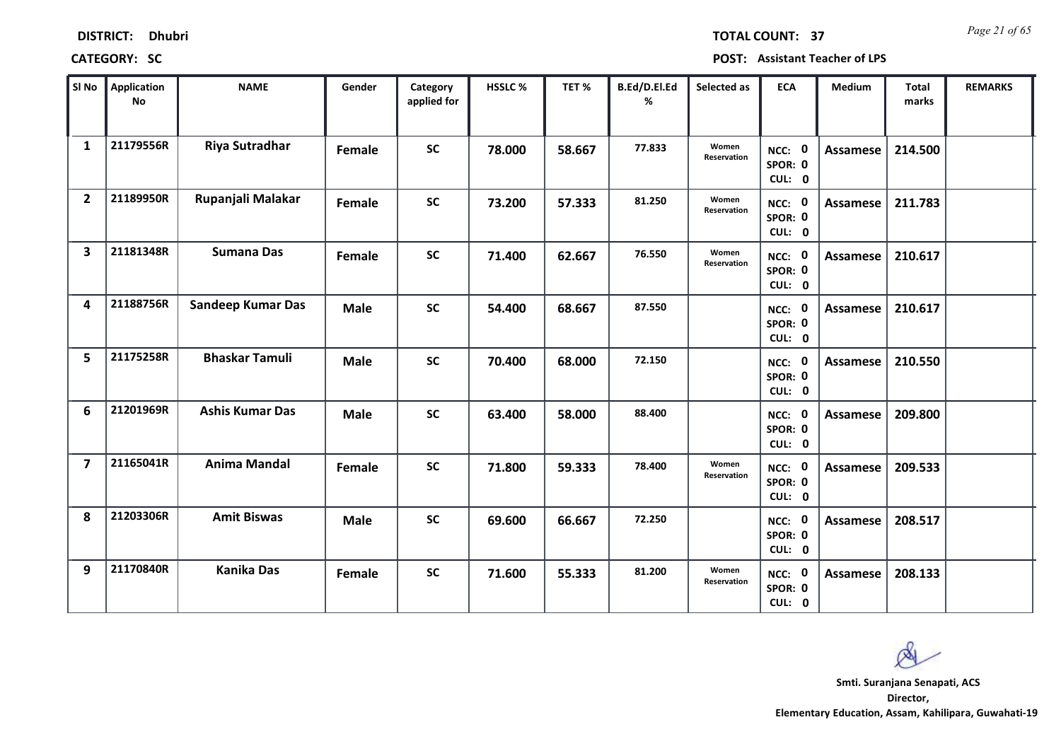**DISTRICT:** Dhubri **TOTAL COUNT:** 37

**CATEGORY:** SC **POST:** Assistant Teacher of LPS

| Sl No | Application No | NAME | Gender | Category applied for | HSSLC % | TET % | B.Ed/D.El.Ed % | Selected as | ECA | Medium | Total marks | REMARKS |
|---|---|---|---|---|---|---|---|---|---|---|---|---|
| 1 | 21179556R | Riya Sutradhar | Female | SC | 78.000 | 58.667 | 77.833 | Women Reservation | NCC: 0 SPOR: 0 CUL: 0 | Assamese | 214.500 | |
| 2 | 21189950R | Rupanjali Malakar | Female | SC | 73.200 | 57.333 | 81.250 | Women Reservation | NCC: 0 SPOR: 0 CUL: 0 | Assamese | 211.783 | |
| 3 | 21181348R | Sumana Das | Female | SC | 71.400 | 62.667 | 76.550 | Women Reservation | NCC: 0 SPOR: 0 CUL: 0 | Assamese | 210.617 | |
| 4 | 21188756R | Sandeep Kumar Das | Male | SC | 54.400 | 68.667 | 87.550 | | NCC: 0 SPOR: 0 CUL: 0 | Assamese | 210.617 | |
| 5 | 21175258R | Bhaskar Tamuli | Male | SC | 70.400 | 68.000 | 72.150 | | NCC: 0 SPOR: 0 CUL: 0 | Assamese | 210.550 | |
| 6 | 21201969R | Ashis Kumar Das | Male | SC | 63.400 | 58.000 | 88.400 | | NCC: 0 SPOR: 0 CUL: 0 | Assamese | 209.800 | |
| 7 | 21165041R | Anima Mandal | Female | SC | 71.800 | 59.333 | 78.400 | Women Reservation | NCC: 0 SPOR: 0 CUL: 0 | Assamese | 209.533 | |
| 8 | 21203306R | Amit Biswas | Male | SC | 69.600 | 66.667 | 72.250 | | NCC: 0 SPOR: 0 CUL: 0 | Assamese | 208.517 | |
| 9 | 21170840R | Kanika Das | Female | SC | 71.600 | 55.333 | 81.200 | Women Reservation | NCC: 0 SPOR: 0 CUL: 0 | Assamese | 208.133 | |

**Smti. Suranjana Senapati, ACS**
**Director,**
**Elementary Education, Assam, Kahilipara, Guwahati-19**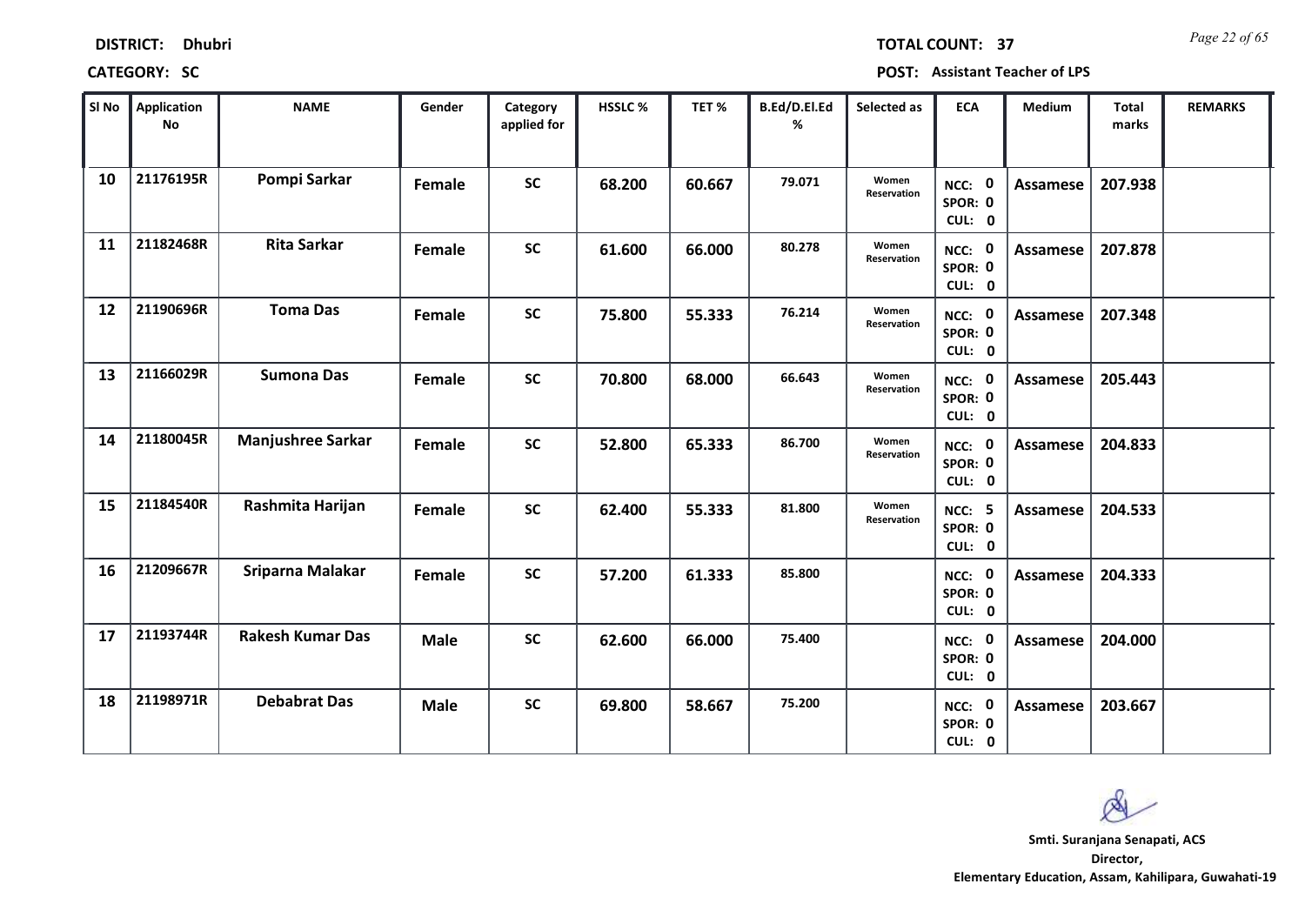**DISTRICT:** Dhubri  **TOTAL COUNT:** 37

**CATEGORY:** SC  **POST:** Assistant Teacher of LPS

| Sl No | Application No | NAME | Gender | Category applied for | HSSLC % | TET % | B.Ed/D.El.Ed % | Selected as | ECA | Medium | Total marks | REMARKS |
|---|---|---|---|---|---|---|---|---|---|---|---|---|
| 10 | 21176195R | Pompi Sarkar | Female | SC | 68.200 | 60.667 | 79.071 | Women Reservation | NCC: 0 SPOR: 0 CUL: 0 | Assamese | 207.938 | |
| 11 | 21182468R | Rita Sarkar | Female | SC | 61.600 | 66.000 | 80.278 | Women Reservation | NCC: 0 SPOR: 0 CUL: 0 | Assamese | 207.878 | |
| 12 | 21190696R | Toma Das | Female | SC | 75.800 | 55.333 | 76.214 | Women Reservation | NCC: 0 SPOR: 0 CUL: 0 | Assamese | 207.348 | |
| 13 | 21166029R | Sumona Das | Female | SC | 70.800 | 68.000 | 66.643 | Women Reservation | NCC: 0 SPOR: 0 CUL: 0 | Assamese | 205.443 | |
| 14 | 21180045R | Manjushree Sarkar | Female | SC | 52.800 | 65.333 | 86.700 | Women Reservation | NCC: 0 SPOR: 0 CUL: 0 | Assamese | 204.833 | |
| 15 | 21184540R | Rashmita Harijan | Female | SC | 62.400 | 55.333 | 81.800 | Women Reservation | NCC: 5 SPOR: 0 CUL: 0 | Assamese | 204.533 | |
| 16 | 21209667R | Sriparna Malakar | Female | SC | 57.200 | 61.333 | 85.800 | | NCC: 0 SPOR: 0 CUL: 0 | Assamese | 204.333 | |
| 17 | 21193744R | Rakesh Kumar Das | Male | SC | 62.600 | 66.000 | 75.400 | | NCC: 0 SPOR: 0 CUL: 0 | Assamese | 204.000 | |
| 18 | 21198971R | Debabrat Das | Male | SC | 69.800 | 58.667 | 75.200 | | NCC: 0 SPOR: 0 CUL: 0 | Assamese | 203.667 | |

**Smti. Suranjana Senapati, ACS**
**Director,**
**Elementary Education, Assam, Kahilipara, Guwahati-19**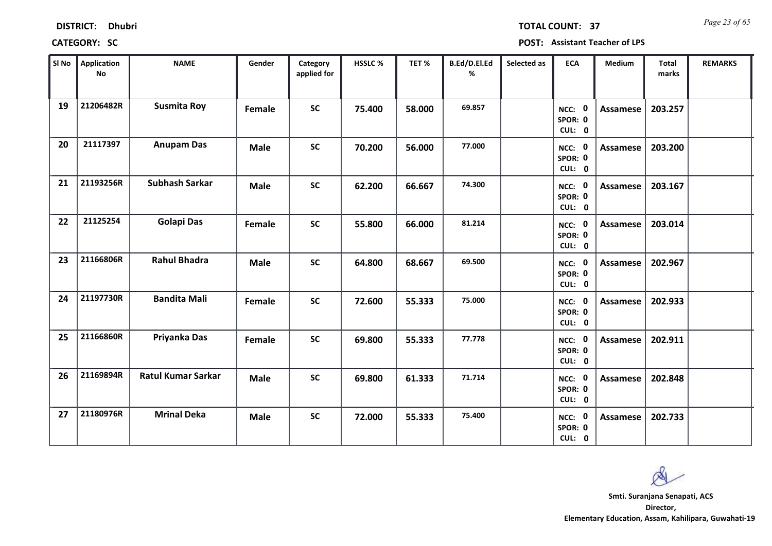**DISTRICT:** Dhubri

**TOTAL COUNT:** 37

**CATEGORY:** SC

**POST:** Assistant Teacher of LPS

| Sl No | Application No | NAME | Gender | Category applied for | HSSLC % | TET % | B.Ed/D.El.Ed % | Selected as | ECA | Medium | Total marks | REMARKS |
|---|---|---|---|---|---|---|---|---|---|---|---|---|
| 19 | 21206482R | Susmita Roy | Female | SC | 75.400 | 58.000 | 69.857 | | NCC: 0 SPOR: 0 CUL: 0 | Assamese | 203.257 | |
| 20 | 21117397 | Anupam Das | Male | SC | 70.200 | 56.000 | 77.000 | | NCC: 0 SPOR: 0 CUL: 0 | Assamese | 203.200 | |
| 21 | 21193256R | Subhash Sarkar | Male | SC | 62.200 | 66.667 | 74.300 | | NCC: 0 SPOR: 0 CUL: 0 | Assamese | 203.167 | |
| 22 | 21125254 | Golapi Das | Female | SC | 55.800 | 66.000 | 81.214 | | NCC: 0 SPOR: 0 CUL: 0 | Assamese | 203.014 | |
| 23 | 21166806R | Rahul Bhadra | Male | SC | 64.800 | 68.667 | 69.500 | | NCC: 0 SPOR: 0 CUL: 0 | Assamese | 202.967 | |
| 24 | 21197730R | Bandita Mali | Female | SC | 72.600 | 55.333 | 75.000 | | NCC: 0 SPOR: 0 CUL: 0 | Assamese | 202.933 | |
| 25 | 21166860R | Priyanka Das | Female | SC | 69.800 | 55.333 | 77.778 | | NCC: 0 SPOR: 0 CUL: 0 | Assamese | 202.911 | |
| 26 | 21169894R | Ratul Kumar Sarkar | Male | SC | 69.800 | 61.333 | 71.714 | | NCC: 0 SPOR: 0 CUL: 0 | Assamese | 202.848 | |
| 27 | 21180976R | Mrinal Deka | Male | SC | 72.000 | 55.333 | 75.400 | | NCC: 0 SPOR: 0 CUL: 0 | Assamese | 202.733 | |

**Smti. Suranjana Senapati, ACS**
**Director,**
**Elementary Education, Assam, Kahilipara, Guwahati-19**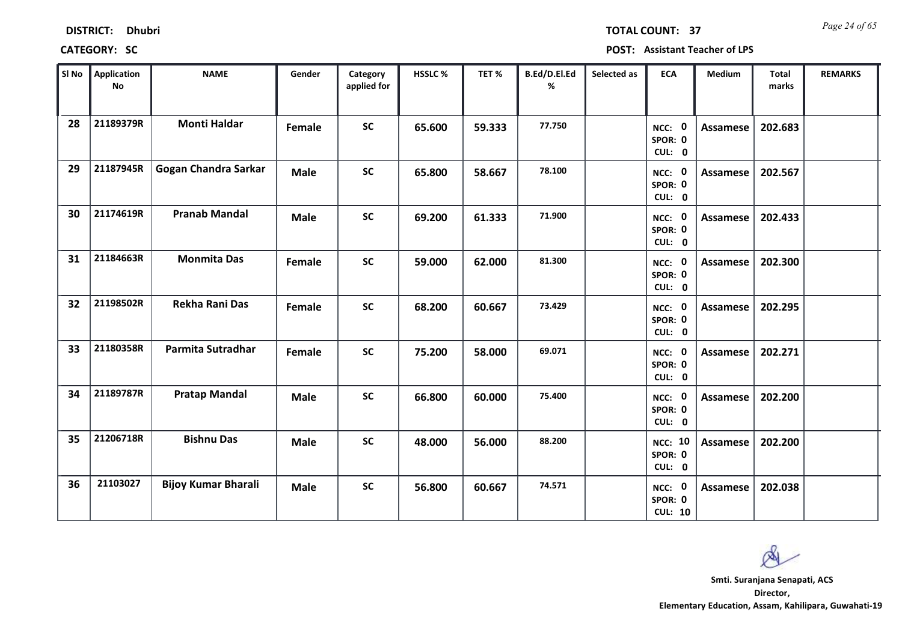**DISTRICT:** Dhubri

**TOTAL COUNT:** 37

**CATEGORY:** SC

**POST:** Assistant Teacher of LPS

| Sl No | Application No | NAME | Gender | Category applied for | HSSLC % | TET % | B.Ed/D.El.Ed % | Selected as | ECA | Medium | Total marks | REMARKS |
|---|---|---|---|---|---|---|---|---|---|---|---|---|
| 28 | 21189379R | Monti Haldar | Female | SC | 65.600 | 59.333 | 77.750 | | NCC: 0 SPOR: 0 CUL: 0 | Assamese | 202.683 | |
| 29 | 21187945R | Gogan Chandra Sarkar | Male | SC | 65.800 | 58.667 | 78.100 | | NCC: 0 SPOR: 0 CUL: 0 | Assamese | 202.567 | |
| 30 | 21174619R | Pranab Mandal | Male | SC | 69.200 | 61.333 | 71.900 | | NCC: 0 SPOR: 0 CUL: 0 | Assamese | 202.433 | |
| 31 | 21184663R | Monmita Das | Female | SC | 59.000 | 62.000 | 81.300 | | NCC: 0 SPOR: 0 CUL: 0 | Assamese | 202.300 | |
| 32 | 21198502R | Rekha Rani Das | Female | SC | 68.200 | 60.667 | 73.429 | | NCC: 0 SPOR: 0 CUL: 0 | Assamese | 202.295 | |
| 33 | 21180358R | Parmita Sutradhar | Female | SC | 75.200 | 58.000 | 69.071 | | NCC: 0 SPOR: 0 CUL: 0 | Assamese | 202.271 | |
| 34 | 21189787R | Pratap Mandal | Male | SC | 66.800 | 60.000 | 75.400 | | NCC: 0 SPOR: 0 CUL: 0 | Assamese | 202.200 | |
| 35 | 21206718R | Bishnu Das | Male | SC | 48.000 | 56.000 | 88.200 | | NCC: 10 SPOR: 0 CUL: 0 | Assamese | 202.200 | |
| 36 | 21103027 | Bijoy Kumar Bharali | Male | SC | 56.800 | 60.667 | 74.571 | | NCC: 0 SPOR: 0 CUL: 10 | Assamese | 202.038 | |

Smti. Suranjana Senapati, ACS
Director,
Elementary Education, Assam, Kahilipara, Guwahati-19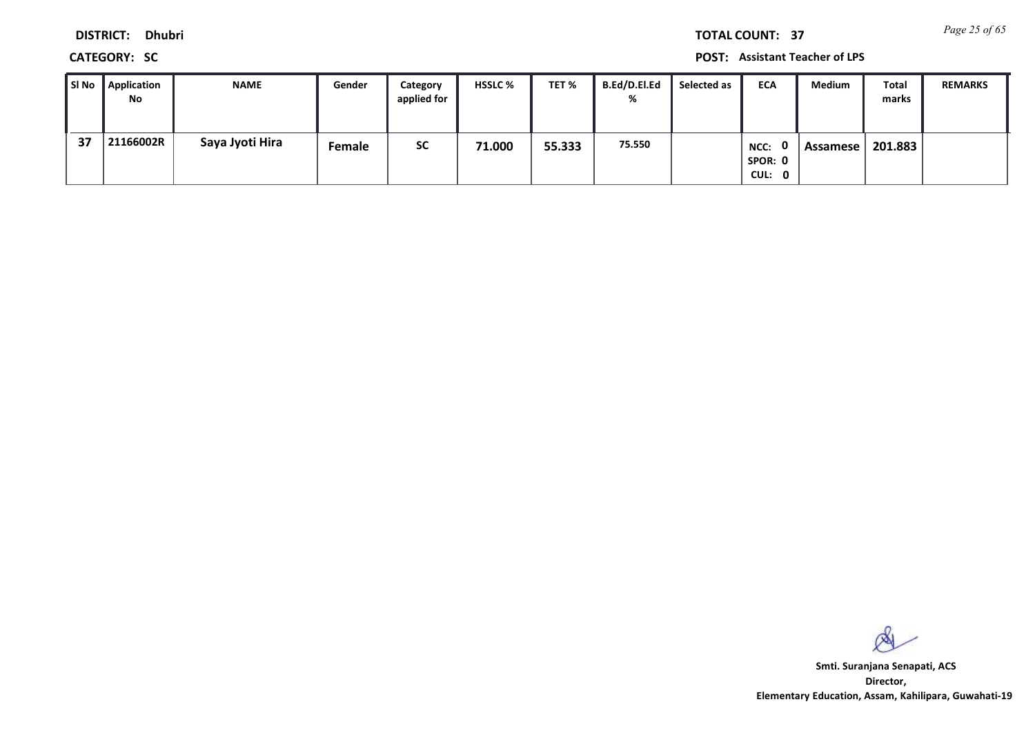**DISTRICT:** Dhubri

**TOTAL COUNT:** 37

**CATEGORY:** SC

**POST:** Assistant Teacher of LPS

| Sl No | Application No | NAME | Gender | Category applied for | HSSLC % | TET % | B.Ed/D.El.Ed % | Selected as | ECA | Medium | Total marks | REMARKS |
|---|---|---|---|---|---|---|---|---|---|---|---|---|
| 37 | 21166002R | Saya Jyoti Hira | Female | SC | 71.000 | 55.333 | 75.550 | | NCC: 0 SPOR: 0 CUL: 0 | Assamese | 201.883 | |

**Smti. Suranjana Senapati, ACS**
**Director,**
**Elementary Education, Assam, Kahilipara, Guwahati-19**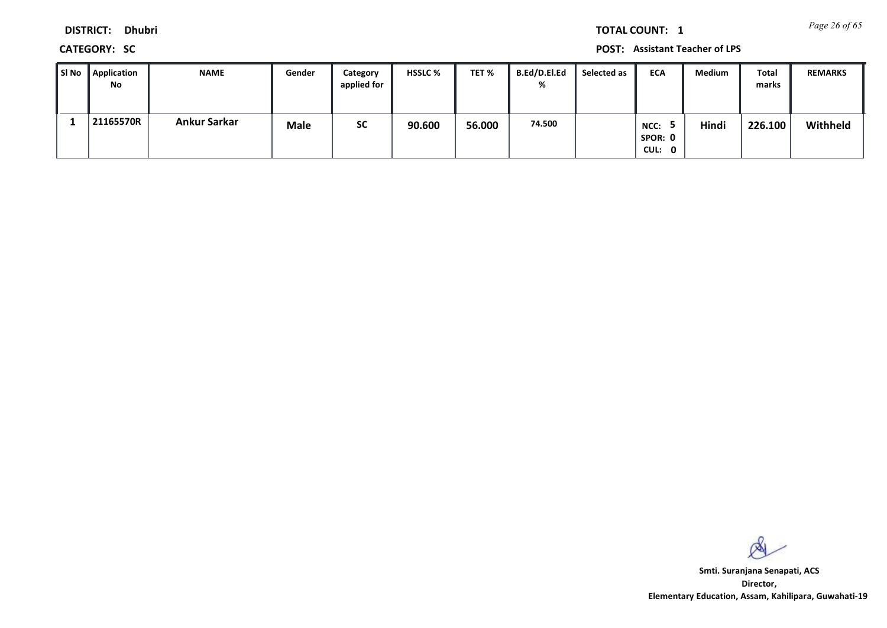**DISTRICT:** Dhubri

**TOTAL COUNT:** 1

**CATEGORY:** SC

**POST:** Assistant Teacher of LPS

| Sl No | Application No | NAME | Gender | Category applied for | HSSLC % | TET % | B.Ed/D.El.Ed % | Selected as | ECA | Medium | Total marks | REMARKS |
|---|---|---|---|---|---|---|---|---|---|---|---|---|
| 1 | 21165570R | Ankur Sarkar | Male | SC | 90.600 | 56.000 | 74.500 | | NCC: 5 SPOR: 0 CUL: 0 | Hindi | 226.100 | Withheld |

Smti. Suranjana Senapati, ACS
Director,
Elementary Education, Assam, Kahilipara, Guwahati-19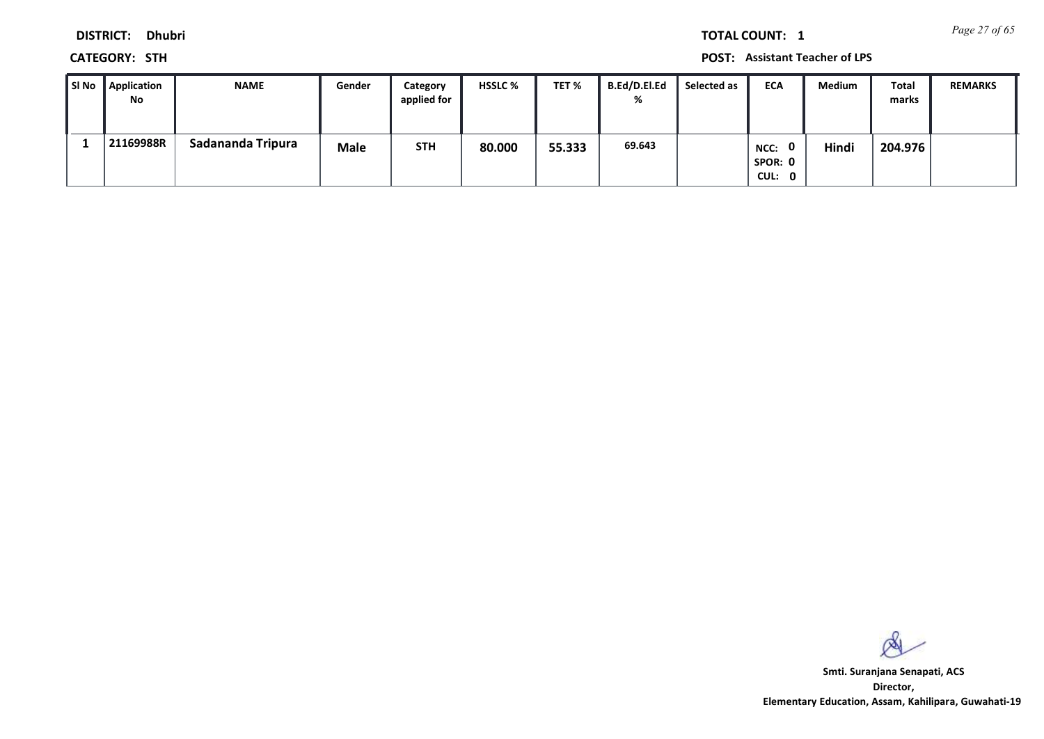**DISTRICT:** Dhubri

**TOTAL COUNT:** 1

**CATEGORY:** STH

**POST:** Assistant Teacher of LPS

| Sl No | Application No | NAME | Gender | Category applied for | HSSLC % | TET % | B.Ed/D.El.Ed % | Selected as | ECA | Medium | Total marks | REMARKS |
|---|---|---|---|---|---|---|---|---|---|---|---|---|
| 1 | 21169988R | Sadananda Tripura | Male | STH | 80.000 | 55.333 | 69.643 | | NCC: 0 SPOR: 0 CUL: 0 | Hindi | 204.976 | |

**Smti. Suranjana Senapati, ACS**
**Director,**
**Elementary Education, Assam, Kahilipara, Guwahati-19**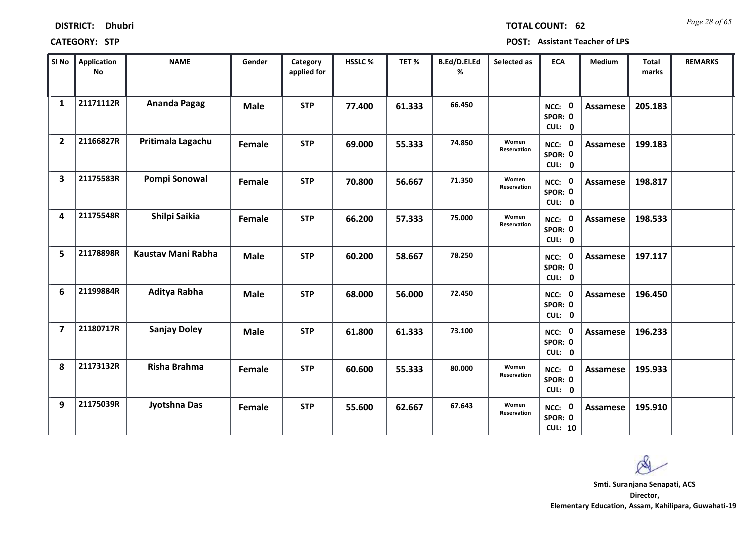**DISTRICT:** Dhubri **TOTAL COUNT:** 62

**CATEGORY:** STP **POST:** Assistant Teacher of LPS

| Sl No | Application No | NAME | Gender | Category applied for | HSSLC % | TET % | B.Ed/D.El.Ed % | Selected as | ECA | Medium | Total marks | REMARKS |
|---|---|---|---|---|---|---|---|---|---|---|---|---|
| 1 | 21171112R | Ananda Pagag | Male | STP | 77.400 | 61.333 | 66.450 | | NCC: 0 SPOR: 0 CUL: 0 | Assamese | 205.183 | |
| 2 | 21166827R | Pritimala Lagachu | Female | STP | 69.000 | 55.333 | 74.850 | Women Reservation | NCC: 0 SPOR: 0 CUL: 0 | Assamese | 199.183 | |
| 3 | 21175583R | Pompi Sonowal | Female | STP | 70.800 | 56.667 | 71.350 | Women Reservation | NCC: 0 SPOR: 0 CUL: 0 | Assamese | 198.817 | |
| 4 | 21175548R | Shilpi Saikia | Female | STP | 66.200 | 57.333 | 75.000 | Women Reservation | NCC: 0 SPOR: 0 CUL: 0 | Assamese | 198.533 | |
| 5 | 21178898R | Kaustav Mani Rabha | Male | STP | 60.200 | 58.667 | 78.250 | | NCC: 0 SPOR: 0 CUL: 0 | Assamese | 197.117 | |
| 6 | 21199884R | Aditya Rabha | Male | STP | 68.000 | 56.000 | 72.450 | | NCC: 0 SPOR: 0 CUL: 0 | Assamese | 196.450 | |
| 7 | 21180717R | Sanjay Doley | Male | STP | 61.800 | 61.333 | 73.100 | | NCC: 0 SPOR: 0 CUL: 0 | Assamese | 196.233 | |
| 8 | 21173132R | Risha Brahma | Female | STP | 60.600 | 55.333 | 80.000 | Women Reservation | NCC: 0 SPOR: 0 CUL: 0 | Assamese | 195.933 | |
| 9 | 21175039R | Jyotshna Das | Female | STP | 55.600 | 62.667 | 67.643 | Women Reservation | NCC: 0 SPOR: 0 CUL: 10 | Assamese | 195.910 | |

**Smti. Suranjana Senapati, ACS**
**Director,**
**Elementary Education, Assam, Kahilipara, Guwahati-19**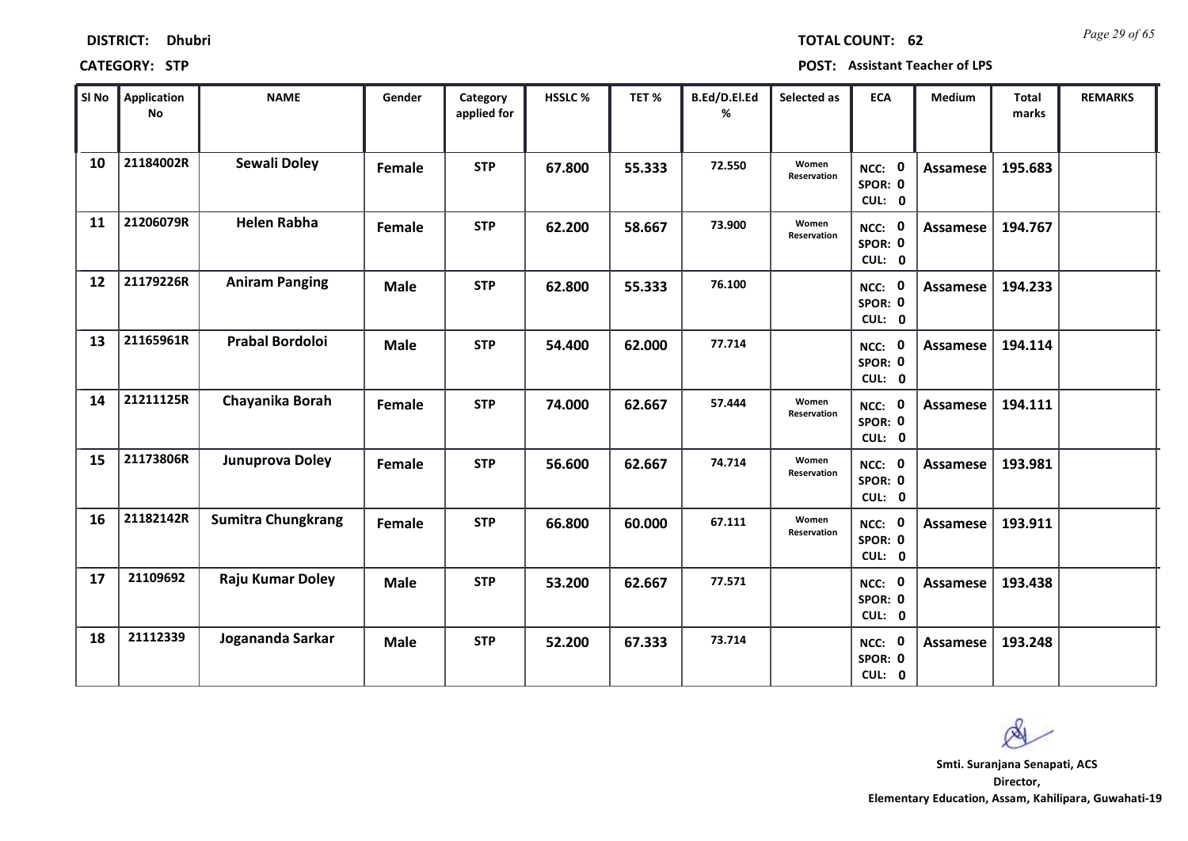**DISTRICT:** Dhubri **TOTAL COUNT:** 62

**CATEGORY:** STP **POST:** Assistant Teacher of LPS

| Sl No | Application No | NAME | Gender | Category applied for | HSSLC % | TET % | B.Ed/D.El.Ed % | Selected as | ECA | Medium | Total marks | REMARKS |
|---|---|---|---|---|---|---|---|---|---|---|---|---|
| 10 | 21184002R | Sewali Doley | Female | STP | 67.800 | 55.333 | 72.550 | Women Reservation | NCC: 0 SPOR: 0 CUL: 0 | Assamese | 195.683 | |
| 11 | 21206079R | Helen Rabha | Female | STP | 62.200 | 58.667 | 73.900 | Women Reservation | NCC: 0 SPOR: 0 CUL: 0 | Assamese | 194.767 | |
| 12 | 21179226R | Aniram Panging | Male | STP | 62.800 | 55.333 | 76.100 | | NCC: 0 SPOR: 0 CUL: 0 | Assamese | 194.233 | |
| 13 | 21165961R | Prabal Bordoloi | Male | STP | 54.400 | 62.000 | 77.714 | | NCC: 0 SPOR: 0 CUL: 0 | Assamese | 194.114 | |
| 14 | 21211125R | Chayanika Borah | Female | STP | 74.000 | 62.667 | 57.444 | Women Reservation | NCC: 0 SPOR: 0 CUL: 0 | Assamese | 194.111 | |
| 15 | 21173806R | Junuprova Doley | Female | STP | 56.600 | 62.667 | 74.714 | Women Reservation | NCC: 0 SPOR: 0 CUL: 0 | Assamese | 193.981 | |
| 16 | 21182142R | Sumitra Chungkrang | Female | STP | 66.800 | 60.000 | 67.111 | Women Reservation | NCC: 0 SPOR: 0 CUL: 0 | Assamese | 193.911 | |
| 17 | 21109692 | Raju Kumar Doley | Male | STP | 53.200 | 62.667 | 77.571 | | NCC: 0 SPOR: 0 CUL: 0 | Assamese | 193.438 | |
| 18 | 21112339 | Jogananda Sarkar | Male | STP | 52.200 | 67.333 | 73.714 | | NCC: 0 SPOR: 0 CUL: 0 | Assamese | 193.248 | |

**Smti. Suranjana Senapati, ACS**
**Director,**
**Elementary Education, Assam, Kahilipara, Guwahati-19**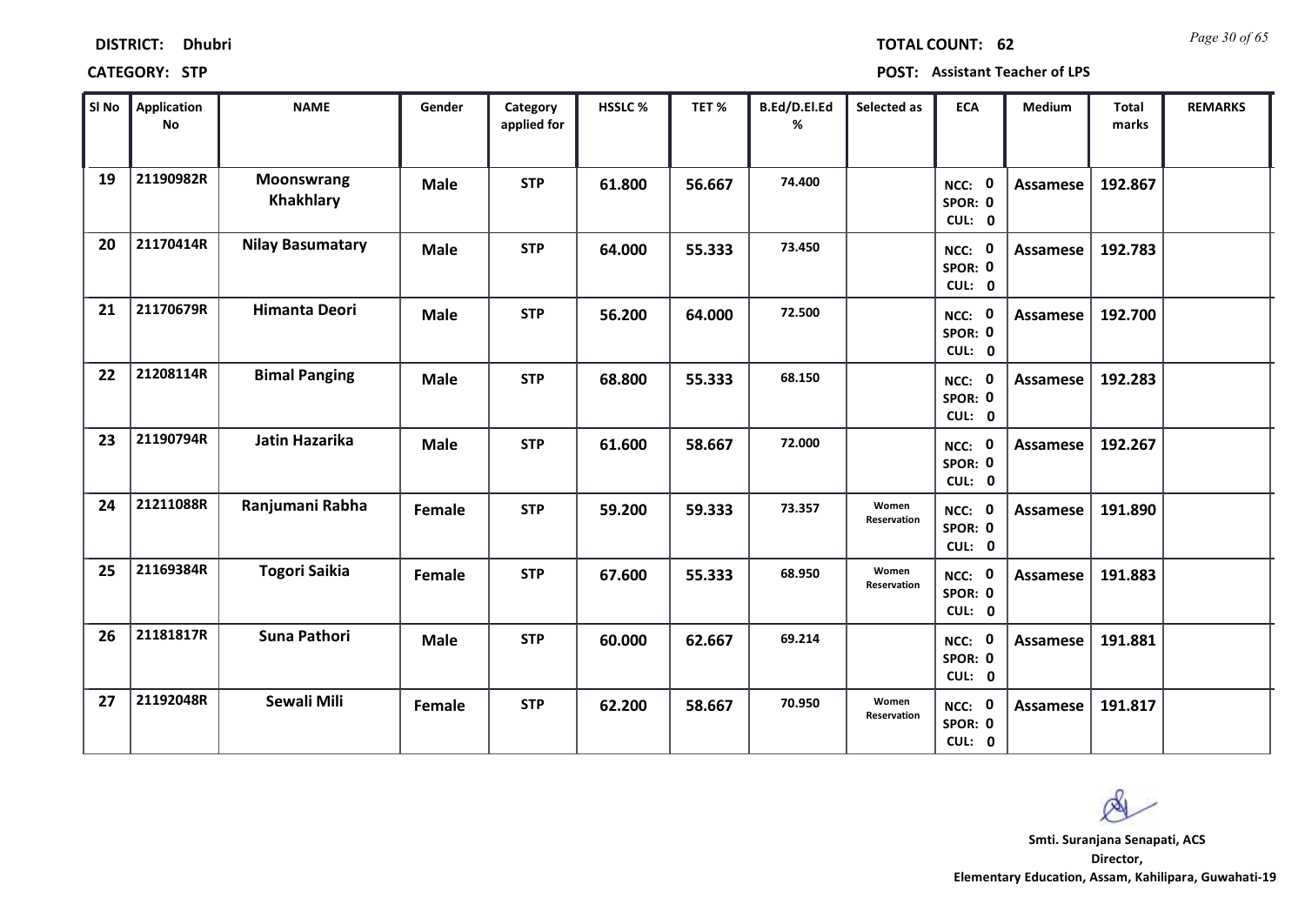**DISTRICT:** Dhubri

**TOTAL COUNT:** 62

**CATEGORY:** STP

**POST:** Assistant Teacher of LPS

| Sl No | Application No | NAME | Gender | Category applied for | HSSLC % | TET % | B.Ed/D.El.Ed % | Selected as | ECA | Medium | Total marks | REMARKS |
|---|---|---|---|---|---|---|---|---|---|---|---|---|
| 19 | 21190982R | Moonswrang Khakhlary | Male | STP | 61.800 | 56.667 | 74.400 | | NCC: 0 SPOR: 0 CUL: 0 | Assamese | 192.867 | |
| 20 | 21170414R | Nilay Basumatary | Male | STP | 64.000 | 55.333 | 73.450 | | NCC: 0 SPOR: 0 CUL: 0 | Assamese | 192.783 | |
| 21 | 21170679R | Himanta Deori | Male | STP | 56.200 | 64.000 | 72.500 | | NCC: 0 SPOR: 0 CUL: 0 | Assamese | 192.700 | |
| 22 | 21208114R | Bimal Panging | Male | STP | 68.800 | 55.333 | 68.150 | | NCC: 0 SPOR: 0 CUL: 0 | Assamese | 192.283 | |
| 23 | 21190794R | Jatin Hazarika | Male | STP | 61.600 | 58.667 | 72.000 | | NCC: 0 SPOR: 0 CUL: 0 | Assamese | 192.267 | |
| 24 | 21211088R | Ranjumani Rabha | Female | STP | 59.200 | 59.333 | 73.357 | Women Reservation | NCC: 0 SPOR: 0 CUL: 0 | Assamese | 191.890 | |
| 25 | 21169384R | Togori Saikia | Female | STP | 67.600 | 55.333 | 68.950 | Women Reservation | NCC: 0 SPOR: 0 CUL: 0 | Assamese | 191.883 | |
| 26 | 21181817R | Suna Pathori | Male | STP | 60.000 | 62.667 | 69.214 | | NCC: 0 SPOR: 0 CUL: 0 | Assamese | 191.881 | |
| 27 | 21192048R | Sewali Mili | Female | STP | 62.200 | 58.667 | 70.950 | Women Reservation | NCC: 0 SPOR: 0 CUL: 0 | Assamese | 191.817 | |

**Smti. Suranjana Senapati, ACS**
**Director,**
**Elementary Education, Assam, Kahilipara, Guwahati-19**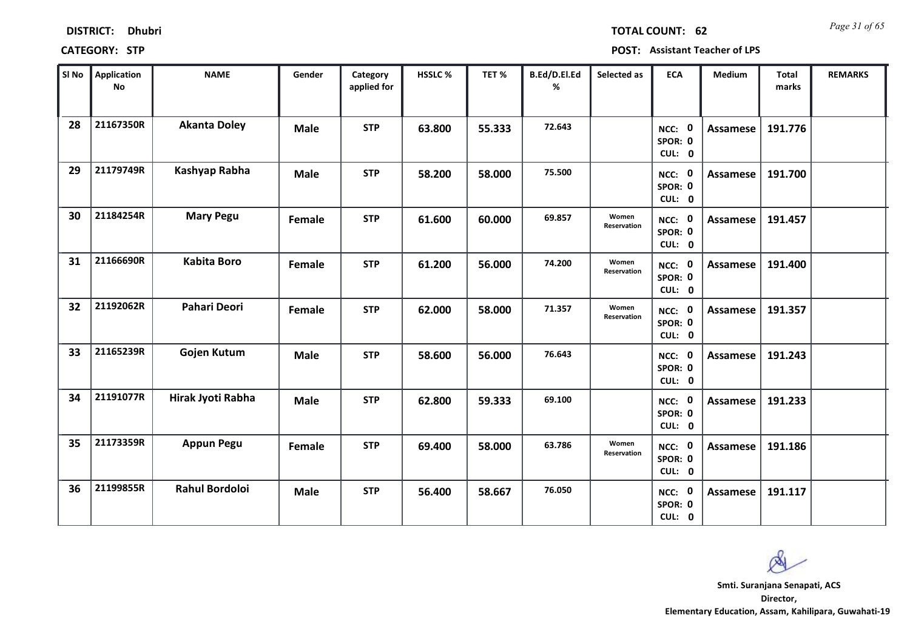**DISTRICT:** Dhubri

**TOTAL COUNT:** 62

**CATEGORY:** STP

**POST:** Assistant Teacher of LPS

| Sl No | Application No | NAME | Gender | Category applied for | HSSLC % | TET % | B.Ed/D.El.Ed % | Selected as | ECA | Medium | Total marks | REMARKS |
|---|---|---|---|---|---|---|---|---|---|---|---|---|
| 28 | 21167350R | Akanta Doley | Male | STP | 63.800 | 55.333 | 72.643 | | NCC: 0 SPOR: 0 CUL: 0 | Assamese | 191.776 | |
| 29 | 21179749R | Kashyap Rabha | Male | STP | 58.200 | 58.000 | 75.500 | | NCC: 0 SPOR: 0 CUL: 0 | Assamese | 191.700 | |
| 30 | 21184254R | Mary Pegu | Female | STP | 61.600 | 60.000 | 69.857 | Women Reservation | NCC: 0 SPOR: 0 CUL: 0 | Assamese | 191.457 | |
| 31 | 21166690R | Kabita Boro | Female | STP | 61.200 | 56.000 | 74.200 | Women Reservation | NCC: 0 SPOR: 0 CUL: 0 | Assamese | 191.400 | |
| 32 | 21192062R | Pahari Deori | Female | STP | 62.000 | 58.000 | 71.357 | Women Reservation | NCC: 0 SPOR: 0 CUL: 0 | Assamese | 191.357 | |
| 33 | 21165239R | Gojen Kutum | Male | STP | 58.600 | 56.000 | 76.643 | | NCC: 0 SPOR: 0 CUL: 0 | Assamese | 191.243 | |
| 34 | 21191077R | Hirak Jyoti Rabha | Male | STP | 62.800 | 59.333 | 69.100 | | NCC: 0 SPOR: 0 CUL: 0 | Assamese | 191.233 | |
| 35 | 21173359R | Appun Pegu | Female | STP | 69.400 | 58.000 | 63.786 | Women Reservation | NCC: 0 SPOR: 0 CUL: 0 | Assamese | 191.186 | |
| 36 | 21199855R | Rahul Bordoloi | Male | STP | 56.400 | 58.667 | 76.050 | | NCC: 0 SPOR: 0 CUL: 0 | Assamese | 191.117 | |

**Smti. Suranjana Senapati, ACS**
**Director,**
**Elementary Education, Assam, Kahilipara, Guwahati-19**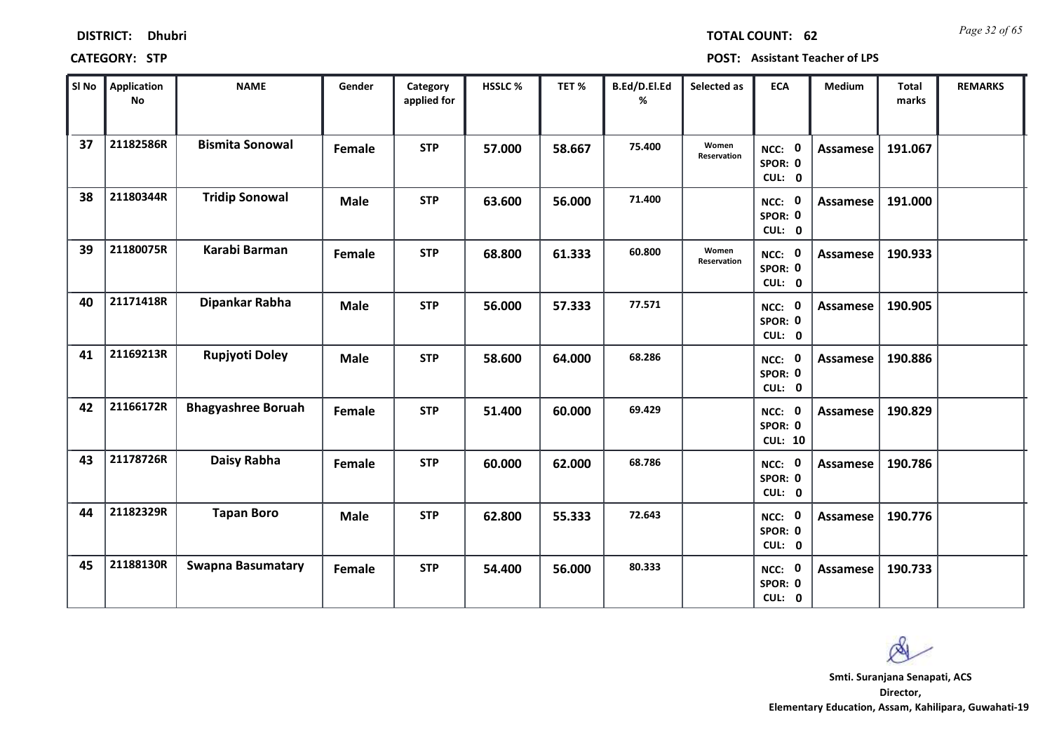**DISTRICT: Dhubri** **TOTAL COUNT: 62**

**CATEGORY: STP** **POST: Assistant Teacher of LPS**

| Sl No | Application No | NAME | Gender | Category applied for | HSSLC % | TET % | B.Ed/D.El.Ed % | Selected as | ECA | Medium | Total marks | REMARKS |
|---|---|---|---|---|---|---|---|---|---|---|---|---|
| 37 | 21182586R | Bismita Sonowal | Female | STP | 57.000 | 58.667 | 75.400 | Women Reservation | NCC: 0 SPOR: 0 CUL: 0 | Assamese | 191.067 | |
| 38 | 21180344R | Tridip Sonowal | Male | STP | 63.600 | 56.000 | 71.400 | | NCC: 0 SPOR: 0 CUL: 0 | Assamese | 191.000 | |
| 39 | 21180075R | Karabi Barman | Female | STP | 68.800 | 61.333 | 60.800 | Women Reservation | NCC: 0 SPOR: 0 CUL: 0 | Assamese | 190.933 | |
| 40 | 21171418R | Dipankar Rabha | Male | STP | 56.000 | 57.333 | 77.571 | | NCC: 0 SPOR: 0 CUL: 0 | Assamese | 190.905 | |
| 41 | 21169213R | Rupjyoti Doley | Male | STP | 58.600 | 64.000 | 68.286 | | NCC: 0 SPOR: 0 CUL: 0 | Assamese | 190.886 | |
| 42 | 21166172R | Bhagyashree Boruah | Female | STP | 51.400 | 60.000 | 69.429 | | NCC: 0 SPOR: 0 CUL: 10 | Assamese | 190.829 | |
| 43 | 21178726R | Daisy Rabha | Female | STP | 60.000 | 62.000 | 68.786 | | NCC: 0 SPOR: 0 CUL: 0 | Assamese | 190.786 | |
| 44 | 21182329R | Tapan Boro | Male | STP | 62.800 | 55.333 | 72.643 | | NCC: 0 SPOR: 0 CUL: 0 | Assamese | 190.776 | |
| 45 | 21188130R | Swapna Basumatary | Female | STP | 54.400 | 56.000 | 80.333 | | NCC: 0 SPOR: 0 CUL: 0 | Assamese | 190.733 | |

**Smti. Suranjana Senapati, ACS**
**Director,**
**Elementary Education, Assam, Kahilipara, Guwahati-19**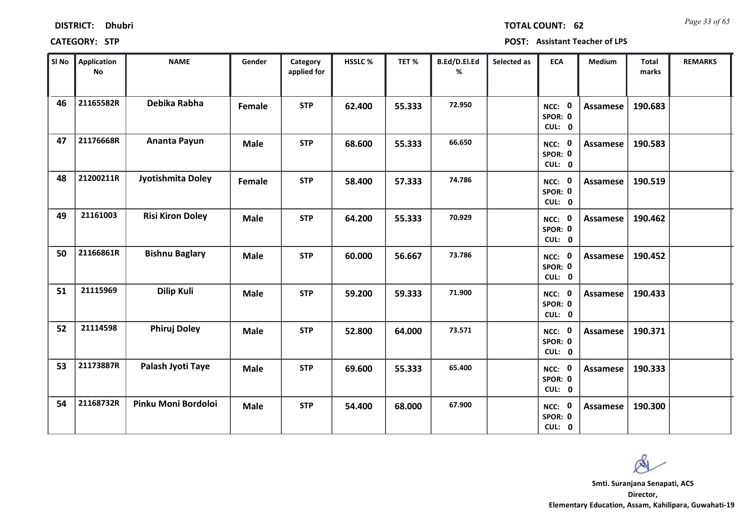**DISTRICT: Dhubri**

**CATEGORY: STP**

**TOTAL COUNT: 62**

**POST: Assistant Teacher of LPS**

| Sl No | Application No | NAME | Gender | Category applied for | HSSLC % | TET % | B.Ed/D.El.Ed % | Selected as | ECA | Medium | Total marks | REMARKS |
|---|---|---|---|---|---|---|---|---|---|---|---|---|
| 46 | 21165582R | Debika Rabha | Female | STP | 62.400 | 55.333 | 72.950 | | NCC: 0 SPOR: 0 CUL: 0 | Assamese | 190.683 | |
| 47 | 21176668R | Ananta Payun | Male | STP | 68.600 | 55.333 | 66.650 | | NCC: 0 SPOR: 0 CUL: 0 | Assamese | 190.583 | |
| 48 | 21200211R | Jyotishmita Doley | Female | STP | 58.400 | 57.333 | 74.786 | | NCC: 0 SPOR: 0 CUL: 0 | Assamese | 190.519 | |
| 49 | 21161003 | Risi Kiron Doley | Male | STP | 64.200 | 55.333 | 70.929 | | NCC: 0 SPOR: 0 CUL: 0 | Assamese | 190.462 | |
| 50 | 21166861R | Bishnu Baglary | Male | STP | 60.000 | 56.667 | 73.786 | | NCC: 0 SPOR: 0 CUL: 0 | Assamese | 190.452 | |
| 51 | 21115969 | Dilip Kuli | Male | STP | 59.200 | 59.333 | 71.900 | | NCC: 0 SPOR: 0 CUL: 0 | Assamese | 190.433 | |
| 52 | 21114598 | Phiruj Doley | Male | STP | 52.800 | 64.000 | 73.571 | | NCC: 0 SPOR: 0 CUL: 0 | Assamese | 190.371 | |
| 53 | 21173887R | Palash Jyoti Taye | Male | STP | 69.600 | 55.333 | 65.400 | | NCC: 0 SPOR: 0 CUL: 0 | Assamese | 190.333 | |
| 54 | 21168732R | Pinku Moni Bordoloi | Male | STP | 54.400 | 68.000 | 67.900 | | NCC: 0 SPOR: 0 CUL: 0 | Assamese | 190.300 | |

**Smti. Suranjana Senapati, ACS**
**Director,**
**Elementary Education, Assam, Kahilipara, Guwahati-19**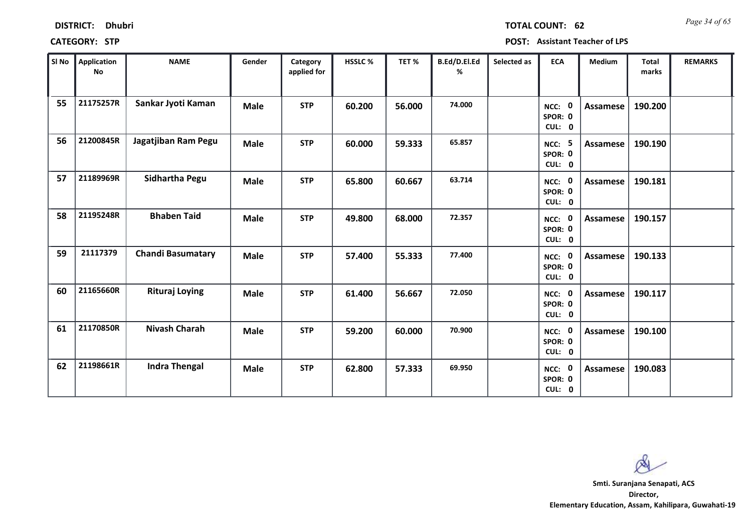**DISTRICT:** Dhubri

**TOTAL COUNT:** 62

**CATEGORY:** STP

**POST:** Assistant Teacher of LPS

| Sl No | Application No | NAME | Gender | Category applied for | HSSLC % | TET % | B.Ed/D.El.Ed % | Selected as | ECA | Medium | Total marks | REMARKS |
|---|---|---|---|---|---|---|---|---|---|---|---|---|
| 55 | 21175257R | Sankar Jyoti Kaman | Male | STP | 60.200 | 56.000 | 74.000 | | NCC: 0 SPOR: 0 CUL: 0 | Assamese | 190.200 | |
| 56 | 21200845R | Jagatjiban Ram Pegu | Male | STP | 60.000 | 59.333 | 65.857 | | NCC: 5 SPOR: 0 CUL: 0 | Assamese | 190.190 | |
| 57 | 21189969R | Sidhartha Pegu | Male | STP | 65.800 | 60.667 | 63.714 | | NCC: 0 SPOR: 0 CUL: 0 | Assamese | 190.181 | |
| 58 | 21195248R | Bhaben Taid | Male | STP | 49.800 | 68.000 | 72.357 | | NCC: 0 SPOR: 0 CUL: 0 | Assamese | 190.157 | |
| 59 | 21117379 | Chandi Basumatary | Male | STP | 57.400 | 55.333 | 77.400 | | NCC: 0 SPOR: 0 CUL: 0 | Assamese | 190.133 | |
| 60 | 21165660R | Rituraj Loying | Male | STP | 61.400 | 56.667 | 72.050 | | NCC: 0 SPOR: 0 CUL: 0 | Assamese | 190.117 | |
| 61 | 21170850R | Nivash Charah | Male | STP | 59.200 | 60.000 | 70.900 | | NCC: 0 SPOR: 0 CUL: 0 | Assamese | 190.100 | |
| 62 | 21198661R | Indra Thengal | Male | STP | 62.800 | 57.333 | 69.950 | | NCC: 0 SPOR: 0 CUL: 0 | Assamese | 190.083 | |

**Smti. Suranjana Senapati, ACS**
**Director,**
**Elementary Education, Assam, Kahilipara, Guwahati-19**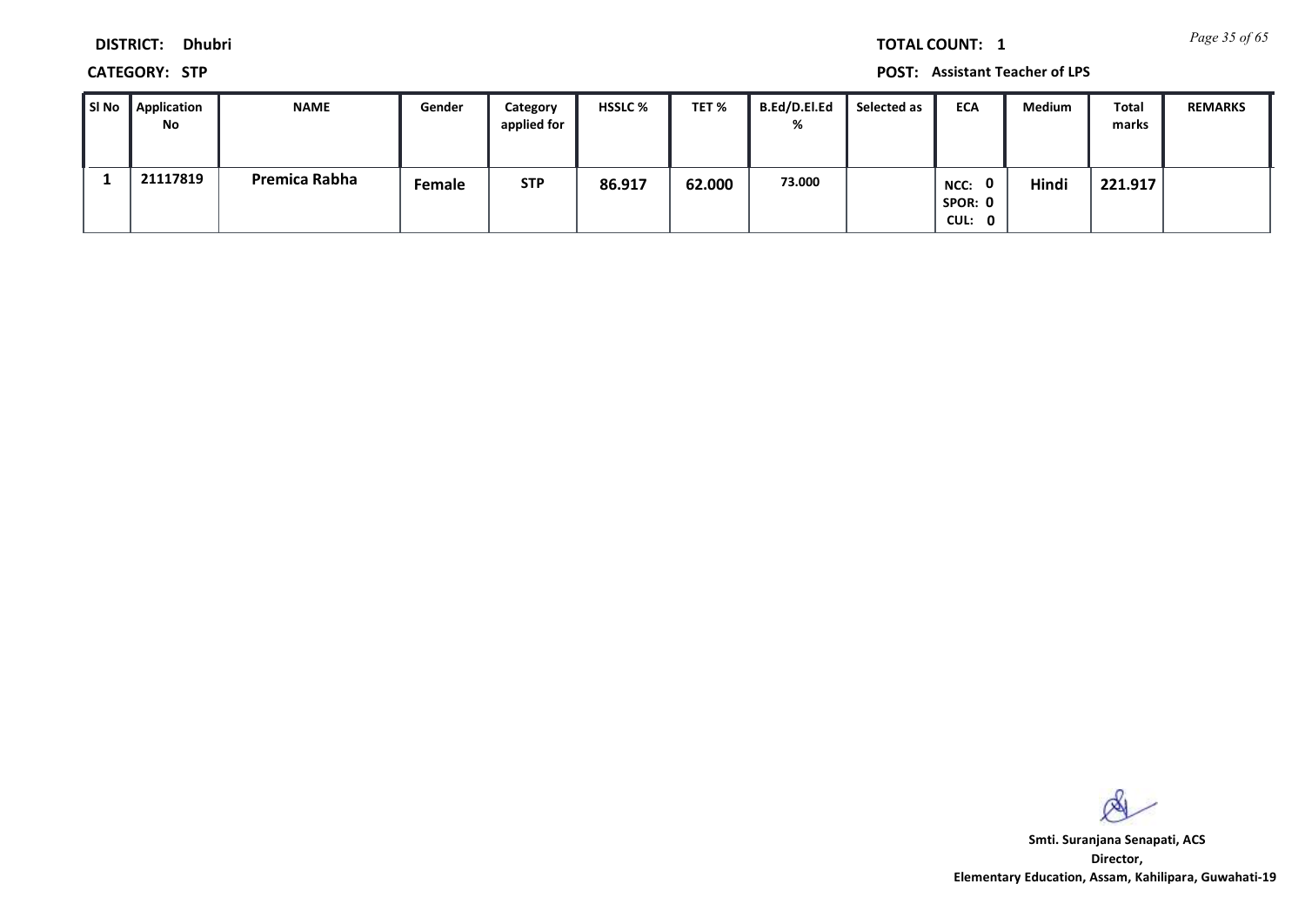**DISTRICT:** Dhubri

**TOTAL COUNT:** 1

**CATEGORY:** STP

**POST:** Assistant Teacher of LPS

| Sl No | Application No | NAME | Gender | Category applied for | HSSLC % | TET % | B.Ed/D.El.Ed % | Selected as | ECA | Medium | Total marks | REMARKS |
|---|---|---|---|---|---|---|---|---|---|---|---|---|
| 1 | 21117819 | Premica Rabha | Female | STP | 86.917 | 62.000 | 73.000 | | NCC: 0 SPOR: 0 CUL: 0 | Hindi | 221.917 | |

**Smti. Suranjana Senapati, ACS**
**Director,**
**Elementary Education, Assam, Kahilipara, Guwahati-19**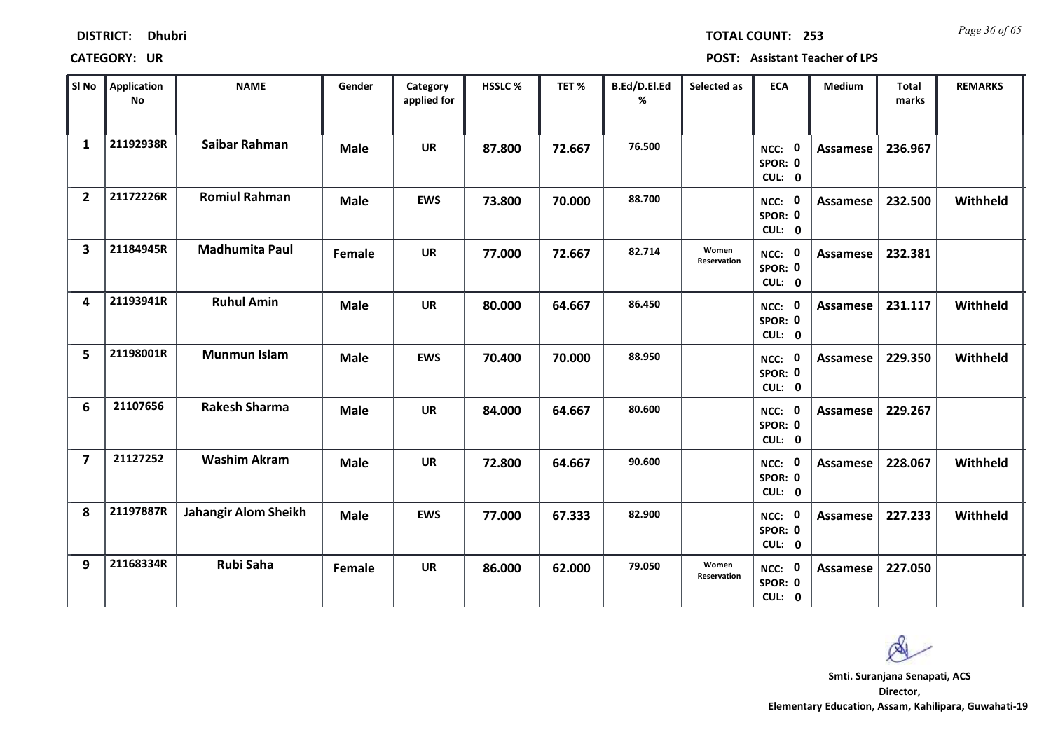**DISTRICT:** Dhubri

**TOTAL COUNT:** 253

**CATEGORY:** UR

**POST:** Assistant Teacher of LPS

| Sl No | Application No | NAME | Gender | Category applied for | HSSLC % | TET % | B.Ed/D.El.Ed % | Selected as | ECA | Medium | Total marks | REMARKS |
|---|---|---|---|---|---|---|---|---|---|---|---|---|
| 1 | 21192938R | Saibar Rahman | Male | UR | 87.800 | 72.667 | 76.500 | | NCC: 0 SPOR: 0 CUL: 0 | Assamese | 236.967 | |
| 2 | 21172226R | Romiul Rahman | Male | EWS | 73.800 | 70.000 | 88.700 | | NCC: 0 SPOR: 0 CUL: 0 | Assamese | 232.500 | Withheld |
| 3 | 21184945R | Madhumita Paul | Female | UR | 77.000 | 72.667 | 82.714 | Women Reservation | NCC: 0 SPOR: 0 CUL: 0 | Assamese | 232.381 | |
| 4 | 21193941R | Ruhul Amin | Male | UR | 80.000 | 64.667 | 86.450 | | NCC: 0 SPOR: 0 CUL: 0 | Assamese | 231.117 | Withheld |
| 5 | 21198001R | Munmun Islam | Male | EWS | 70.400 | 70.000 | 88.950 | | NCC: 0 SPOR: 0 CUL: 0 | Assamese | 229.350 | Withheld |
| 6 | 21107656 | Rakesh Sharma | Male | UR | 84.000 | 64.667 | 80.600 | | NCC: 0 SPOR: 0 CUL: 0 | Assamese | 229.267 | |
| 7 | 21127252 | Washim Akram | Male | UR | 72.800 | 64.667 | 90.600 | | NCC: 0 SPOR: 0 CUL: 0 | Assamese | 228.067 | Withheld |
| 8 | 21197887R | Jahangir Alom Sheikh | Male | EWS | 77.000 | 67.333 | 82.900 | | NCC: 0 SPOR: 0 CUL: 0 | Assamese | 227.233 | Withheld |
| 9 | 21168334R | Rubi Saha | Female | UR | 86.000 | 62.000 | 79.050 | Women Reservation | NCC: 0 SPOR: 0 CUL: 0 | Assamese | 227.050 | |

**Smti. Suranjana Senapati, ACS**
**Director,**
**Elementary Education, Assam, Kahilipara, Guwahati-19**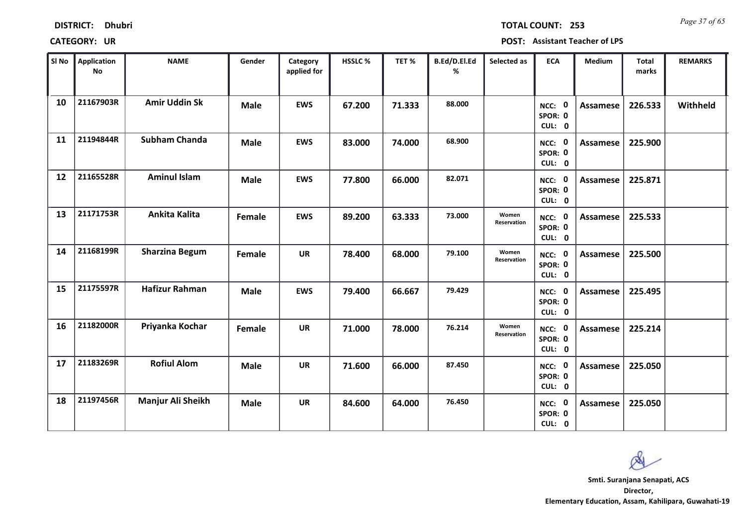**DISTRICT:** Dhubri

**TOTAL COUNT:** 253

**CATEGORY:** UR

**POST:** Assistant Teacher of LPS

| Sl No | Application No | NAME | Gender | Category applied for | HSSLC % | TET % | B.Ed/D.El.Ed % | Selected as | ECA | Medium | Total marks | REMARKS |
|---|---|---|---|---|---|---|---|---|---|---|---|---|
| 10 | 21167903R | Amir Uddin Sk | Male | EWS | 67.200 | 71.333 | 88.000 | | NCC: 0 SPOR: 0 CUL: 0 | Assamese | 226.533 | Withheld |
| 11 | 21194844R | Subham Chanda | Male | EWS | 83.000 | 74.000 | 68.900 | | NCC: 0 SPOR: 0 CUL: 0 | Assamese | 225.900 | |
| 12 | 21165528R | Aminul Islam | Male | EWS | 77.800 | 66.000 | 82.071 | | NCC: 0 SPOR: 0 CUL: 0 | Assamese | 225.871 | |
| 13 | 21171753R | Ankita Kalita | Female | EWS | 89.200 | 63.333 | 73.000 | Women Reservation | NCC: 0 SPOR: 0 CUL: 0 | Assamese | 225.533 | |
| 14 | 21168199R | Sharzina Begum | Female | UR | 78.400 | 68.000 | 79.100 | Women Reservation | NCC: 0 SPOR: 0 CUL: 0 | Assamese | 225.500 | |
| 15 | 21175597R | Hafizur Rahman | Male | EWS | 79.400 | 66.667 | 79.429 | | NCC: 0 SPOR: 0 CUL: 0 | Assamese | 225.495 | |
| 16 | 21182000R | Priyanka Kochar | Female | UR | 71.000 | 78.000 | 76.214 | Women Reservation | NCC: 0 SPOR: 0 CUL: 0 | Assamese | 225.214 | |
| 17 | 21183269R | Rofiul Alom | Male | UR | 71.600 | 66.000 | 87.450 | | NCC: 0 SPOR: 0 CUL: 0 | Assamese | 225.050 | |
| 18 | 21197456R | Manjur Ali Sheikh | Male | UR | 84.600 | 64.000 | 76.450 | | NCC: 0 SPOR: 0 CUL: 0 | Assamese | 225.050 | |

**Smti. Suranjana Senapati, ACS**
**Director,**
**Elementary Education, Assam, Kahilipara, Guwahati-19**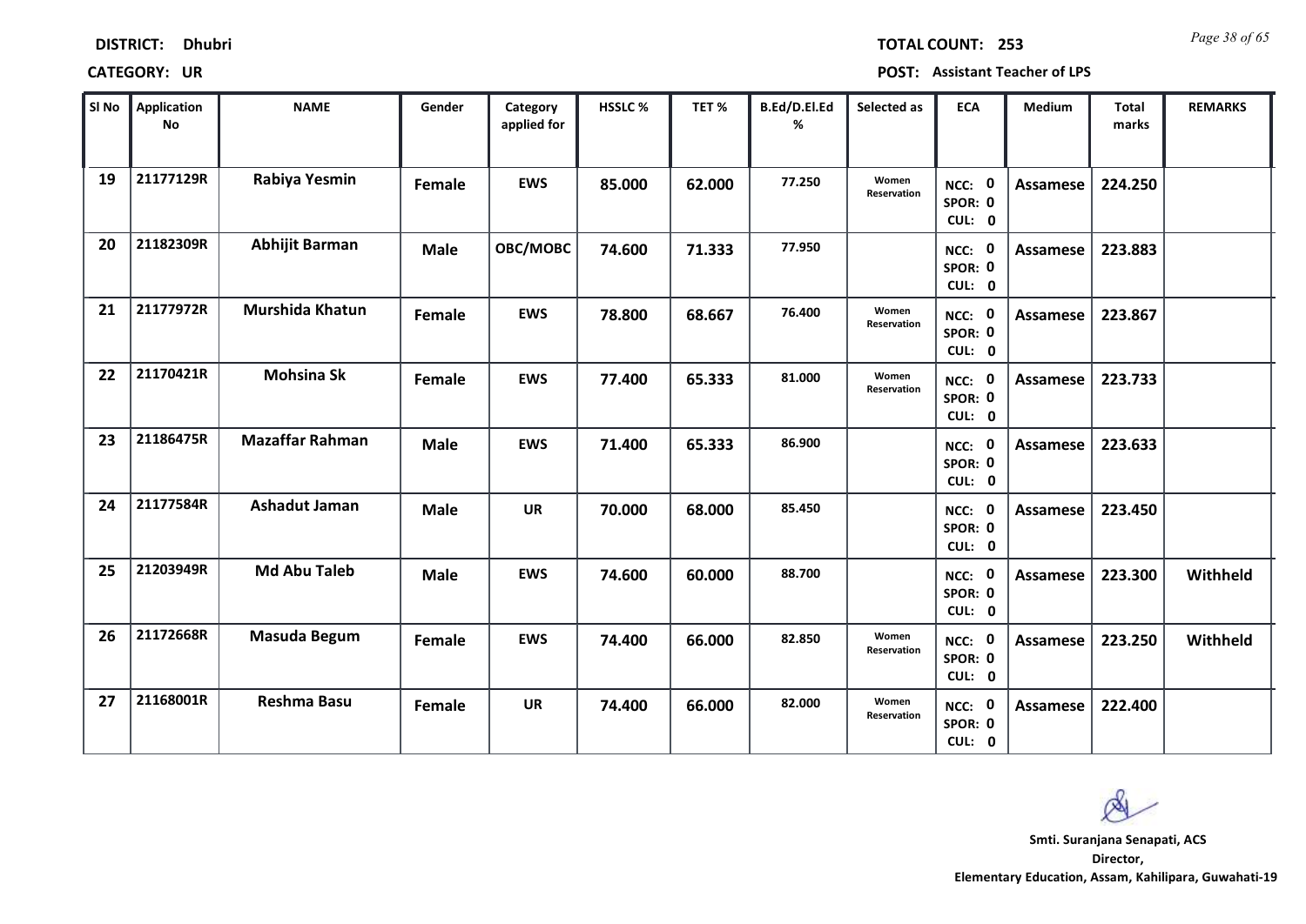**DISTRICT:** Dhubri

**TOTAL COUNT:** 253

**CATEGORY:** UR

**POST:** Assistant Teacher of LPS

| Sl No | Application No | NAME | Gender | Category applied for | HSSLC % | TET % | B.Ed/D.El.Ed % | Selected as | ECA | Medium | Total marks | REMARKS |
|---|---|---|---|---|---|---|---|---|---|---|---|---|
| 19 | 21177129R | Rabiya Yesmin | Female | EWS | 85.000 | 62.000 | 77.250 | Women Reservation | NCC: 0 SPOR: 0 CUL: 0 | Assamese | 224.250 | |
| 20 | 21182309R | Abhijit Barman | Male | OBC/MOBC | 74.600 | 71.333 | 77.950 | | NCC: 0 SPOR: 0 CUL: 0 | Assamese | 223.883 | |
| 21 | 21177972R | Murshida Khatun | Female | EWS | 78.800 | 68.667 | 76.400 | Women Reservation | NCC: 0 SPOR: 0 CUL: 0 | Assamese | 223.867 | |
| 22 | 21170421R | Mohsina Sk | Female | EWS | 77.400 | 65.333 | 81.000 | Women Reservation | NCC: 0 SPOR: 0 CUL: 0 | Assamese | 223.733 | |
| 23 | 21186475R | Mazaffar Rahman | Male | EWS | 71.400 | 65.333 | 86.900 | | NCC: 0 SPOR: 0 CUL: 0 | Assamese | 223.633 | |
| 24 | 21177584R | Ashadut Jaman | Male | UR | 70.000 | 68.000 | 85.450 | | NCC: 0 SPOR: 0 CUL: 0 | Assamese | 223.450 | |
| 25 | 21203949R | Md Abu Taleb | Male | EWS | 74.600 | 60.000 | 88.700 | | NCC: 0 SPOR: 0 CUL: 0 | Assamese | 223.300 | Withheld |
| 26 | 21172668R | Masuda Begum | Female | EWS | 74.400 | 66.000 | 82.850 | Women Reservation | NCC: 0 SPOR: 0 CUL: 0 | Assamese | 223.250 | Withheld |
| 27 | 21168001R | Reshma Basu | Female | UR | 74.400 | 66.000 | 82.000 | Women Reservation | NCC: 0 SPOR: 0 CUL: 0 | Assamese | 222.400 | |

Smti. Suranjana Senapati, ACS
Director,
Elementary Education, Assam, Kahilipara, Guwahati-19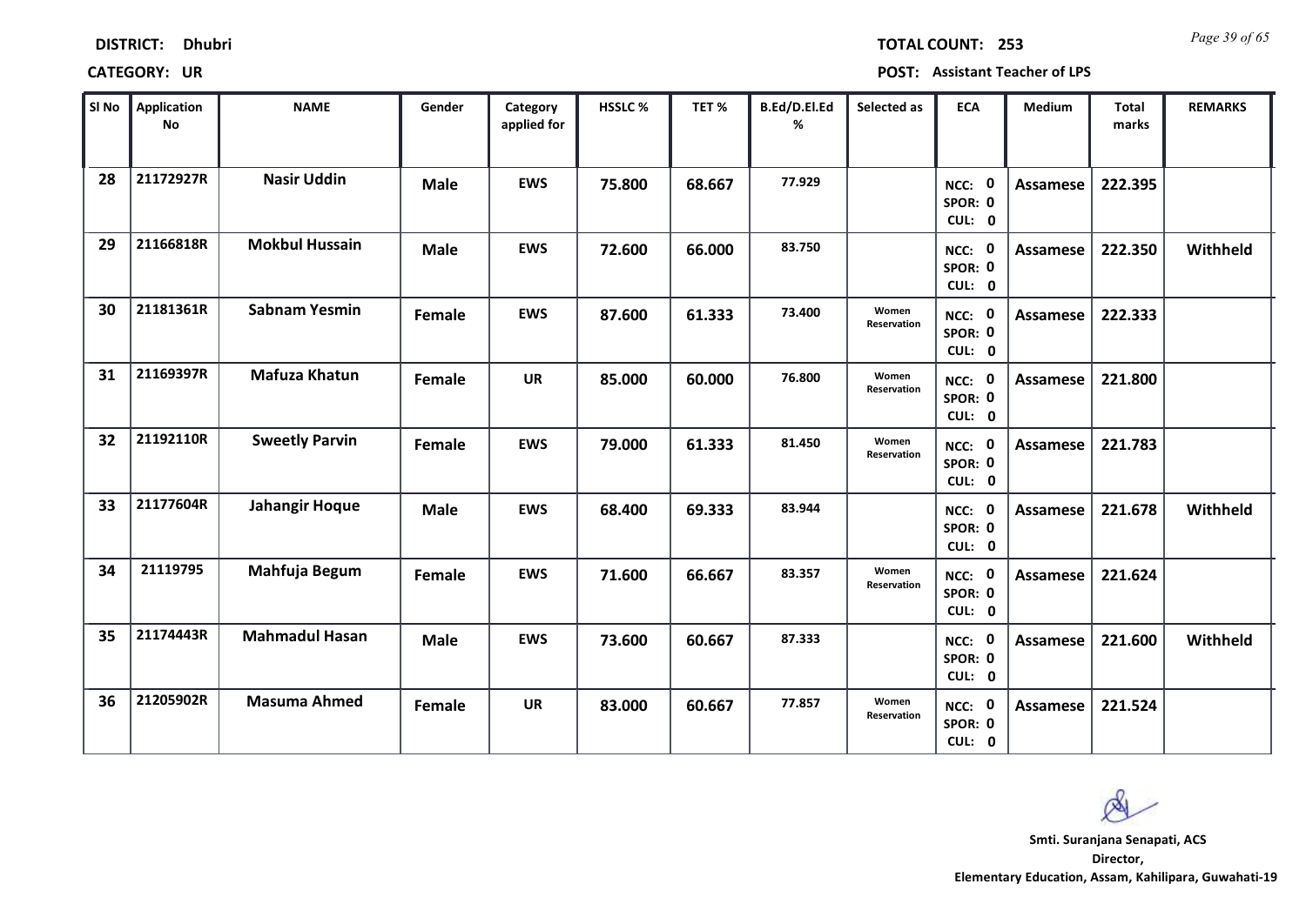**DISTRICT:** Dhubri **TOTAL COUNT:** 253

**CATEGORY:** UR **POST:** Assistant Teacher of LPS

| Sl No | Application No | NAME | Gender | Category applied for | HSSLC % | TET % | B.Ed/D.El.Ed % | Selected as | ECA | Medium | Total marks | REMARKS |
|---|---|---|---|---|---|---|---|---|---|---|---|---|
| 28 | 21172927R | Nasir Uddin | Male | EWS | 75.800 | 68.667 | 77.929 | | NCC: 0 SPOR: 0 CUL: 0 | Assamese | 222.395 | |
| 29 | 21166818R | Mokbul Hussain | Male | EWS | 72.600 | 66.000 | 83.750 | | NCC: 0 SPOR: 0 CUL: 0 | Assamese | 222.350 | Withheld |
| 30 | 21181361R | Sabnam Yesmin | Female | EWS | 87.600 | 61.333 | 73.400 | Women Reservation | NCC: 0 SPOR: 0 CUL: 0 | Assamese | 222.333 | |
| 31 | 21169397R | Mafuza Khatun | Female | UR | 85.000 | 60.000 | 76.800 | Women Reservation | NCC: 0 SPOR: 0 CUL: 0 | Assamese | 221.800 | |
| 32 | 21192110R | Sweetly Parvin | Female | EWS | 79.000 | 61.333 | 81.450 | Women Reservation | NCC: 0 SPOR: 0 CUL: 0 | Assamese | 221.783 | |
| 33 | 21177604R | Jahangir Hoque | Male | EWS | 68.400 | 69.333 | 83.944 | | NCC: 0 SPOR: 0 CUL: 0 | Assamese | 221.678 | Withheld |
| 34 | 21119795 | Mahfuja Begum | Female | EWS | 71.600 | 66.667 | 83.357 | Women Reservation | NCC: 0 SPOR: 0 CUL: 0 | Assamese | 221.624 | |
| 35 | 21174443R | Mahmadul Hasan | Male | EWS | 73.600 | 60.667 | 87.333 | | NCC: 0 SPOR: 0 CUL: 0 | Assamese | 221.600 | Withheld |
| 36 | 21205902R | Masuma Ahmed | Female | UR | 83.000 | 60.667 | 77.857 | Women Reservation | NCC: 0 SPOR: 0 CUL: 0 | Assamese | 221.524 | |

**Smti. Suranjana Senapati, ACS**
**Director,**
**Elementary Education, Assam, Kahilipara, Guwahati-19**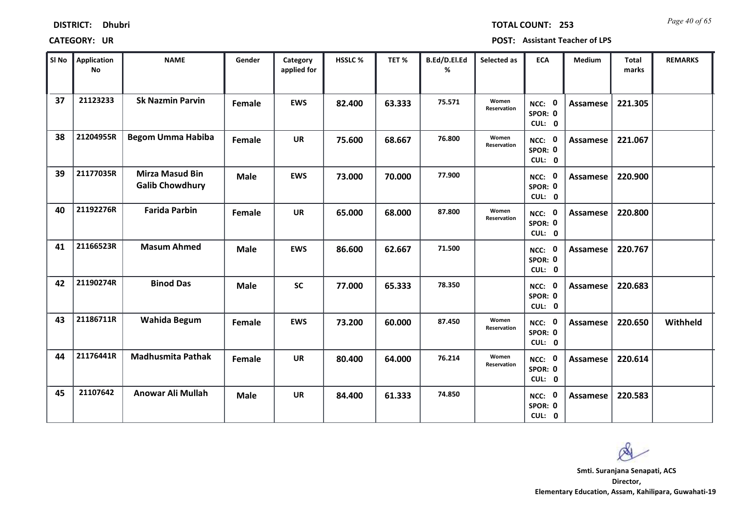**DISTRICT:** Dhubri

**TOTAL COUNT:** 253

**CATEGORY:** UR

**POST:** Assistant Teacher of LPS

| Sl No | Application No | NAME | Gender | Category applied for | HSSLC % | TET % | B.Ed/D.El.Ed % | Selected as | ECA | Medium | Total marks | REMARKS |
|---|---|---|---|---|---|---|---|---|---|---|---|---|
| 37 | 21123233 | Sk Nazmin Parvin | Female | EWS | 82.400 | 63.333 | 75.571 | Women Reservation | NCC: 0 SPOR: 0 CUL: 0 | Assamese | 221.305 | |
| 38 | 21204955R | Begom Umma Habiba | Female | UR | 75.600 | 68.667 | 76.800 | Women Reservation | NCC: 0 SPOR: 0 CUL: 0 | Assamese | 221.067 | |
| 39 | 21177035R | Mirza Masud Bin Galib Chowdhury | Male | EWS | 73.000 | 70.000 | 77.900 | | NCC: 0 SPOR: 0 CUL: 0 | Assamese | 220.900 | |
| 40 | 21192276R | Farida Parbin | Female | UR | 65.000 | 68.000 | 87.800 | Women Reservation | NCC: 0 SPOR: 0 CUL: 0 | Assamese | 220.800 | |
| 41 | 21166523R | Masum Ahmed | Male | EWS | 86.600 | 62.667 | 71.500 | | NCC: 0 SPOR: 0 CUL: 0 | Assamese | 220.767 | |
| 42 | 21190274R | Binod Das | Male | SC | 77.000 | 65.333 | 78.350 | | NCC: 0 SPOR: 0 CUL: 0 | Assamese | 220.683 | |
| 43 | 21186711R | Wahida Begum | Female | EWS | 73.200 | 60.000 | 87.450 | Women Reservation | NCC: 0 SPOR: 0 CUL: 0 | Assamese | 220.650 | Withheld |
| 44 | 21176441R | Madhusmita Pathak | Female | UR | 80.400 | 64.000 | 76.214 | Women Reservation | NCC: 0 SPOR: 0 CUL: 0 | Assamese | 220.614 | |
| 45 | 21107642 | Anowar Ali Mullah | Male | UR | 84.400 | 61.333 | 74.850 | | NCC: 0 SPOR: 0 CUL: 0 | Assamese | 220.583 | |

**Smti. Suranjana Senapati, ACS**
**Director,**
**Elementary Education, Assam, Kahilipara, Guwahati-19**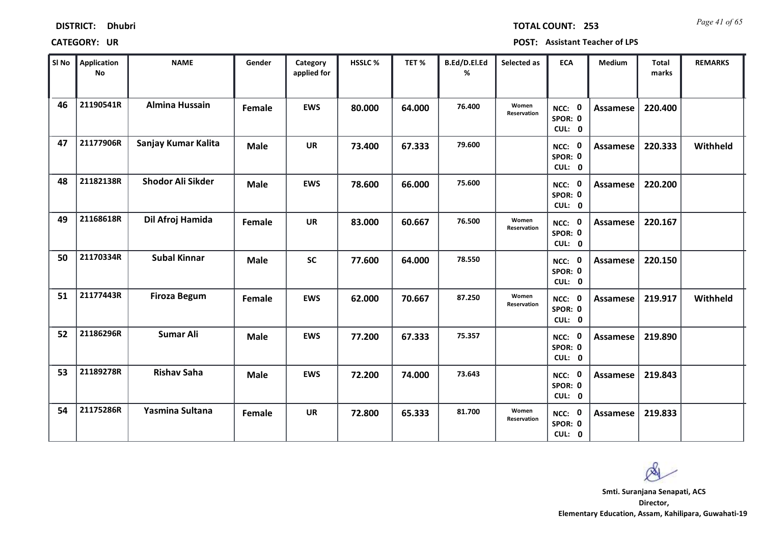**DISTRICT:** Dhubri

**TOTAL COUNT:** 253

**CATEGORY:** UR

**POST:** Assistant Teacher of LPS

| Sl No | Application No | NAME | Gender | Category applied for | HSSLC % | TET % | B.Ed/D.El.Ed % | Selected as | ECA | Medium | Total marks | REMARKS |
|---|---|---|---|---|---|---|---|---|---|---|---|---|
| 46 | 21190541R | Almina Hussain | Female | EWS | 80.000 | 64.000 | 76.400 | Women Reservation | NCC: 0 SPOR: 0 CUL: 0 | Assamese | 220.400 | |
| 47 | 21177906R | Sanjay Kumar Kalita | Male | UR | 73.400 | 67.333 | 79.600 | | NCC: 0 SPOR: 0 CUL: 0 | Assamese | 220.333 | Withheld |
| 48 | 21182138R | Shodor Ali Sikder | Male | EWS | 78.600 | 66.000 | 75.600 | | NCC: 0 SPOR: 0 CUL: 0 | Assamese | 220.200 | |
| 49 | 21168618R | Dil Afroj Hamida | Female | UR | 83.000 | 60.667 | 76.500 | Women Reservation | NCC: 0 SPOR: 0 CUL: 0 | Assamese | 220.167 | |
| 50 | 21170334R | Subal Kinnar | Male | SC | 77.600 | 64.000 | 78.550 | | NCC: 0 SPOR: 0 CUL: 0 | Assamese | 220.150 | |
| 51 | 21177443R | Firoza Begum | Female | EWS | 62.000 | 70.667 | 87.250 | Women Reservation | NCC: 0 SPOR: 0 CUL: 0 | Assamese | 219.917 | Withheld |
| 52 | 21186296R | Sumar Ali | Male | EWS | 77.200 | 67.333 | 75.357 | | NCC: 0 SPOR: 0 CUL: 0 | Assamese | 219.890 | |
| 53 | 21189278R | Rishav Saha | Male | EWS | 72.200 | 74.000 | 73.643 | | NCC: 0 SPOR: 0 CUL: 0 | Assamese | 219.843 | |
| 54 | 21175286R | Yasmina Sultana | Female | UR | 72.800 | 65.333 | 81.700 | Women Reservation | NCC: 0 SPOR: 0 CUL: 0 | Assamese | 219.833 | |

**Smti. Suranjana Senapati, ACS**
**Director,**
**Elementary Education, Assam, Kahilipara, Guwahati-19**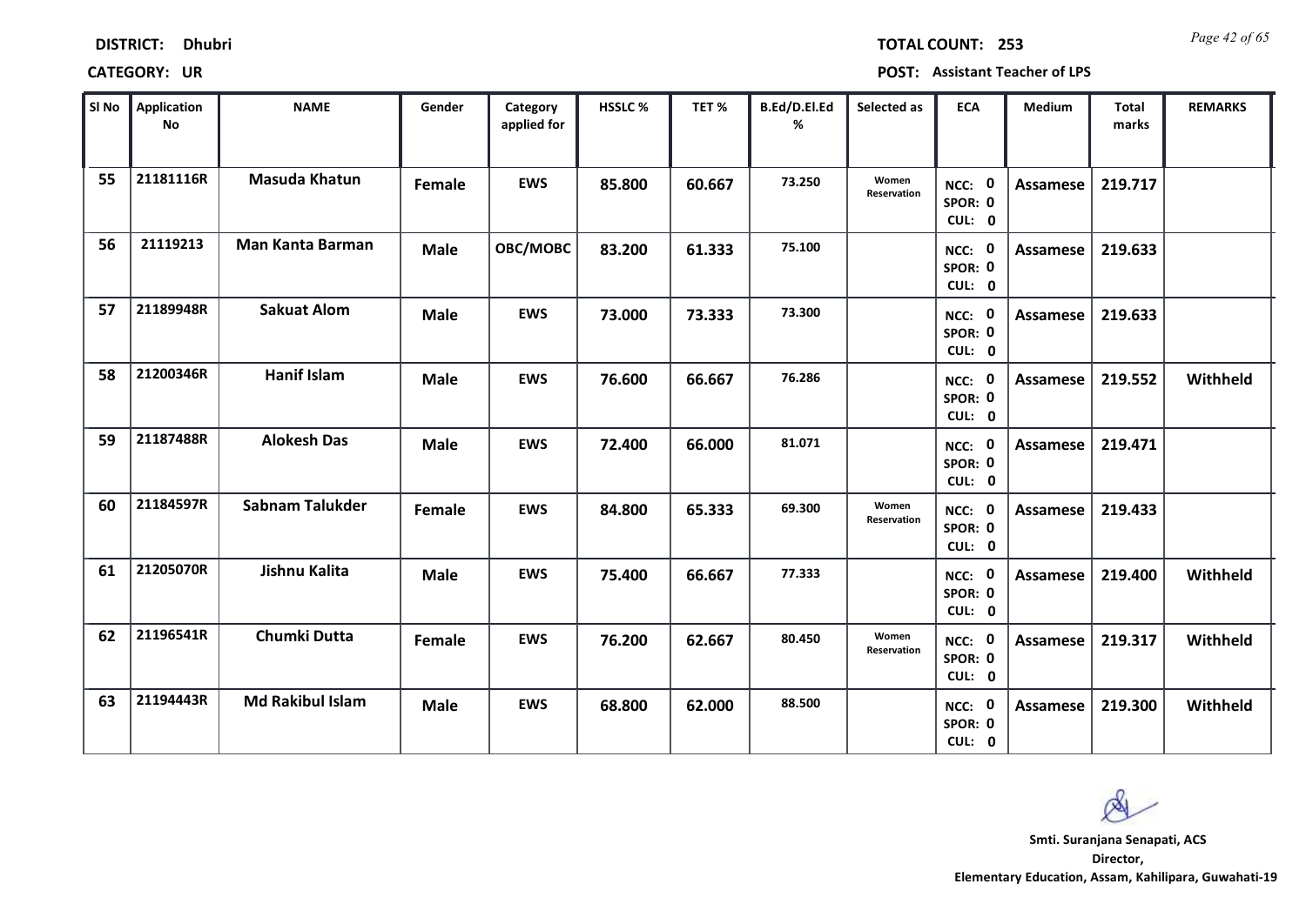**DISTRICT: Dhubri**

**TOTAL COUNT: 253**

**CATEGORY: UR**

**POST: Assistant Teacher of LPS**

| Sl No | Application No | NAME | Gender | Category applied for | HSSLC % | TET % | B.Ed/D.El.Ed % | Selected as | ECA | Medium | Total marks | REMARKS |
|---|---|---|---|---|---|---|---|---|---|---|---|---|
| 55 | 21181116R | Masuda Khatun | Female | EWS | 85.800 | 60.667 | 73.250 | Women Reservation | NCC: 0 SPOR: 0 CUL: 0 | Assamese | 219.717 | |
| 56 | 21119213 | Man Kanta Barman | Male | OBC/MOBC | 83.200 | 61.333 | 75.100 | | NCC: 0 SPOR: 0 CUL: 0 | Assamese | 219.633 | |
| 57 | 21189948R | Sakuat Alom | Male | EWS | 73.000 | 73.333 | 73.300 | | NCC: 0 SPOR: 0 CUL: 0 | Assamese | 219.633 | |
| 58 | 21200346R | Hanif Islam | Male | EWS | 76.600 | 66.667 | 76.286 | | NCC: 0 SPOR: 0 CUL: 0 | Assamese | 219.552 | Withheld |
| 59 | 21187488R | Alokesh Das | Male | EWS | 72.400 | 66.000 | 81.071 | | NCC: 0 SPOR: 0 CUL: 0 | Assamese | 219.471 | |
| 60 | 21184597R | Sabnam Talukder | Female | EWS | 84.800 | 65.333 | 69.300 | Women Reservation | NCC: 0 SPOR: 0 CUL: 0 | Assamese | 219.433 | |
| 61 | 21205070R | Jishnu Kalita | Male | EWS | 75.400 | 66.667 | 77.333 | | NCC: 0 SPOR: 0 CUL: 0 | Assamese | 219.400 | Withheld |
| 62 | 21196541R | Chumki Dutta | Female | EWS | 76.200 | 62.667 | 80.450 | Women Reservation | NCC: 0 SPOR: 0 CUL: 0 | Assamese | 219.317 | Withheld |
| 63 | 21194443R | Md Rakibul Islam | Male | EWS | 68.800 | 62.000 | 88.500 | | NCC: 0 SPOR: 0 CUL: 0 | Assamese | 219.300 | Withheld |

**Smti. Suranjana Senapati, ACS**
**Director,**
**Elementary Education, Assam, Kahilipara, Guwahati-19**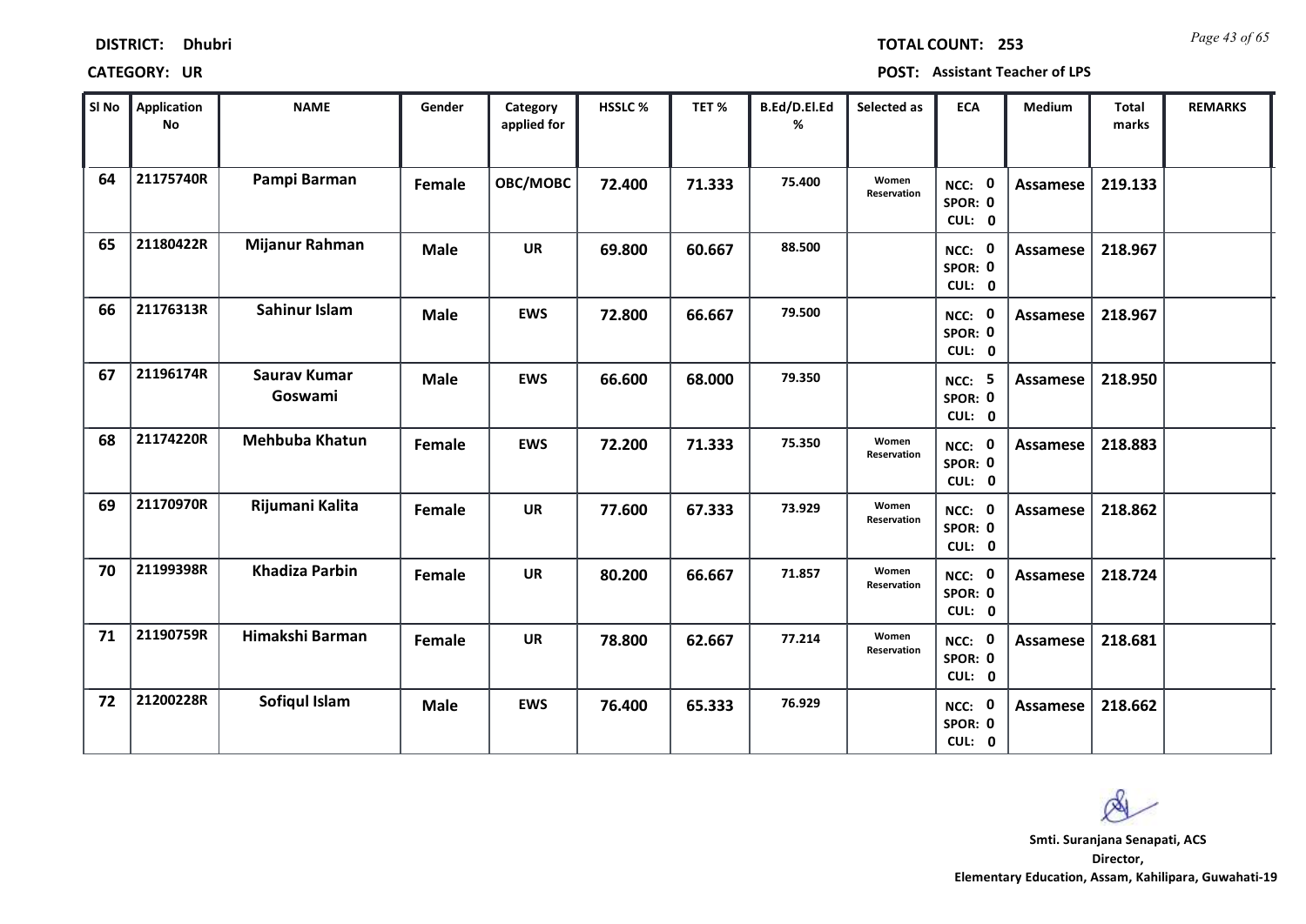**DISTRICT:** Dhubri

**TOTAL COUNT:** 253

**CATEGORY:** UR

**POST:** Assistant Teacher of LPS

| Sl No | Application No | NAME | Gender | Category applied for | HSSLC % | TET % | B.Ed/D.El.Ed % | Selected as | ECA | Medium | Total marks | REMARKS |
|---|---|---|---|---|---|---|---|---|---|---|---|---|
| 64 | 21175740R | Pampi Barman | Female | OBC/MOBC | 72.400 | 71.333 | 75.400 | Women Reservation | NCC: 0 SPOR: 0 CUL: 0 | Assamese | 219.133 | |
| 65 | 21180422R | Mijanur Rahman | Male | UR | 69.800 | 60.667 | 88.500 | | NCC: 0 SPOR: 0 CUL: 0 | Assamese | 218.967 | |
| 66 | 21176313R | Sahinur Islam | Male | EWS | 72.800 | 66.667 | 79.500 | | NCC: 0 SPOR: 0 CUL: 0 | Assamese | 218.967 | |
| 67 | 21196174R | Saurav Kumar Goswami | Male | EWS | 66.600 | 68.000 | 79.350 | | NCC: 5 SPOR: 0 CUL: 0 | Assamese | 218.950 | |
| 68 | 21174220R | Mehbuba Khatun | Female | EWS | 72.200 | 71.333 | 75.350 | Women Reservation | NCC: 0 SPOR: 0 CUL: 0 | Assamese | 218.883 | |
| 69 | 21170970R | Rijumani Kalita | Female | UR | 77.600 | 67.333 | 73.929 | Women Reservation | NCC: 0 SPOR: 0 CUL: 0 | Assamese | 218.862 | |
| 70 | 21199398R | Khadiza Parbin | Female | UR | 80.200 | 66.667 | 71.857 | Women Reservation | NCC: 0 SPOR: 0 CUL: 0 | Assamese | 218.724 | |
| 71 | 21190759R | Himakshi Barman | Female | UR | 78.800 | 62.667 | 77.214 | Women Reservation | NCC: 0 SPOR: 0 CUL: 0 | Assamese | 218.681 | |
| 72 | 21200228R | Sofiqul Islam | Male | EWS | 76.400 | 65.333 | 76.929 | | NCC: 0 SPOR: 0 CUL: 0 | Assamese | 218.662 | |

**Smti. Suranjana Senapati, ACS**
**Director,**
**Elementary Education, Assam, Kahilipara, Guwahati-19**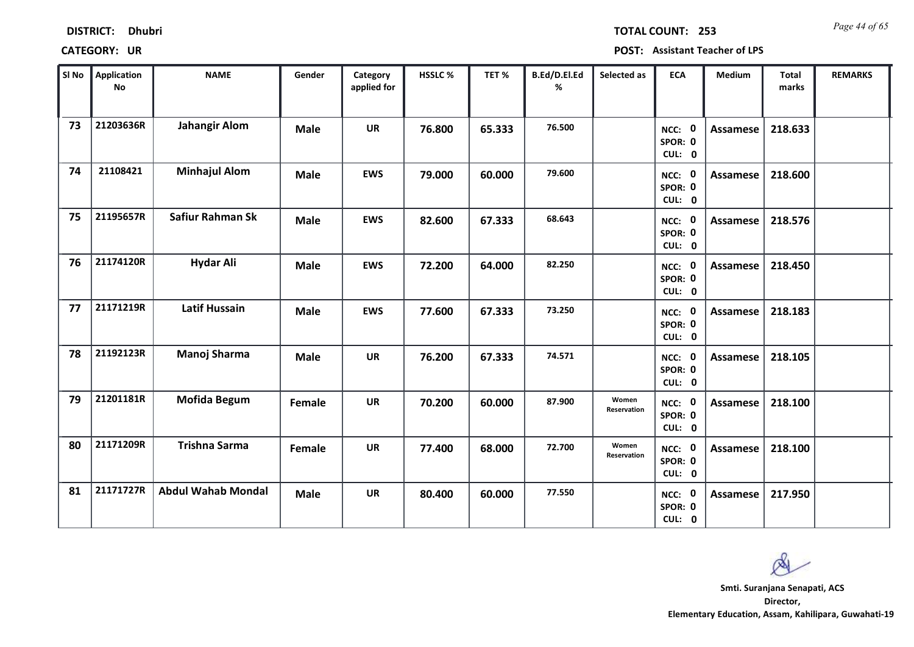**DISTRICT:** Dhubri **TOTAL COUNT:** 253

**CATEGORY:** UR **POST:** Assistant Teacher of LPS

| Sl No | Application No | NAME | Gender | Category applied for | HSSLC % | TET % | B.Ed/D.El.Ed % | Selected as | ECA | Medium | Total marks | REMARKS |
|---|---|---|---|---|---|---|---|---|---|---|---|---|
| 73 | 21203636R | Jahangir Alom | Male | UR | 76.800 | 65.333 | 76.500 | | NCC: 0 SPOR: 0 CUL: 0 | Assamese | 218.633 | |
| 74 | 21108421 | Minhajul Alom | Male | EWS | 79.000 | 60.000 | 79.600 | | NCC: 0 SPOR: 0 CUL: 0 | Assamese | 218.600 | |
| 75 | 21195657R | Safiur Rahman Sk | Male | EWS | 82.600 | 67.333 | 68.643 | | NCC: 0 SPOR: 0 CUL: 0 | Assamese | 218.576 | |
| 76 | 21174120R | Hydar Ali | Male | EWS | 72.200 | 64.000 | 82.250 | | NCC: 0 SPOR: 0 CUL: 0 | Assamese | 218.450 | |
| 77 | 21171219R | Latif Hussain | Male | EWS | 77.600 | 67.333 | 73.250 | | NCC: 0 SPOR: 0 CUL: 0 | Assamese | 218.183 | |
| 78 | 21192123R | Manoj Sharma | Male | UR | 76.200 | 67.333 | 74.571 | | NCC: 0 SPOR: 0 CUL: 0 | Assamese | 218.105 | |
| 79 | 21201181R | Mofida Begum | Female | UR | 70.200 | 60.000 | 87.900 | Women Reservation | NCC: 0 SPOR: 0 CUL: 0 | Assamese | 218.100 | |
| 80 | 21171209R | Trishna Sarma | Female | UR | 77.400 | 68.000 | 72.700 | Women Reservation | NCC: 0 SPOR: 0 CUL: 0 | Assamese | 218.100 | |
| 81 | 21171727R | Abdul Wahab Mondal | Male | UR | 80.400 | 60.000 | 77.550 | | NCC: 0 SPOR: 0 CUL: 0 | Assamese | 217.950 | |

**Smti. Suranjana Senapati, ACS**
**Director,**
**Elementary Education, Assam, Kahilipara, Guwahati-19**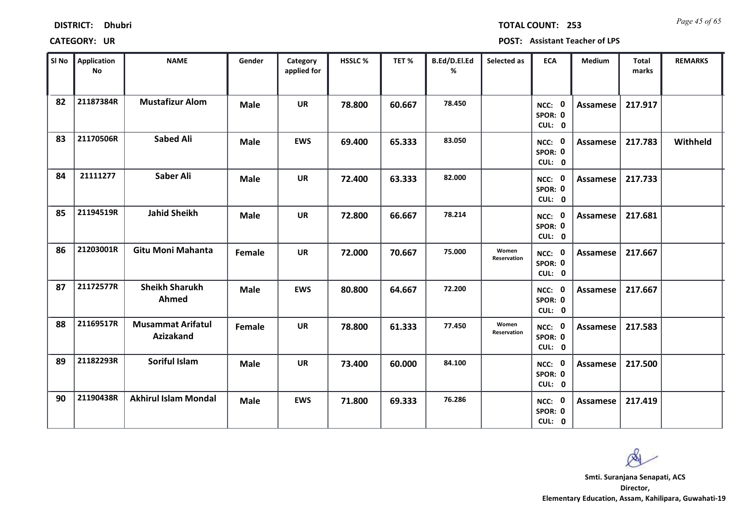**DISTRICT: Dhubri**

**TOTAL COUNT: 253**

**CATEGORY: UR**

**POST: Assistant Teacher of LPS**

| Sl No | Application No | NAME | Gender | Category applied for | HSSLC % | TET % | B.Ed/D.El.Ed % | Selected as | ECA | Medium | Total marks | REMARKS |
|---|---|---|---|---|---|---|---|---|---|---|---|---|
| 82 | 21187384R | Mustafizur Alom | Male | UR | 78.800 | 60.667 | 78.450 | | NCC: 0 SPOR: 0 CUL: 0 | Assamese | 217.917 | |
| 83 | 21170506R | Sabed Ali | Male | EWS | 69.400 | 65.333 | 83.050 | | NCC: 0 SPOR: 0 CUL: 0 | Assamese | 217.783 | Withheld |
| 84 | 21111277 | Saber Ali | Male | UR | 72.400 | 63.333 | 82.000 | | NCC: 0 SPOR: 0 CUL: 0 | Assamese | 217.733 | |
| 85 | 21194519R | Jahid Sheikh | Male | UR | 72.800 | 66.667 | 78.214 | | NCC: 0 SPOR: 0 CUL: 0 | Assamese | 217.681 | |
| 86 | 21203001R | Gitu Moni Mahanta | Female | UR | 72.000 | 70.667 | 75.000 | Women Reservation | NCC: 0 SPOR: 0 CUL: 0 | Assamese | 217.667 | |
| 87 | 21172577R | Sheikh Sharukh Ahmed | Male | EWS | 80.800 | 64.667 | 72.200 | | NCC: 0 SPOR: 0 CUL: 0 | Assamese | 217.667 | |
| 88 | 21169517R | Musammat Arifatul Azizakand | Female | UR | 78.800 | 61.333 | 77.450 | Women Reservation | NCC: 0 SPOR: 0 CUL: 0 | Assamese | 217.583 | |
| 89 | 21182293R | Soriful Islam | Male | UR | 73.400 | 60.000 | 84.100 | | NCC: 0 SPOR: 0 CUL: 0 | Assamese | 217.500 | |
| 90 | 21190438R | Akhirul Islam Mondal | Male | EWS | 71.800 | 69.333 | 76.286 | | NCC: 0 SPOR: 0 CUL: 0 | Assamese | 217.419 | |

**Smti. Suranjana Senapati, ACS**
**Director,**
**Elementary Education, Assam, Kahilipara, Guwahati-19**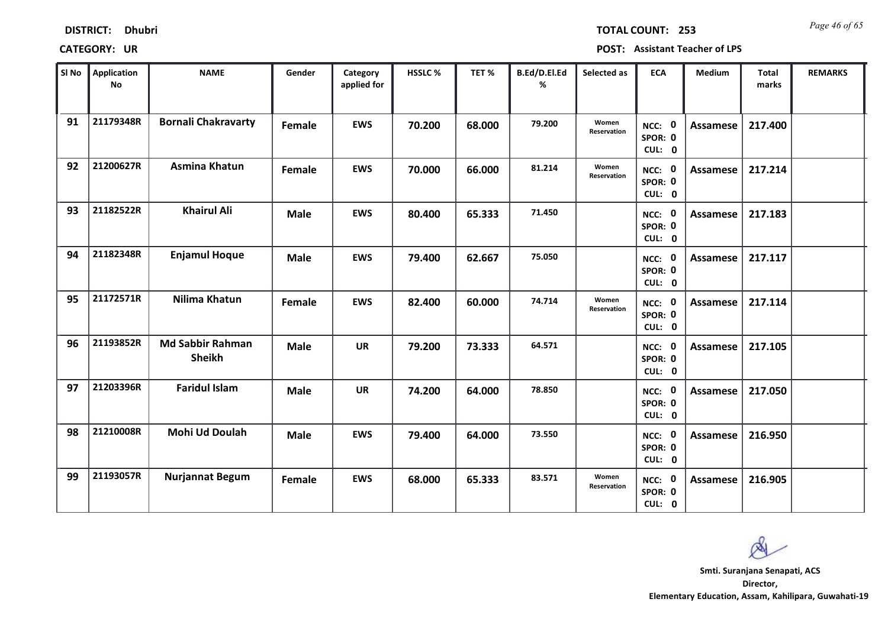**DISTRICT:** Dhubri

**TOTAL COUNT:** 253

**CATEGORY:** UR

**POST:** Assistant Teacher of LPS

| Sl No | Application No | NAME | Gender | Category applied for | HSSLC % | TET % | B.Ed/D.El.Ed % | Selected as | ECA | Medium | Total marks | REMARKS |
|---|---|---|---|---|---|---|---|---|---|---|---|---|
| 91 | 21179348R | Bornali Chakravarty | Female | EWS | 70.200 | 68.000 | 79.200 | Women Reservation | NCC: 0 SPOR: 0 CUL: 0 | Assamese | 217.400 | |
| 92 | 21200627R | Asmina Khatun | Female | EWS | 70.000 | 66.000 | 81.214 | Women Reservation | NCC: 0 SPOR: 0 CUL: 0 | Assamese | 217.214 | |
| 93 | 21182522R | Khairul Ali | Male | EWS | 80.400 | 65.333 | 71.450 | | NCC: 0 SPOR: 0 CUL: 0 | Assamese | 217.183 | |
| 94 | 21182348R | Enjamul Hoque | Male | EWS | 79.400 | 62.667 | 75.050 | | NCC: 0 SPOR: 0 CUL: 0 | Assamese | 217.117 | |
| 95 | 21172571R | Nilima Khatun | Female | EWS | 82.400 | 60.000 | 74.714 | Women Reservation | NCC: 0 SPOR: 0 CUL: 0 | Assamese | 217.114 | |
| 96 | 21193852R | Md Sabbir Rahman Sheikh | Male | UR | 79.200 | 73.333 | 64.571 | | NCC: 0 SPOR: 0 CUL: 0 | Assamese | 217.105 | |
| 97 | 21203396R | Faridul Islam | Male | UR | 74.200 | 64.000 | 78.850 | | NCC: 0 SPOR: 0 CUL: 0 | Assamese | 217.050 | |
| 98 | 21210008R | Mohi Ud Doulah | Male | EWS | 79.400 | 64.000 | 73.550 | | NCC: 0 SPOR: 0 CUL: 0 | Assamese | 216.950 | |
| 99 | 21193057R | Nurjannat Begum | Female | EWS | 68.000 | 65.333 | 83.571 | Women Reservation | NCC: 0 SPOR: 0 CUL: 0 | Assamese | 216.905 | |

**Smti. Suranjana Senapati, ACS**
**Director,**
**Elementary Education, Assam, Kahilipara, Guwahati-19**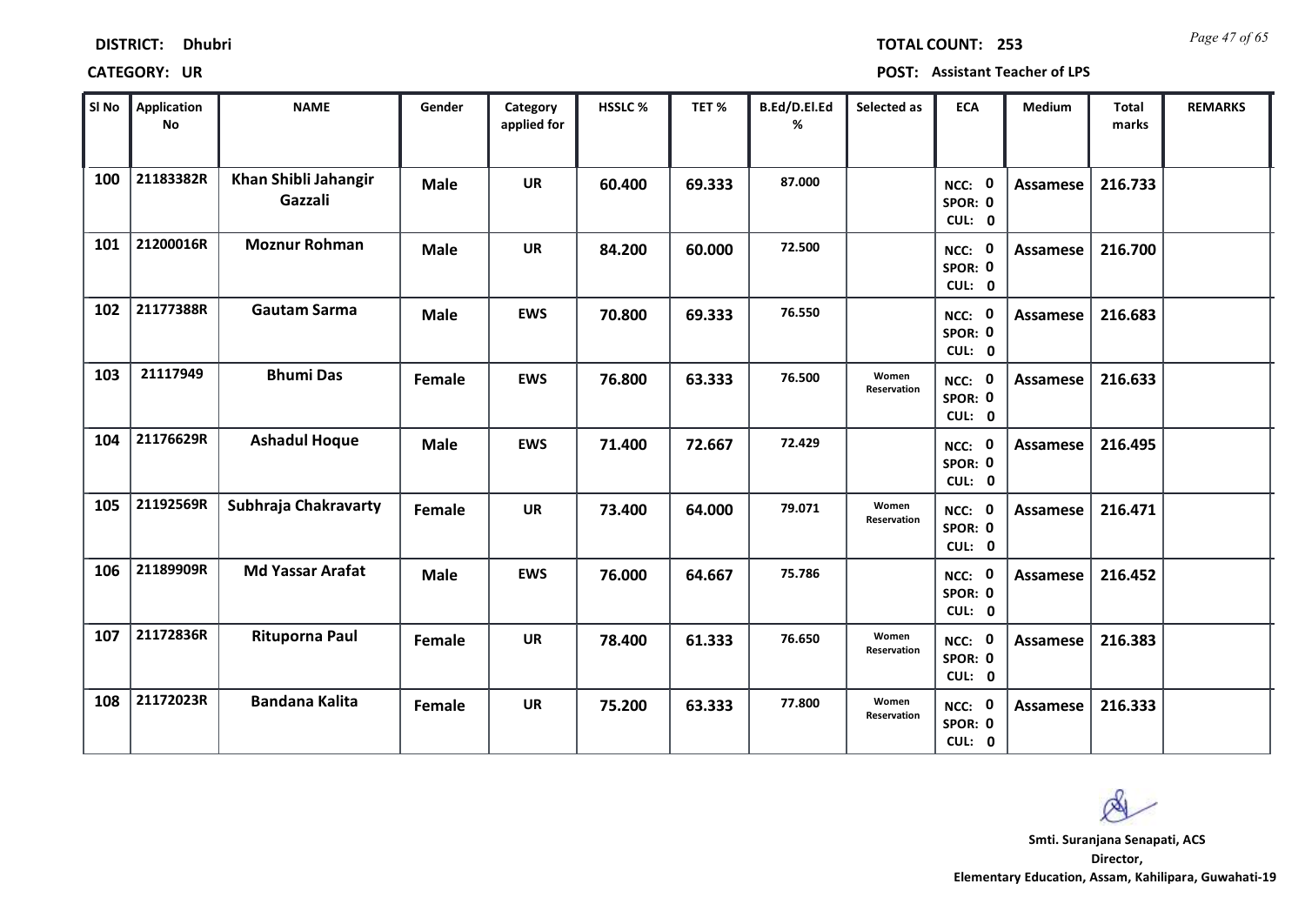**DISTRICT:** Dhubri

**TOTAL COUNT:** 253

**CATEGORY:** UR

**POST:** Assistant Teacher of LPS

| Sl No | Application No | NAME | Gender | Category applied for | HSSLC % | TET % | B.Ed/D.El.Ed % | Selected as | ECA | Medium | Total marks | REMARKS |
|---|---|---|---|---|---|---|---|---|---|---|---|---|
| 100 | 21183382R | Khan Shibli Jahangir Gazzali | Male | UR | 60.400 | 69.333 | 87.000 | | NCC: 0 SPOR: 0 CUL: 0 | Assamese | 216.733 | |
| 101 | 21200016R | Moznur Rohman | Male | UR | 84.200 | 60.000 | 72.500 | | NCC: 0 SPOR: 0 CUL: 0 | Assamese | 216.700 | |
| 102 | 21177388R | Gautam Sarma | Male | EWS | 70.800 | 69.333 | 76.550 | | NCC: 0 SPOR: 0 CUL: 0 | Assamese | 216.683 | |
| 103 | 21117949 | Bhumi Das | Female | EWS | 76.800 | 63.333 | 76.500 | Women Reservation | NCC: 0 SPOR: 0 CUL: 0 | Assamese | 216.633 | |
| 104 | 21176629R | Ashadul Hoque | Male | EWS | 71.400 | 72.667 | 72.429 | | NCC: 0 SPOR: 0 CUL: 0 | Assamese | 216.495 | |
| 105 | 21192569R | Subhraja Chakravarty | Female | UR | 73.400 | 64.000 | 79.071 | Women Reservation | NCC: 0 SPOR: 0 CUL: 0 | Assamese | 216.471 | |
| 106 | 21189909R | Md Yassar Arafat | Male | EWS | 76.000 | 64.667 | 75.786 | | NCC: 0 SPOR: 0 CUL: 0 | Assamese | 216.452 | |
| 107 | 21172836R | Rituporna Paul | Female | UR | 78.400 | 61.333 | 76.650 | Women Reservation | NCC: 0 SPOR: 0 CUL: 0 | Assamese | 216.383 | |
| 108 | 21172023R | Bandana Kalita | Female | UR | 75.200 | 63.333 | 77.800 | Women Reservation | NCC: 0 SPOR: 0 CUL: 0 | Assamese | 216.333 | |

**Smti. Suranjana Senapati, ACS**
**Director,**
**Elementary Education, Assam, Kahilipara, Guwahati-19**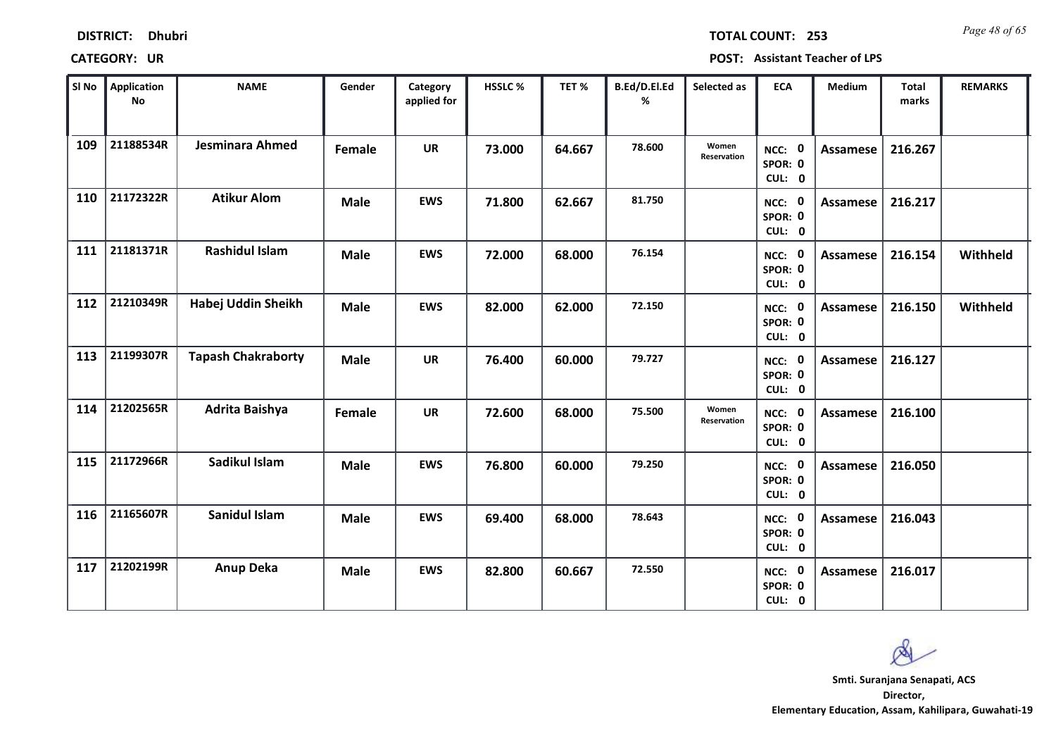**DISTRICT:** Dhubri

**TOTAL COUNT:** 253

**CATEGORY:** UR

**POST:** Assistant Teacher of LPS

| Sl No | Application No | NAME | Gender | Category applied for | HSSLC % | TET % | B.Ed/D.El.Ed % | Selected as | ECA | Medium | Total marks | REMARKS |
|---|---|---|---|---|---|---|---|---|---|---|---|---|
| 109 | 21188534R | Jesminara Ahmed | Female | UR | 73.000 | 64.667 | 78.600 | Women Reservation | NCC: 0 SPOR: 0 CUL: 0 | Assamese | 216.267 | |
| 110 | 21172322R | Atikur Alom | Male | EWS | 71.800 | 62.667 | 81.750 | | NCC: 0 SPOR: 0 CUL: 0 | Assamese | 216.217 | |
| 111 | 21181371R | Rashidul Islam | Male | EWS | 72.000 | 68.000 | 76.154 | | NCC: 0 SPOR: 0 CUL: 0 | Assamese | 216.154 | Withheld |
| 112 | 21210349R | Habej Uddin Sheikh | Male | EWS | 82.000 | 62.000 | 72.150 | | NCC: 0 SPOR: 0 CUL: 0 | Assamese | 216.150 | Withheld |
| 113 | 21199307R | Tapash Chakraborty | Male | UR | 76.400 | 60.000 | 79.727 | | NCC: 0 SPOR: 0 CUL: 0 | Assamese | 216.127 | |
| 114 | 21202565R | Adrita Baishya | Female | UR | 72.600 | 68.000 | 75.500 | Women Reservation | NCC: 0 SPOR: 0 CUL: 0 | Assamese | 216.100 | |
| 115 | 21172966R | Sadikul Islam | Male | EWS | 76.800 | 60.000 | 79.250 | | NCC: 0 SPOR: 0 CUL: 0 | Assamese | 216.050 | |
| 116 | 21165607R | Sanidul Islam | Male | EWS | 69.400 | 68.000 | 78.643 | | NCC: 0 SPOR: 0 CUL: 0 | Assamese | 216.043 | |
| 117 | 21202199R | Anup Deka | Male | EWS | 82.800 | 60.667 | 72.550 | | NCC: 0 SPOR: 0 CUL: 0 | Assamese | 216.017 | |

**Smti. Suranjana Senapati, ACS**
**Director,**
**Elementary Education, Assam, Kahilipara, Guwahati-19**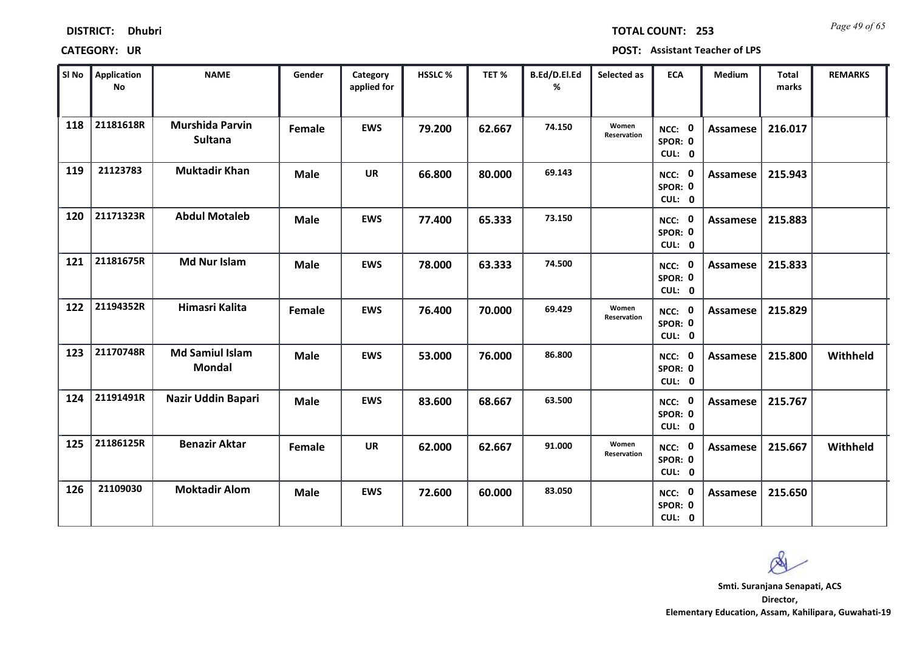**DISTRICT: Dhubri**

**TOTAL COUNT: 253**

**CATEGORY: UR**

**POST: Assistant Teacher of LPS**

| Sl No | Application No | NAME | Gender | Category applied for | HSSLC % | TET % | B.Ed/D.El.Ed % | Selected as | ECA | Medium | Total marks | REMARKS |
|---|---|---|---|---|---|---|---|---|---|---|---|---|
| 118 | 21181618R | Murshida Parvin Sultana | Female | EWS | 79.200 | 62.667 | 74.150 | Women Reservation | NCC: 0 SPOR: 0 CUL: 0 | Assamese | 216.017 | |
| 119 | 21123783 | Muktadir Khan | Male | UR | 66.800 | 80.000 | 69.143 | | NCC: 0 SPOR: 0 CUL: 0 | Assamese | 215.943 | |
| 120 | 21171323R | Abdul Motaleb | Male | EWS | 77.400 | 65.333 | 73.150 | | NCC: 0 SPOR: 0 CUL: 0 | Assamese | 215.883 | |
| 121 | 21181675R | Md Nur Islam | Male | EWS | 78.000 | 63.333 | 74.500 | | NCC: 0 SPOR: 0 CUL: 0 | Assamese | 215.833 | |
| 122 | 21194352R | Himasri Kalita | Female | EWS | 76.400 | 70.000 | 69.429 | Women Reservation | NCC: 0 SPOR: 0 CUL: 0 | Assamese | 215.829 | |
| 123 | 21170748R | Md Samiul Islam Mondal | Male | EWS | 53.000 | 76.000 | 86.800 | | NCC: 0 SPOR: 0 CUL: 0 | Assamese | 215.800 | Withheld |
| 124 | 21191491R | Nazir Uddin Bapari | Male | EWS | 83.600 | 68.667 | 63.500 | | NCC: 0 SPOR: 0 CUL: 0 | Assamese | 215.767 | |
| 125 | 21186125R | Benazir Aktar | Female | UR | 62.000 | 62.667 | 91.000 | Women Reservation | NCC: 0 SPOR: 0 CUL: 0 | Assamese | 215.667 | Withheld |
| 126 | 21109030 | Moktadir Alom | Male | EWS | 72.600 | 60.000 | 83.050 | | NCC: 0 SPOR: 0 CUL: 0 | Assamese | 215.650 | |

**Smti. Suranjana Senapati, ACS**
**Director,**
**Elementary Education, Assam, Kahilipara, Guwahati-19**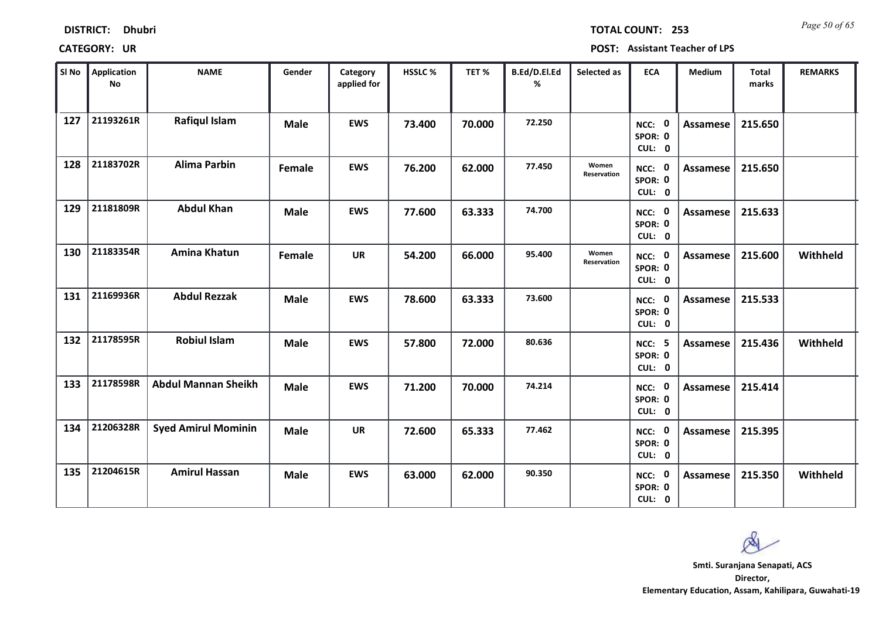**DISTRICT:** Dhubri

**TOTAL COUNT:** 253

**CATEGORY:** UR

**POST:** Assistant Teacher of LPS

| Sl No | Application No | NAME | Gender | Category applied for | HSSLC % | TET % | B.Ed/D.El.Ed % | Selected as | ECA | Medium | Total marks | REMARKS |
|---|---|---|---|---|---|---|---|---|---|---|---|---|
| 127 | 21193261R | Rafiqul Islam | Male | EWS | 73.400 | 70.000 | 72.250 | | NCC: 0 SPOR: 0 CUL: 0 | Assamese | 215.650 | |
| 128 | 21183702R | Alima Parbin | Female | EWS | 76.200 | 62.000 | 77.450 | Women Reservation | NCC: 0 SPOR: 0 CUL: 0 | Assamese | 215.650 | |
| 129 | 21181809R | Abdul Khan | Male | EWS | 77.600 | 63.333 | 74.700 | | NCC: 0 SPOR: 0 CUL: 0 | Assamese | 215.633 | |
| 130 | 21183354R | Amina Khatun | Female | UR | 54.200 | 66.000 | 95.400 | Women Reservation | NCC: 0 SPOR: 0 CUL: 0 | Assamese | 215.600 | Withheld |
| 131 | 21169936R | Abdul Rezzak | Male | EWS | 78.600 | 63.333 | 73.600 | | NCC: 0 SPOR: 0 CUL: 0 | Assamese | 215.533 | |
| 132 | 21178595R | Robiul Islam | Male | EWS | 57.800 | 72.000 | 80.636 | | NCC: 5 SPOR: 0 CUL: 0 | Assamese | 215.436 | Withheld |
| 133 | 21178598R | Abdul Mannan Sheikh | Male | EWS | 71.200 | 70.000 | 74.214 | | NCC: 0 SPOR: 0 CUL: 0 | Assamese | 215.414 | |
| 134 | 21206328R | Syed Amirul Mominin | Male | UR | 72.600 | 65.333 | 77.462 | | NCC: 0 SPOR: 0 CUL: 0 | Assamese | 215.395 | |
| 135 | 21204615R | Amirul Hassan | Male | EWS | 63.000 | 62.000 | 90.350 | | NCC: 0 SPOR: 0 CUL: 0 | Assamese | 215.350 | Withheld |

**Smti. Suranjana Senapati, ACS**
**Director,**
**Elementary Education, Assam, Kahilipara, Guwahati-19**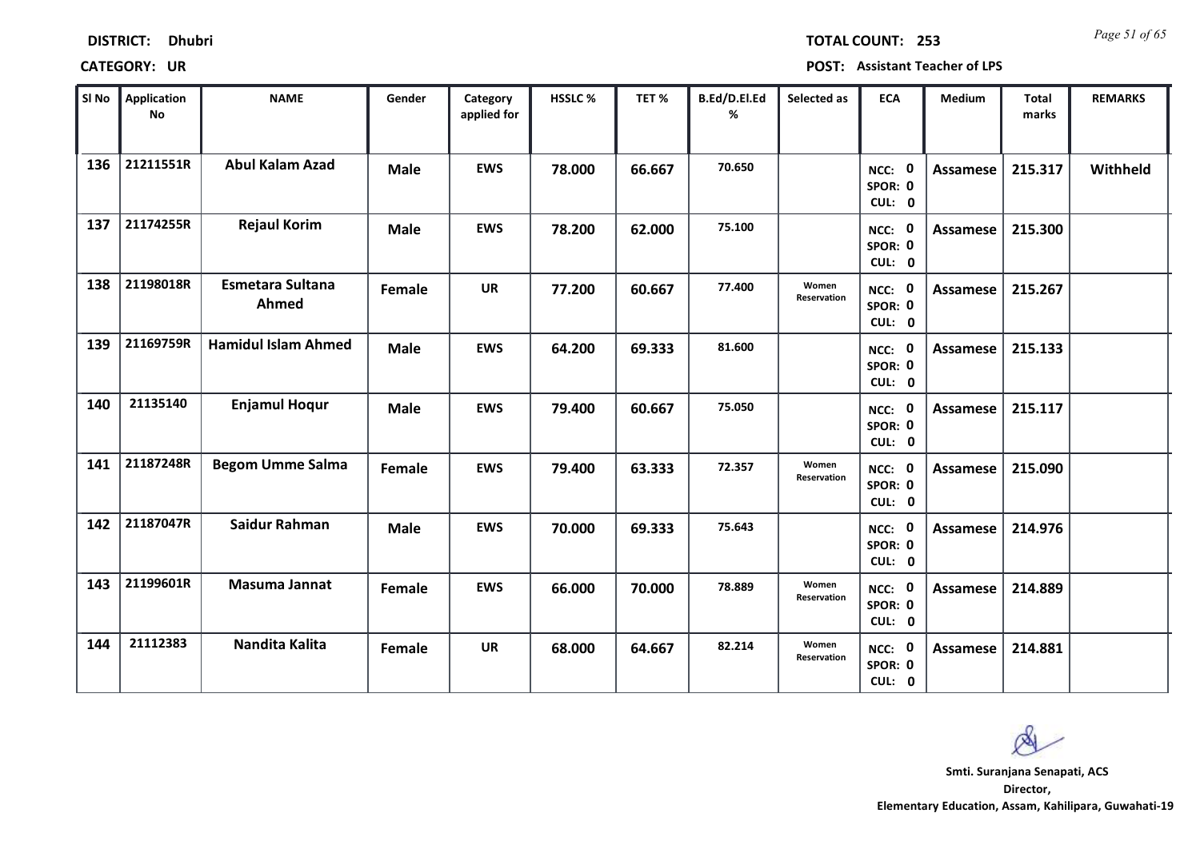**DISTRICT:** Dhubri

**TOTAL COUNT:** 253

**CATEGORY:** UR

**POST:** Assistant Teacher of LPS

| Sl No | Application No | NAME | Gender | Category applied for | HSSLC % | TET % | B.Ed/D.El.Ed % | Selected as | ECA | Medium | Total marks | REMARKS |
|---|---|---|---|---|---|---|---|---|---|---|---|---|
| 136 | 21211551R | Abul Kalam Azad | Male | EWS | 78.000 | 66.667 | 70.650 | | NCC: 0 SPOR: 0 CUL: 0 | Assamese | 215.317 | Withheld |
| 137 | 21174255R | Rejaul Korim | Male | EWS | 78.200 | 62.000 | 75.100 | | NCC: 0 SPOR: 0 CUL: 0 | Assamese | 215.300 | |
| 138 | 21198018R | Esmetara Sultana Ahmed | Female | UR | 77.200 | 60.667 | 77.400 | Women Reservation | NCC: 0 SPOR: 0 CUL: 0 | Assamese | 215.267 | |
| 139 | 21169759R | Hamidul Islam Ahmed | Male | EWS | 64.200 | 69.333 | 81.600 | | NCC: 0 SPOR: 0 CUL: 0 | Assamese | 215.133 | |
| 140 | 21135140 | Enjamul Hoqur | Male | EWS | 79.400 | 60.667 | 75.050 | | NCC: 0 SPOR: 0 CUL: 0 | Assamese | 215.117 | |
| 141 | 21187248R | Begom Umme Salma | Female | EWS | 79.400 | 63.333 | 72.357 | Women Reservation | NCC: 0 SPOR: 0 CUL: 0 | Assamese | 215.090 | |
| 142 | 21187047R | Saidur Rahman | Male | EWS | 70.000 | 69.333 | 75.643 | | NCC: 0 SPOR: 0 CUL: 0 | Assamese | 214.976 | |
| 143 | 21199601R | Masuma Jannat | Female | EWS | 66.000 | 70.000 | 78.889 | Women Reservation | NCC: 0 SPOR: 0 CUL: 0 | Assamese | 214.889 | |
| 144 | 21112383 | Nandita Kalita | Female | UR | 68.000 | 64.667 | 82.214 | Women Reservation | NCC: 0 SPOR: 0 CUL: 0 | Assamese | 214.881 | |

**Smti. Suranjana Senapati, ACS**
**Director,**
**Elementary Education, Assam, Kahilipara, Guwahati-19**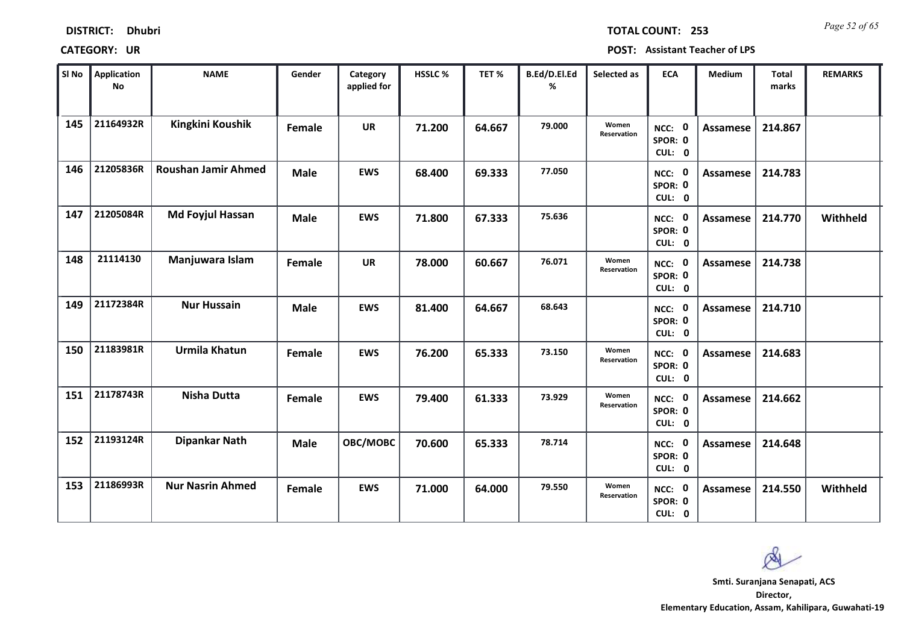**DISTRICT: Dhubri** | **TOTAL COUNT: 253**

**CATEGORY: UR** | **POST: Assistant Teacher of LPS**

| Sl No | Application No | NAME | Gender | Category applied for | HSSLC % | TET % | B.Ed/D.El.Ed % | Selected as | ECA | Medium | Total marks | REMARKS |
|---|---|---|---|---|---|---|---|---|---|---|---|---|
| 145 | 21164932R | Kingkini Koushik | Female | UR | 71.200 | 64.667 | 79.000 | Women Reservation | NCC: 0 SPOR: 0 CUL: 0 | Assamese | 214.867 | |
| 146 | 21205836R | Roushan Jamir Ahmed | Male | EWS | 68.400 | 69.333 | 77.050 | | NCC: 0 SPOR: 0 CUL: 0 | Assamese | 214.783 | |
| 147 | 21205084R | Md Foyjul Hassan | Male | EWS | 71.800 | 67.333 | 75.636 | | NCC: 0 SPOR: 0 CUL: 0 | Assamese | 214.770 | Withheld |
| 148 | 21114130 | Manjuwara Islam | Female | UR | 78.000 | 60.667 | 76.071 | Women Reservation | NCC: 0 SPOR: 0 CUL: 0 | Assamese | 214.738 | |
| 149 | 21172384R | Nur Hussain | Male | EWS | 81.400 | 64.667 | 68.643 | | NCC: 0 SPOR: 0 CUL: 0 | Assamese | 214.710 | |
| 150 | 21183981R | Urmila Khatun | Female | EWS | 76.200 | 65.333 | 73.150 | Women Reservation | NCC: 0 SPOR: 0 CUL: 0 | Assamese | 214.683 | |
| 151 | 21178743R | Nisha Dutta | Female | EWS | 79.400 | 61.333 | 73.929 | Women Reservation | NCC: 0 SPOR: 0 CUL: 0 | Assamese | 214.662 | |
| 152 | 21193124R | Dipankar Nath | Male | OBC/MOBC | 70.600 | 65.333 | 78.714 | | NCC: 0 SPOR: 0 CUL: 0 | Assamese | 214.648 | |
| 153 | 21186993R | Nur Nasrin Ahmed | Female | EWS | 71.000 | 64.000 | 79.550 | Women Reservation | NCC: 0 SPOR: 0 CUL: 0 | Assamese | 214.550 | Withheld |

**Smti. Suranjana Senapati, ACS**
**Director,**
**Elementary Education, Assam, Kahilipara, Guwahati-19**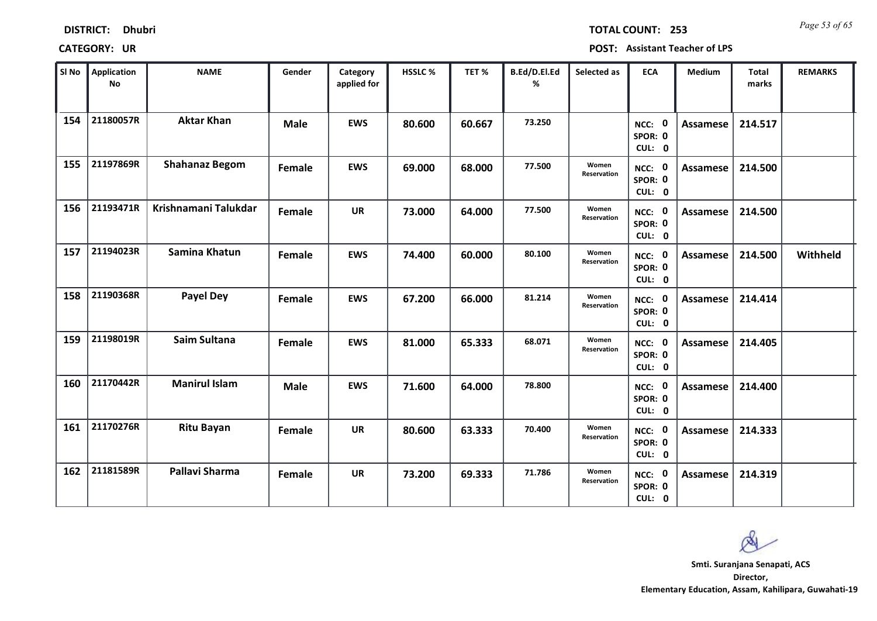**DISTRICT:** Dhubri

**TOTAL COUNT:** 253

**CATEGORY:** UR

**POST:** Assistant Teacher of LPS

| Sl No | Application No | NAME | Gender | Category applied for | HSSLC % | TET % | B.Ed/D.El.Ed % | Selected as | ECA | Medium | Total marks | REMARKS |
|---|---|---|---|---|---|---|---|---|---|---|---|---|
| 154 | 21180057R | Aktar Khan | Male | EWS | 80.600 | 60.667 | 73.250 | | NCC: 0 SPOR: 0 CUL: 0 | Assamese | 214.517 | |
| 155 | 21197869R | Shahanaz Begom | Female | EWS | 69.000 | 68.000 | 77.500 | Women Reservation | NCC: 0 SPOR: 0 CUL: 0 | Assamese | 214.500 | |
| 156 | 21193471R | Krishnamani Talukdar | Female | UR | 73.000 | 64.000 | 77.500 | Women Reservation | NCC: 0 SPOR: 0 CUL: 0 | Assamese | 214.500 | |
| 157 | 21194023R | Samina Khatun | Female | EWS | 74.400 | 60.000 | 80.100 | Women Reservation | NCC: 0 SPOR: 0 CUL: 0 | Assamese | 214.500 | Withheld |
| 158 | 21190368R | Payel Dey | Female | EWS | 67.200 | 66.000 | 81.214 | Women Reservation | NCC: 0 SPOR: 0 CUL: 0 | Assamese | 214.414 | |
| 159 | 21198019R | Saim Sultana | Female | EWS | 81.000 | 65.333 | 68.071 | Women Reservation | NCC: 0 SPOR: 0 CUL: 0 | Assamese | 214.405 | |
| 160 | 21170442R | Manirul Islam | Male | EWS | 71.600 | 64.000 | 78.800 | | NCC: 0 SPOR: 0 CUL: 0 | Assamese | 214.400 | |
| 161 | 21170276R | Ritu Bayan | Female | UR | 80.600 | 63.333 | 70.400 | Women Reservation | NCC: 0 SPOR: 0 CUL: 0 | Assamese | 214.333 | |
| 162 | 21181589R | Pallavi Sharma | Female | UR | 73.200 | 69.333 | 71.786 | Women Reservation | NCC: 0 SPOR: 0 CUL: 0 | Assamese | 214.319 | |

**Smti. Suranjana Senapati, ACS**
**Director,**
**Elementary Education, Assam, Kahilipara, Guwahati-19**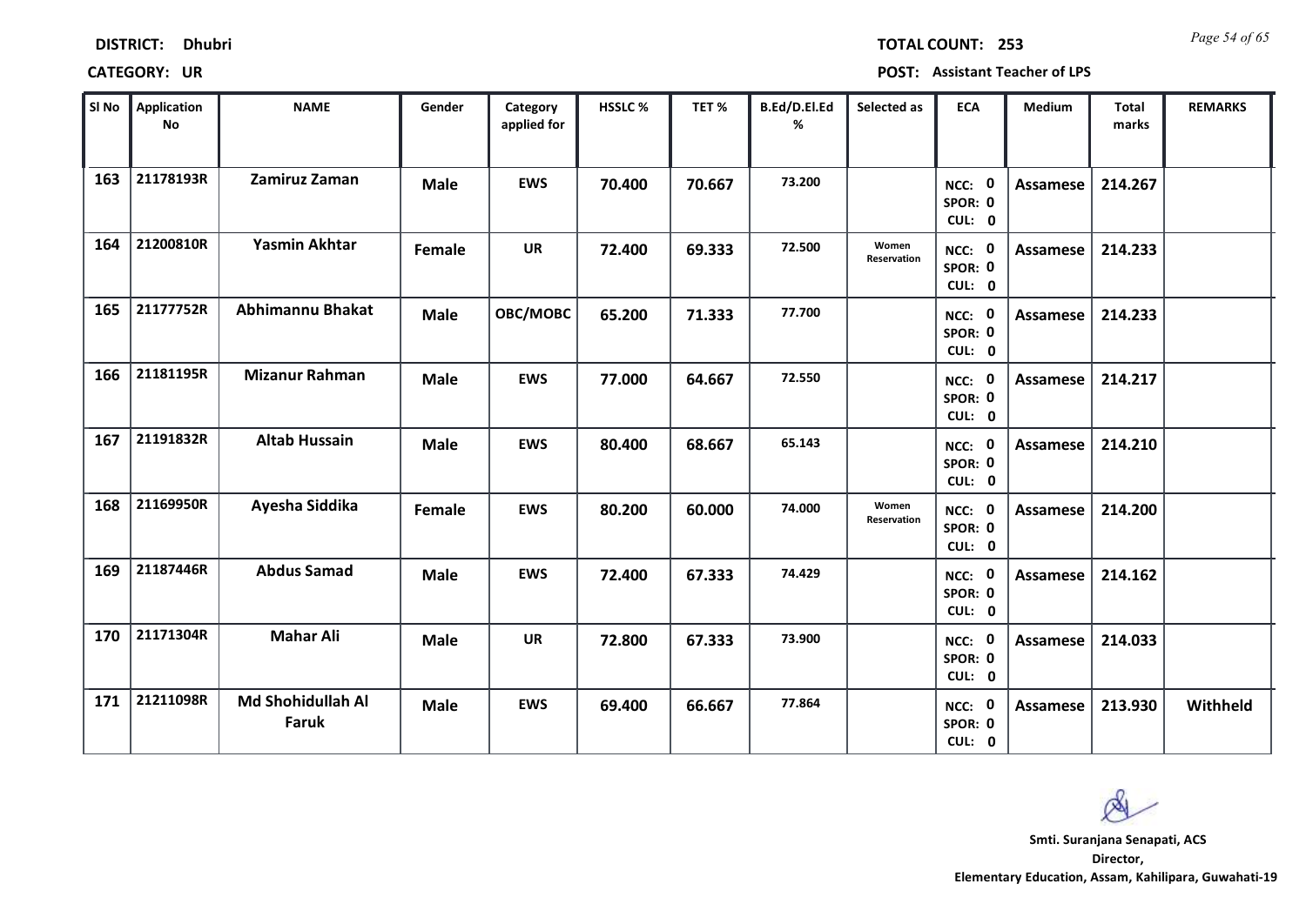**DISTRICT:** Dhubri | **TOTAL COUNT:** 253

**CATEGORY:** UR | **POST:** Assistant Teacher of LPS

| Sl No | Application No | NAME | Gender | Category applied for | HSSLC % | TET % | B.Ed/D.El.Ed % | Selected as | ECA | Medium | Total marks | REMARKS |
|---|---|---|---|---|---|---|---|---|---|---|---|---|
| 163 | 21178193R | Zamiruz Zaman | Male | EWS | 70.400 | 70.667 | 73.200 | | NCC: 0 SPOR: 0 CUL: 0 | Assamese | 214.267 | |
| 164 | 21200810R | Yasmin Akhtar | Female | UR | 72.400 | 69.333 | 72.500 | Women Reservation | NCC: 0 SPOR: 0 CUL: 0 | Assamese | 214.233 | |
| 165 | 21177752R | Abhimannu Bhakat | Male | OBC/MOBC | 65.200 | 71.333 | 77.700 | | NCC: 0 SPOR: 0 CUL: 0 | Assamese | 214.233 | |
| 166 | 21181195R | Mizanur Rahman | Male | EWS | 77.000 | 64.667 | 72.550 | | NCC: 0 SPOR: 0 CUL: 0 | Assamese | 214.217 | |
| 167 | 21191832R | Altab Hussain | Male | EWS | 80.400 | 68.667 | 65.143 | | NCC: 0 SPOR: 0 CUL: 0 | Assamese | 214.210 | |
| 168 | 21169950R | Ayesha Siddika | Female | EWS | 80.200 | 60.000 | 74.000 | Women Reservation | NCC: 0 SPOR: 0 CUL: 0 | Assamese | 214.200 | |
| 169 | 21187446R | Abdus Samad | Male | EWS | 72.400 | 67.333 | 74.429 | | NCC: 0 SPOR: 0 CUL: 0 | Assamese | 214.162 | |
| 170 | 21171304R | Mahar Ali | Male | UR | 72.800 | 67.333 | 73.900 | | NCC: 0 SPOR: 0 CUL: 0 | Assamese | 214.033 | |
| 171 | 21211098R | Md Shohidullah Al Faruk | Male | EWS | 69.400 | 66.667 | 77.864 | | NCC: 0 SPOR: 0 CUL: 0 | Assamese | 213.930 | Withheld |

**Smti. Suranjana Senapati, ACS**
**Director,**
**Elementary Education, Assam, Kahilipara, Guwahati-19**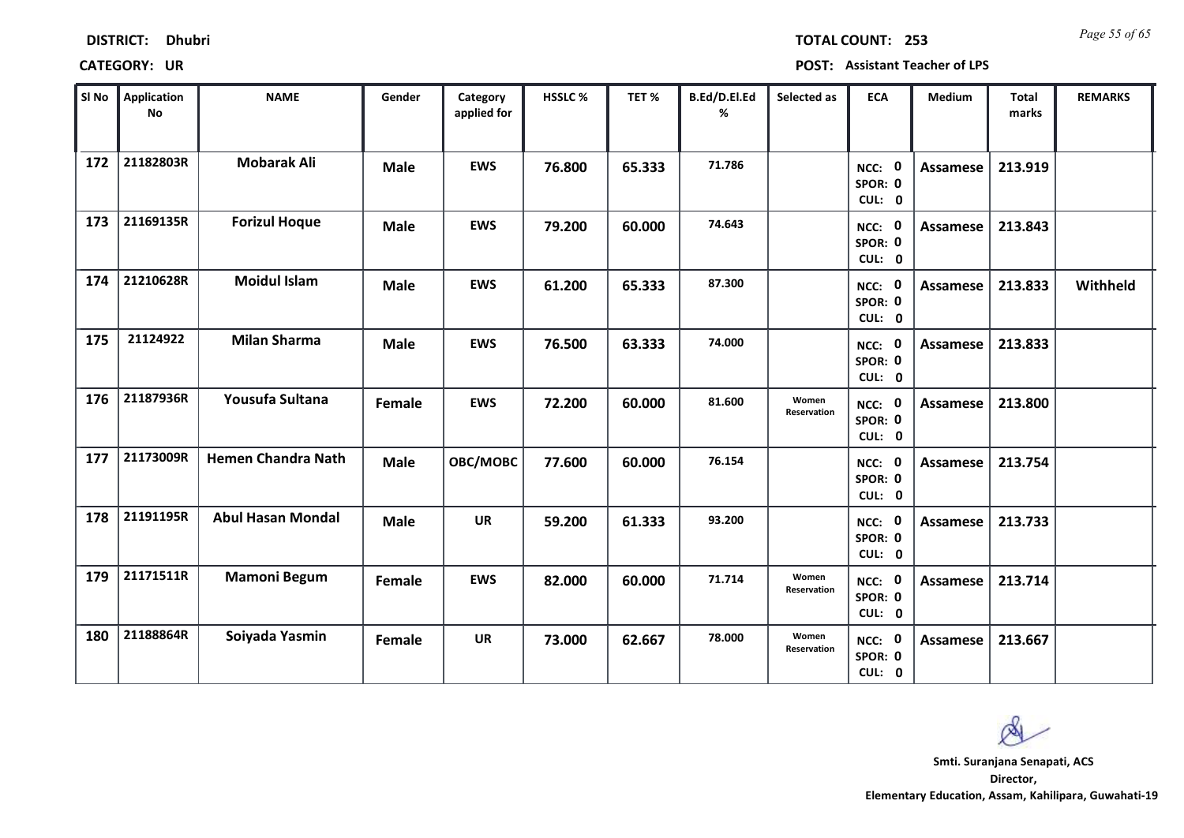**DISTRICT:** Dhubri **TOTAL COUNT:** 253

**CATEGORY:** UR **POST:** Assistant Teacher of LPS

| Sl No | Application No | NAME | Gender | Category applied for | HSSLC % | TET % | B.Ed/D.El.Ed % | Selected as | ECA | Medium | Total marks | REMARKS |
|---|---|---|---|---|---|---|---|---|---|---|---|---|
| 172 | 21182803R | Mobarak Ali | Male | EWS | 76.800 | 65.333 | 71.786 | | NCC: 0 SPOR: 0 CUL: 0 | Assamese | 213.919 | |
| 173 | 21169135R | Forizul Hoque | Male | EWS | 79.200 | 60.000 | 74.643 | | NCC: 0 SPOR: 0 CUL: 0 | Assamese | 213.843 | |
| 174 | 21210628R | Moidul Islam | Male | EWS | 61.200 | 65.333 | 87.300 | | NCC: 0 SPOR: 0 CUL: 0 | Assamese | 213.833 | Withheld |
| 175 | 21124922 | Milan Sharma | Male | EWS | 76.500 | 63.333 | 74.000 | | NCC: 0 SPOR: 0 CUL: 0 | Assamese | 213.833 | |
| 176 | 21187936R | Yousufa Sultana | Female | EWS | 72.200 | 60.000 | 81.600 | Women Reservation | NCC: 0 SPOR: 0 CUL: 0 | Assamese | 213.800 | |
| 177 | 21173009R | Hemen Chandra Nath | Male | OBC/MOBC | 77.600 | 60.000 | 76.154 | | NCC: 0 SPOR: 0 CUL: 0 | Assamese | 213.754 | |
| 178 | 21191195R | Abul Hasan Mondal | Male | UR | 59.200 | 61.333 | 93.200 | | NCC: 0 SPOR: 0 CUL: 0 | Assamese | 213.733 | |
| 179 | 21171511R | Mamoni Begum | Female | EWS | 82.000 | 60.000 | 71.714 | Women Reservation | NCC: 0 SPOR: 0 CUL: 0 | Assamese | 213.714 | |
| 180 | 21188864R | Soiyada Yasmin | Female | UR | 73.000 | 62.667 | 78.000 | Women Reservation | NCC: 0 SPOR: 0 CUL: 0 | Assamese | 213.667 | |

**Smti. Suranjana Senapati, ACS**
**Director,**
**Elementary Education, Assam, Kahilipara, Guwahati-19**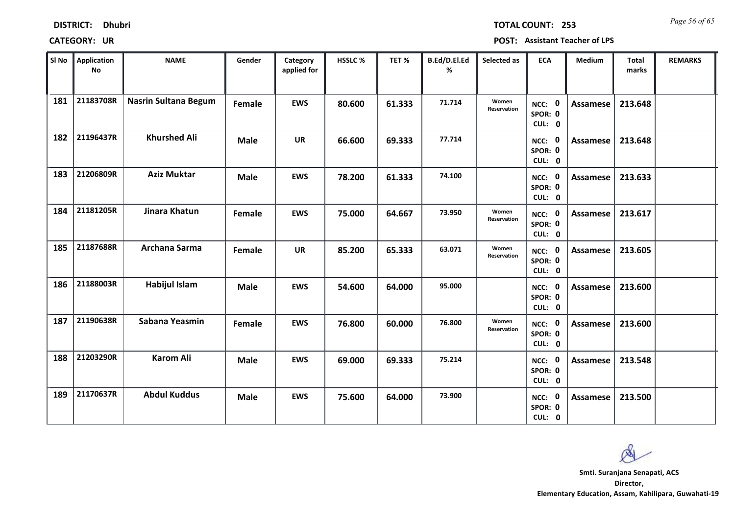**DISTRICT:** Dhubri

**TOTAL COUNT:** 253

**CATEGORY:** UR

**POST:** Assistant Teacher of LPS

| Sl No | Application No | NAME | Gender | Category applied for | HSSLC % | TET % | B.Ed/D.El.Ed % | Selected as | ECA | Medium | Total marks | REMARKS |
|---|---|---|---|---|---|---|---|---|---|---|---|---|
| 181 | 21183708R | Nasrin Sultana Begum | Female | EWS | 80.600 | 61.333 | 71.714 | Women Reservation | NCC: 0 SPOR: 0 CUL: 0 | Assamese | 213.648 | |
| 182 | 21196437R | Khurshed Ali | Male | UR | 66.600 | 69.333 | 77.714 | | NCC: 0 SPOR: 0 CUL: 0 | Assamese | 213.648 | |
| 183 | 21206809R | Aziz Muktar | Male | EWS | 78.200 | 61.333 | 74.100 | | NCC: 0 SPOR: 0 CUL: 0 | Assamese | 213.633 | |
| 184 | 21181205R | Jinara Khatun | Female | EWS | 75.000 | 64.667 | 73.950 | Women Reservation | NCC: 0 SPOR: 0 CUL: 0 | Assamese | 213.617 | |
| 185 | 21187688R | Archana Sarma | Female | UR | 85.200 | 65.333 | 63.071 | Women Reservation | NCC: 0 SPOR: 0 CUL: 0 | Assamese | 213.605 | |
| 186 | 21188003R | Habijul Islam | Male | EWS | 54.600 | 64.000 | 95.000 | | NCC: 0 SPOR: 0 CUL: 0 | Assamese | 213.600 | |
| 187 | 21190638R | Sabana Yeasmin | Female | EWS | 76.800 | 60.000 | 76.800 | Women Reservation | NCC: 0 SPOR: 0 CUL: 0 | Assamese | 213.600 | |
| 188 | 21203290R | Karom Ali | Male | EWS | 69.000 | 69.333 | 75.214 | | NCC: 0 SPOR: 0 CUL: 0 | Assamese | 213.548 | |
| 189 | 21170637R | Abdul Kuddus | Male | EWS | 75.600 | 64.000 | 73.900 | | NCC: 0 SPOR: 0 CUL: 0 | Assamese | 213.500 | |

**Smti. Suranjana Senapati, ACS**
**Director,**
**Elementary Education, Assam, Kahilipara, Guwahati-19**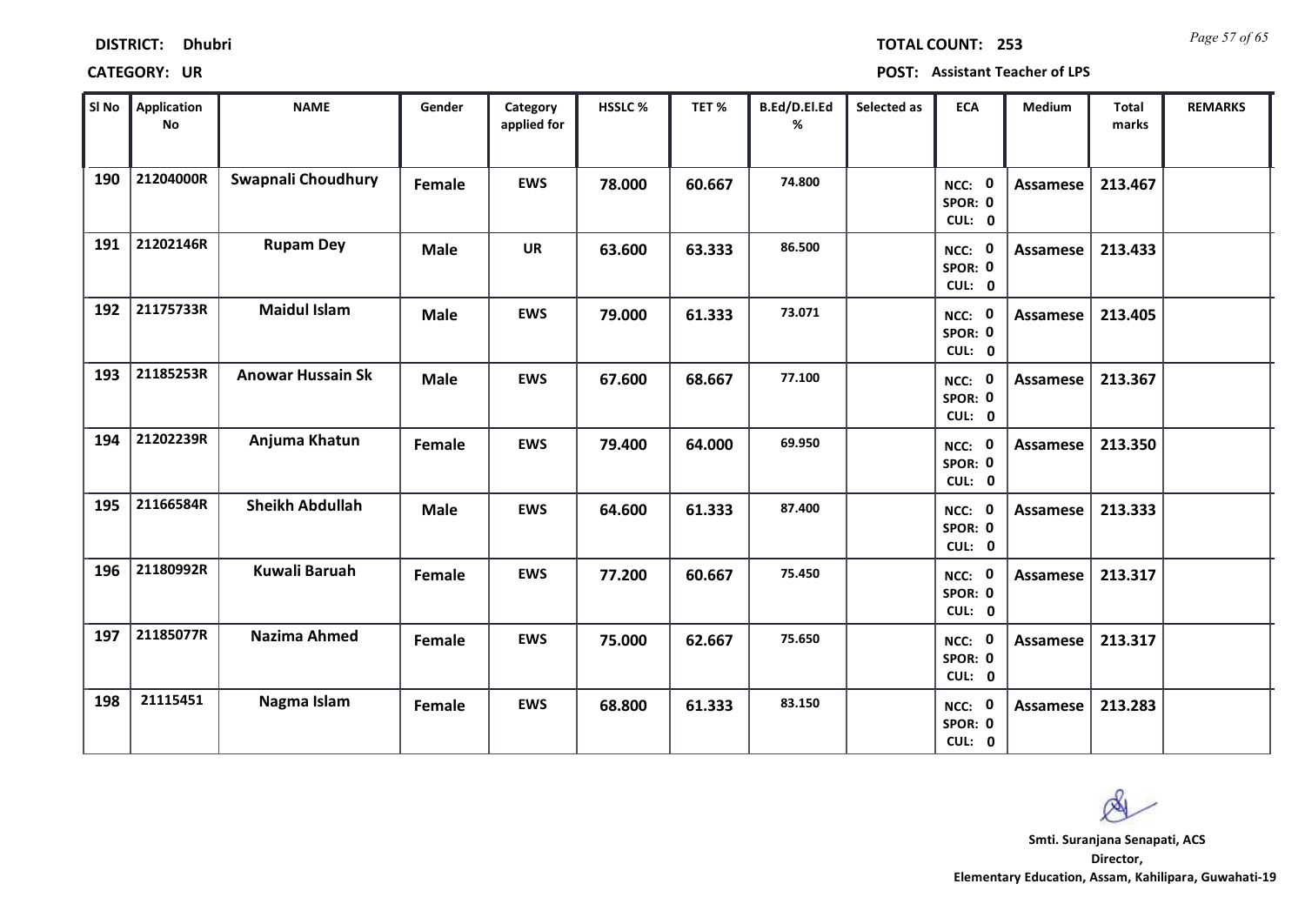**DISTRICT: Dhubri**

**TOTAL COUNT: 253**

**CATEGORY: UR**

**POST: Assistant Teacher of LPS**

| Sl No | Application No | NAME | Gender | Category applied for | HSSLC % | TET % | B.Ed/D.El.Ed % | Selected as | ECA | Medium | Total marks | REMARKS |
|---|---|---|---|---|---|---|---|---|---|---|---|---|
| 190 | 21204000R | Swapnali Choudhury | Female | EWS | 78.000 | 60.667 | 74.800 | | NCC: 0 SPOR: 0 CUL: 0 | Assamese | 213.467 | |
| 191 | 21202146R | Rupam Dey | Male | UR | 63.600 | 63.333 | 86.500 | | NCC: 0 SPOR: 0 CUL: 0 | Assamese | 213.433 | |
| 192 | 21175733R | Maidul Islam | Male | EWS | 79.000 | 61.333 | 73.071 | | NCC: 0 SPOR: 0 CUL: 0 | Assamese | 213.405 | |
| 193 | 21185253R | Anowar Hussain Sk | Male | EWS | 67.600 | 68.667 | 77.100 | | NCC: 0 SPOR: 0 CUL: 0 | Assamese | 213.367 | |
| 194 | 21202239R | Anjuma Khatun | Female | EWS | 79.400 | 64.000 | 69.950 | | NCC: 0 SPOR: 0 CUL: 0 | Assamese | 213.350 | |
| 195 | 21166584R | Sheikh Abdullah | Male | EWS | 64.600 | 61.333 | 87.400 | | NCC: 0 SPOR: 0 CUL: 0 | Assamese | 213.333 | |
| 196 | 21180992R | Kuwali Baruah | Female | EWS | 77.200 | 60.667 | 75.450 | | NCC: 0 SPOR: 0 CUL: 0 | Assamese | 213.317 | |
| 197 | 21185077R | Nazima Ahmed | Female | EWS | 75.000 | 62.667 | 75.650 | | NCC: 0 SPOR: 0 CUL: 0 | Assamese | 213.317 | |
| 198 | 21115451 | Nagma Islam | Female | EWS | 68.800 | 61.333 | 83.150 | | NCC: 0 SPOR: 0 CUL: 0 | Assamese | 213.283 | |

**Smti. Suranjana Senapati, ACS**
**Director,**
**Elementary Education, Assam, Kahilipara, Guwahati-19**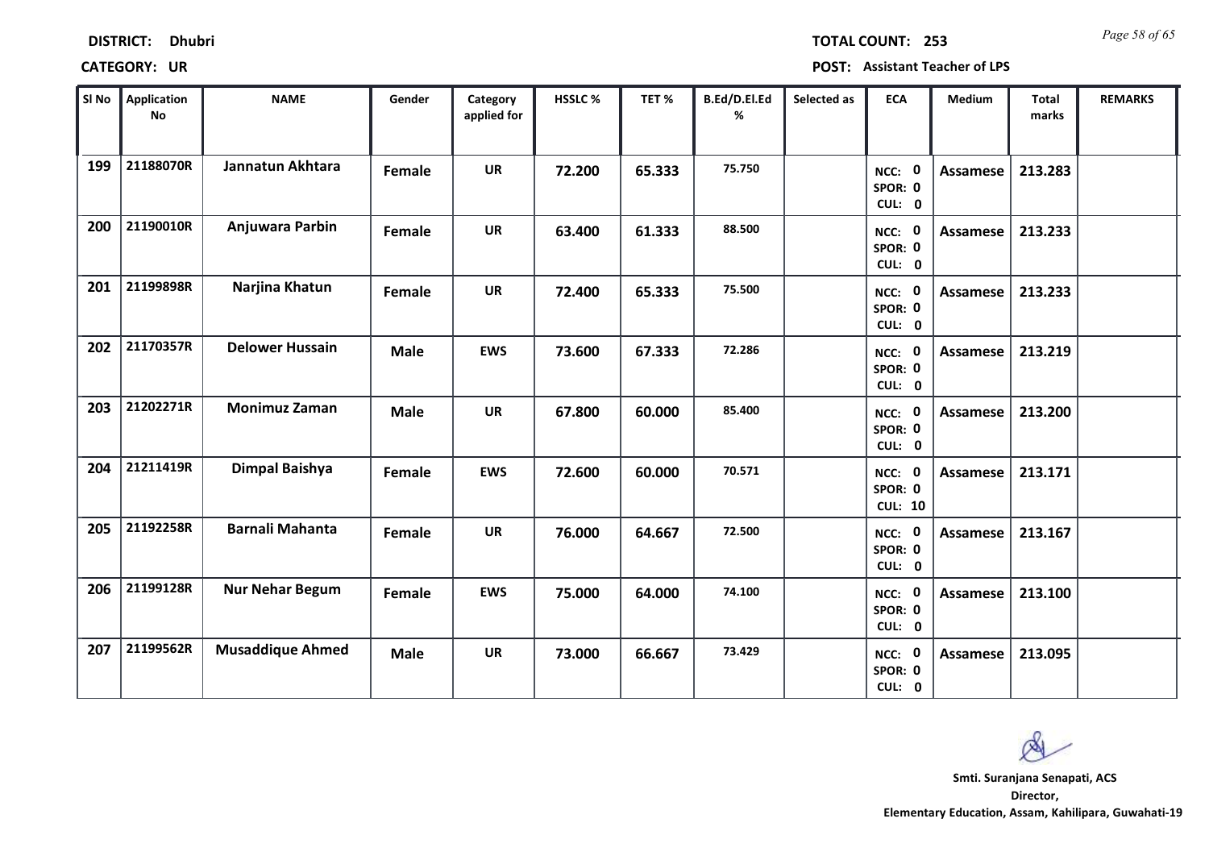**DISTRICT:** Dhubri

**TOTAL COUNT:** 253

**CATEGORY:** UR

**POST:** Assistant Teacher of LPS

| Sl No | Application No | NAME | Gender | Category applied for | HSSLC % | TET % | B.Ed/D.El.Ed % | Selected as | ECA | Medium | Total marks | REMARKS |
|---|---|---|---|---|---|---|---|---|---|---|---|---|
| 199 | 21188070R | Jannatun Akhtara | Female | UR | 72.200 | 65.333 | 75.750 | | NCC: 0 SPOR: 0 CUL: 0 | Assamese | 213.283 | |
| 200 | 21190010R | Anjuwara Parbin | Female | UR | 63.400 | 61.333 | 88.500 | | NCC: 0 SPOR: 0 CUL: 0 | Assamese | 213.233 | |
| 201 | 21199898R | Narjina Khatun | Female | UR | 72.400 | 65.333 | 75.500 | | NCC: 0 SPOR: 0 CUL: 0 | Assamese | 213.233 | |
| 202 | 21170357R | Delower Hussain | Male | EWS | 73.600 | 67.333 | 72.286 | | NCC: 0 SPOR: 0 CUL: 0 | Assamese | 213.219 | |
| 203 | 21202271R | Monimuz Zaman | Male | UR | 67.800 | 60.000 | 85.400 | | NCC: 0 SPOR: 0 CUL: 0 | Assamese | 213.200 | |
| 204 | 21211419R | Dimpal Baishya | Female | EWS | 72.600 | 60.000 | 70.571 | | NCC: 0 SPOR: 0 CUL: 10 | Assamese | 213.171 | |
| 205 | 21192258R | Barnali Mahanta | Female | UR | 76.000 | 64.667 | 72.500 | | NCC: 0 SPOR: 0 CUL: 0 | Assamese | 213.167 | |
| 206 | 21199128R | Nur Nehar Begum | Female | EWS | 75.000 | 64.000 | 74.100 | | NCC: 0 SPOR: 0 CUL: 0 | Assamese | 213.100 | |
| 207 | 21199562R | Musaddique Ahmed | Male | UR | 73.000 | 66.667 | 73.429 | | NCC: 0 SPOR: 0 CUL: 0 | Assamese | 213.095 | |

**Smti. Suranjana Senapati, ACS**
**Director,**
**Elementary Education, Assam, Kahilipara, Guwahati-19**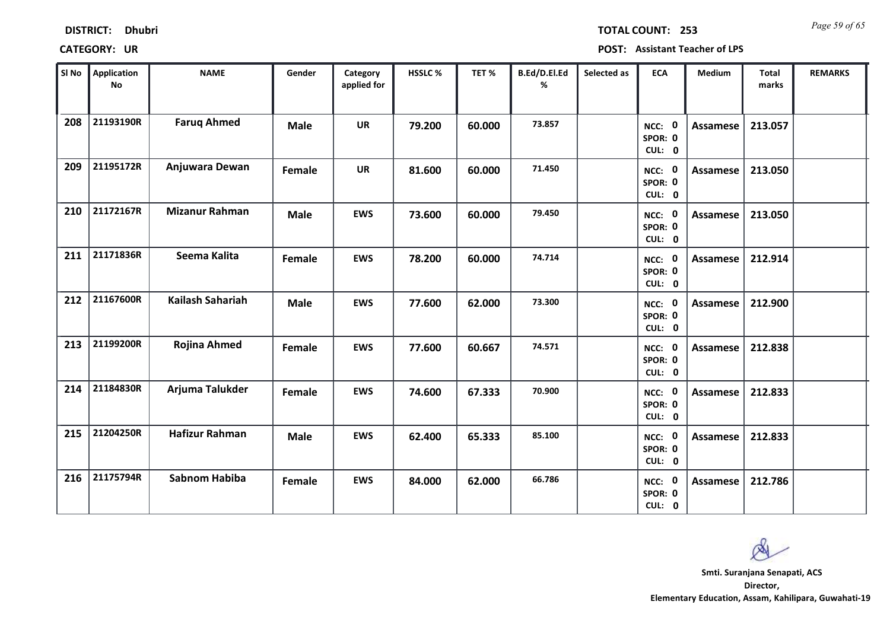**DISTRICT:** Dhubri **TOTAL COUNT:** 253

**CATEGORY:** UR **POST:** Assistant Teacher of LPS

| Sl No | Application No | NAME | Gender | Category applied for | HSSLC % | TET % | B.Ed/D.El.Ed % | Selected as | ECA | Medium | Total marks | REMARKS |
|---|---|---|---|---|---|---|---|---|---|---|---|---|
| 208 | 21193190R | Faruq Ahmed | Male | UR | 79.200 | 60.000 | 73.857 | | NCC: 0 SPOR: 0 CUL: 0 | Assamese | 213.057 | |
| 209 | 21195172R | Anjuwara Dewan | Female | UR | 81.600 | 60.000 | 71.450 | | NCC: 0 SPOR: 0 CUL: 0 | Assamese | 213.050 | |
| 210 | 21172167R | Mizanur Rahman | Male | EWS | 73.600 | 60.000 | 79.450 | | NCC: 0 SPOR: 0 CUL: 0 | Assamese | 213.050 | |
| 211 | 21171836R | Seema Kalita | Female | EWS | 78.200 | 60.000 | 74.714 | | NCC: 0 SPOR: 0 CUL: 0 | Assamese | 212.914 | |
| 212 | 21167600R | Kailash Sahariah | Male | EWS | 77.600 | 62.000 | 73.300 | | NCC: 0 SPOR: 0 CUL: 0 | Assamese | 212.900 | |
| 213 | 21199200R | Rojina Ahmed | Female | EWS | 77.600 | 60.667 | 74.571 | | NCC: 0 SPOR: 0 CUL: 0 | Assamese | 212.838 | |
| 214 | 21184830R | Arjuma Talukder | Female | EWS | 74.600 | 67.333 | 70.900 | | NCC: 0 SPOR: 0 CUL: 0 | Assamese | 212.833 | |
| 215 | 21204250R | Hafizur Rahman | Male | EWS | 62.400 | 65.333 | 85.100 | | NCC: 0 SPOR: 0 CUL: 0 | Assamese | 212.833 | |
| 216 | 21175794R | Sabnom Habiba | Female | EWS | 84.000 | 62.000 | 66.786 | | NCC: 0 SPOR: 0 CUL: 0 | Assamese | 212.786 | |

**Smti. Suranjana Senapati, ACS**
**Director,**
**Elementary Education, Assam, Kahilipara, Guwahati-19**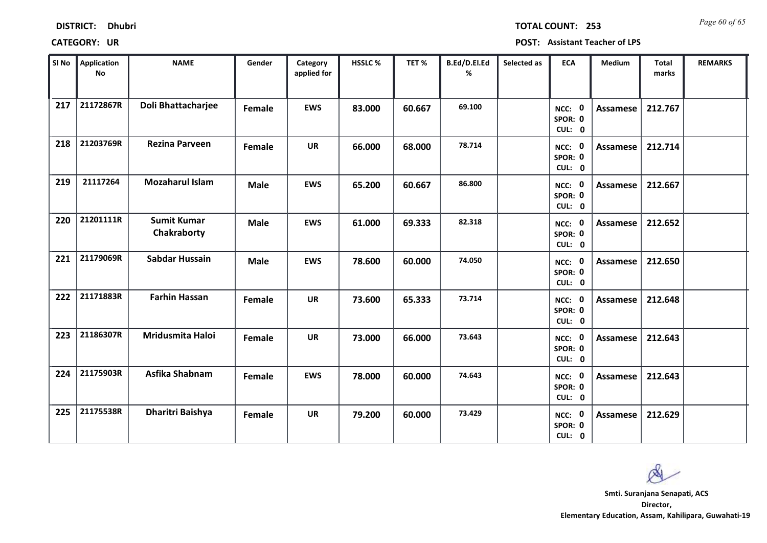**DISTRICT:** Dhubri

**TOTAL COUNT:** 253

**CATEGORY:** UR

**POST:** Assistant Teacher of LPS

| Sl No | Application No | NAME | Gender | Category applied for | HSSLC % | TET % | B.Ed/D.El.Ed % | Selected as | ECA | Medium | Total marks | REMARKS |
|---|---|---|---|---|---|---|---|---|---|---|---|---|
| 217 | 21172867R | Doli Bhattacharjee | Female | EWS | 83.000 | 60.667 | 69.100 | | NCC: 0 SPOR: 0 CUL: 0 | Assamese | 212.767 | |
| 218 | 21203769R | Rezina Parveen | Female | UR | 66.000 | 68.000 | 78.714 | | NCC: 0 SPOR: 0 CUL: 0 | Assamese | 212.714 | |
| 219 | 21117264 | Mozaharul Islam | Male | EWS | 65.200 | 60.667 | 86.800 | | NCC: 0 SPOR: 0 CUL: 0 | Assamese | 212.667 | |
| 220 | 21201111R | Sumit Kumar Chakraborty | Male | EWS | 61.000 | 69.333 | 82.318 | | NCC: 0 SPOR: 0 CUL: 0 | Assamese | 212.652 | |
| 221 | 21179069R | Sabdar Hussain | Male | EWS | 78.600 | 60.000 | 74.050 | | NCC: 0 SPOR: 0 CUL: 0 | Assamese | 212.650 | |
| 222 | 21171883R | Farhin Hassan | Female | UR | 73.600 | 65.333 | 73.714 | | NCC: 0 SPOR: 0 CUL: 0 | Assamese | 212.648 | |
| 223 | 21186307R | Mridusmita Haloi | Female | UR | 73.000 | 66.000 | 73.643 | | NCC: 0 SPOR: 0 CUL: 0 | Assamese | 212.643 | |
| 224 | 21175903R | Asfika Shabnam | Female | EWS | 78.000 | 60.000 | 74.643 | | NCC: 0 SPOR: 0 CUL: 0 | Assamese | 212.643 | |
| 225 | 21175538R | Dharitri Baishya | Female | UR | 79.200 | 60.000 | 73.429 | | NCC: 0 SPOR: 0 CUL: 0 | Assamese | 212.629 | |

**Smti. Suranjana Senapati, ACS**
**Director,**
**Elementary Education, Assam, Kahilipara, Guwahati-19**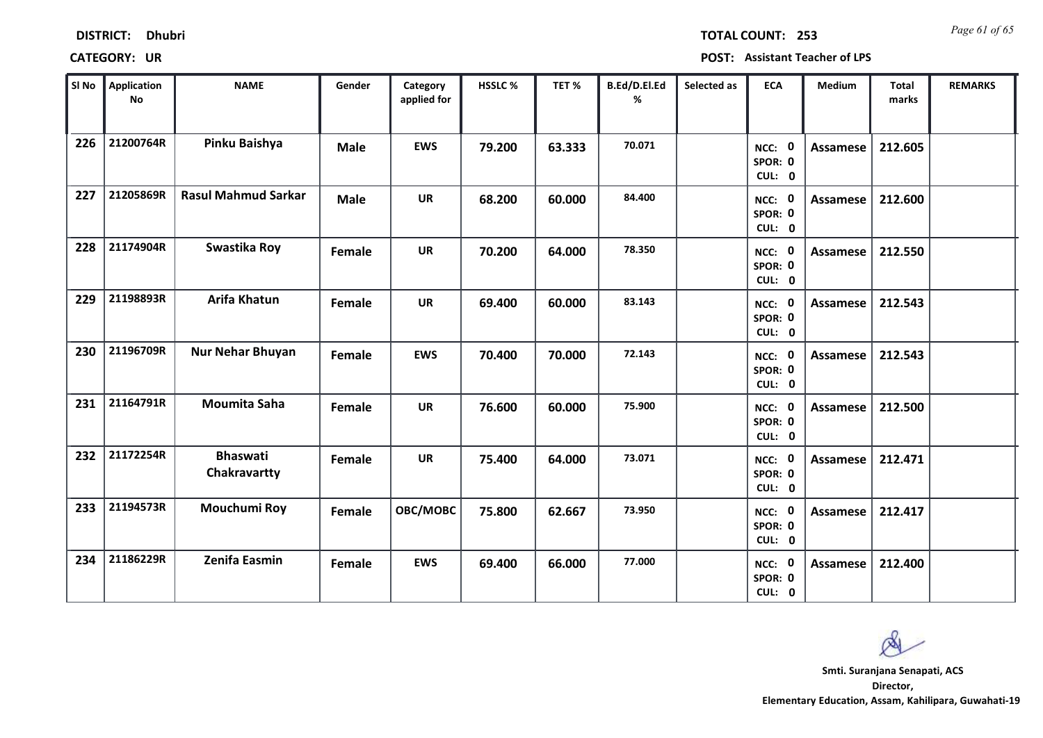**DISTRICT:** Dhubri **TOTAL COUNT:** 253

**CATEGORY:** UR **POST:** Assistant Teacher of LPS

| Sl No | Application No | NAME | Gender | Category applied for | HSSLC % | TET % | B.Ed/D.El.Ed % | Selected as | ECA | Medium | Total marks | REMARKS |
|---|---|---|---|---|---|---|---|---|---|---|---|---|
| 226 | 21200764R | Pinku Baishya | Male | EWS | 79.200 | 63.333 | 70.071 | | NCC: 0 SPOR: 0 CUL: 0 | Assamese | 212.605 | |
| 227 | 21205869R | Rasul Mahmud Sarkar | Male | UR | 68.200 | 60.000 | 84.400 | | NCC: 0 SPOR: 0 CUL: 0 | Assamese | 212.600 | |
| 228 | 21174904R | Swastika Roy | Female | UR | 70.200 | 64.000 | 78.350 | | NCC: 0 SPOR: 0 CUL: 0 | Assamese | 212.550 | |
| 229 | 21198893R | Arifa Khatun | Female | UR | 69.400 | 60.000 | 83.143 | | NCC: 0 SPOR: 0 CUL: 0 | Assamese | 212.543 | |
| 230 | 21196709R | Nur Nehar Bhuyan | Female | EWS | 70.400 | 70.000 | 72.143 | | NCC: 0 SPOR: 0 CUL: 0 | Assamese | 212.543 | |
| 231 | 21164791R | Moumita Saha | Female | UR | 76.600 | 60.000 | 75.900 | | NCC: 0 SPOR: 0 CUL: 0 | Assamese | 212.500 | |
| 232 | 21172254R | Bhaswati Chakravartty | Female | UR | 75.400 | 64.000 | 73.071 | | NCC: 0 SPOR: 0 CUL: 0 | Assamese | 212.471 | |
| 233 | 21194573R | Mouchumi Roy | Female | OBC/MOBC | 75.800 | 62.667 | 73.950 | | NCC: 0 SPOR: 0 CUL: 0 | Assamese | 212.417 | |
| 234 | 21186229R | Zenifa Easmin | Female | EWS | 69.400 | 66.000 | 77.000 | | NCC: 0 SPOR: 0 CUL: 0 | Assamese | 212.400 | |

**Smti. Suranjana Senapati, ACS**
**Director,**
**Elementary Education, Assam, Kahilipara, Guwahati-19**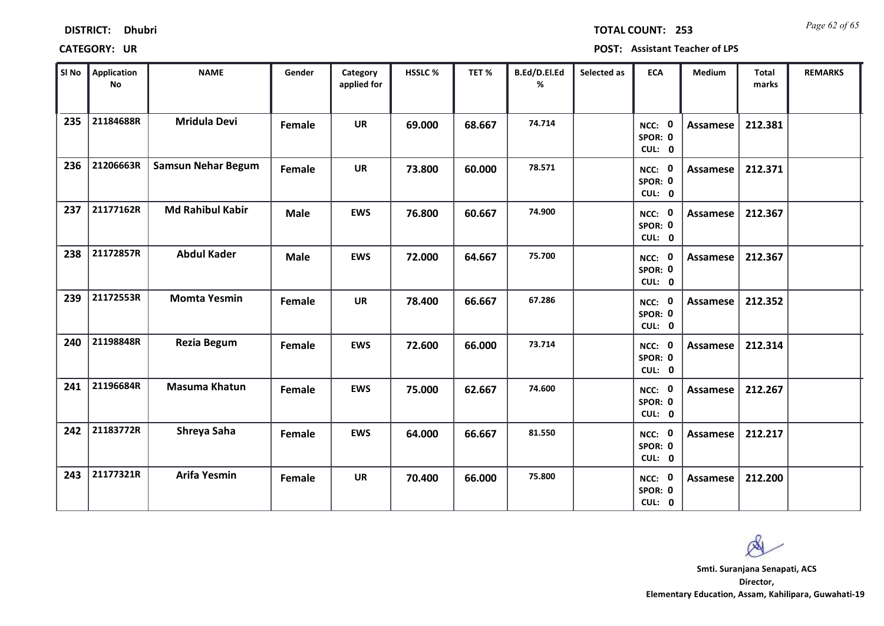**DISTRICT:** Dhubri

**TOTAL COUNT:** 253

**CATEGORY:** UR

**POST:** Assistant Teacher of LPS

| Sl No | Application No | NAME | Gender | Category applied for | HSSLC % | TET % | B.Ed/D.El.Ed % | Selected as | ECA | Medium | Total marks | REMARKS |
|---|---|---|---|---|---|---|---|---|---|---|---|---|
| 235 | 21184688R | Mridula Devi | Female | UR | 69.000 | 68.667 | 74.714 | | NCC: 0 SPOR: 0 CUL: 0 | Assamese | 212.381 | |
| 236 | 21206663R | Samsun Nehar Begum | Female | UR | 73.800 | 60.000 | 78.571 | | NCC: 0 SPOR: 0 CUL: 0 | Assamese | 212.371 | |
| 237 | 21177162R | Md Rahibul Kabir | Male | EWS | 76.800 | 60.667 | 74.900 | | NCC: 0 SPOR: 0 CUL: 0 | Assamese | 212.367 | |
| 238 | 21172857R | Abdul Kader | Male | EWS | 72.000 | 64.667 | 75.700 | | NCC: 0 SPOR: 0 CUL: 0 | Assamese | 212.367 | |
| 239 | 21172553R | Momta Yesmin | Female | UR | 78.400 | 66.667 | 67.286 | | NCC: 0 SPOR: 0 CUL: 0 | Assamese | 212.352 | |
| 240 | 21198848R | Rezia Begum | Female | EWS | 72.600 | 66.000 | 73.714 | | NCC: 0 SPOR: 0 CUL: 0 | Assamese | 212.314 | |
| 241 | 21196684R | Masuma Khatun | Female | EWS | 75.000 | 62.667 | 74.600 | | NCC: 0 SPOR: 0 CUL: 0 | Assamese | 212.267 | |
| 242 | 21183772R | Shreya Saha | Female | EWS | 64.000 | 66.667 | 81.550 | | NCC: 0 SPOR: 0 CUL: 0 | Assamese | 212.217 | |
| 243 | 21177321R | Arifa Yesmin | Female | UR | 70.400 | 66.000 | 75.800 | | NCC: 0 SPOR: 0 CUL: 0 | Assamese | 212.200 | |

**Smti. Suranjana Senapati, ACS**
**Director,**
**Elementary Education, Assam, Kahilipara, Guwahati-19**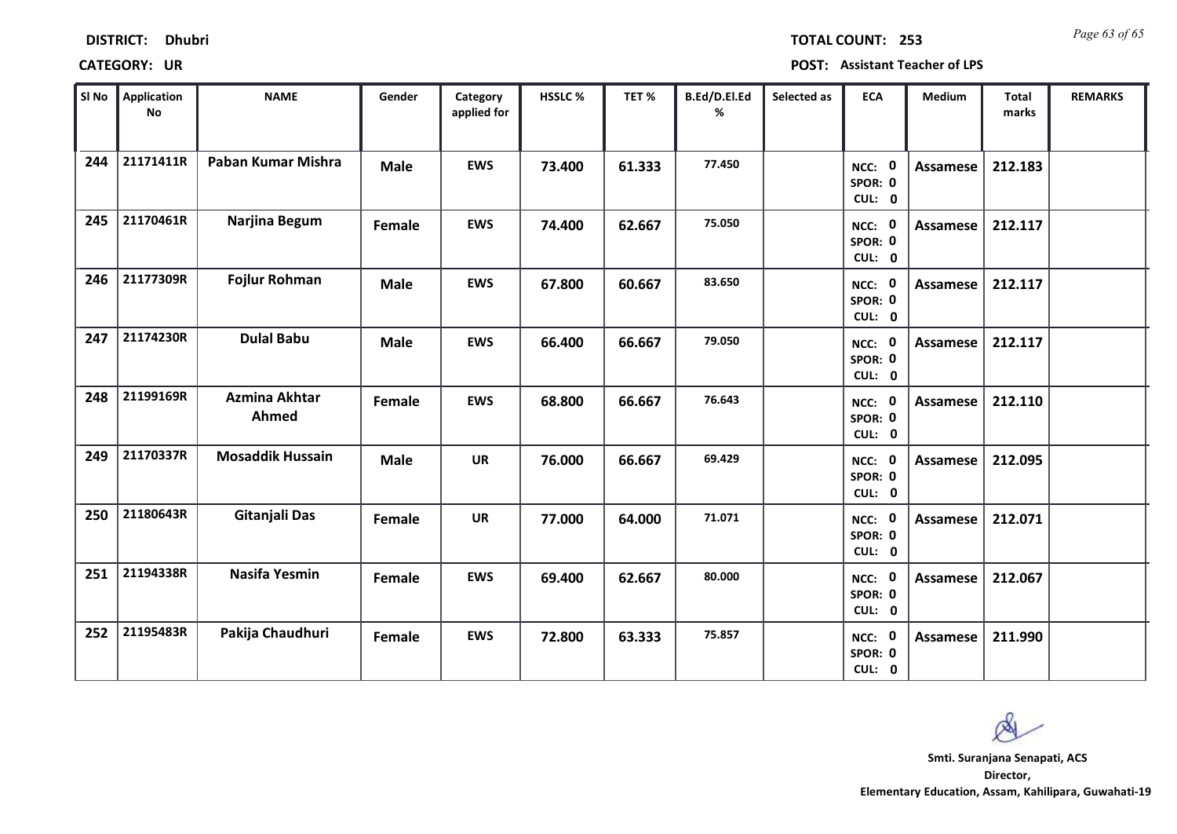**DISTRICT:** Dhubri **TOTAL COUNT:** 253

**CATEGORY:** UR **POST:** Assistant Teacher of LPS

| Sl No | Application No | NAME | Gender | Category applied for | HSSLC % | TET % | B.Ed/D.El.Ed % | Selected as | ECA | Medium | Total marks | REMARKS |
|---|---|---|---|---|---|---|---|---|---|---|---|---|
| 244 | 21171411R | Paban Kumar Mishra | Male | EWS | 73.400 | 61.333 | 77.450 | | NCC: 0 SPOR: 0 CUL: 0 | Assamese | 212.183 | |
| 245 | 21170461R | Narjina Begum | Female | EWS | 74.400 | 62.667 | 75.050 | | NCC: 0 SPOR: 0 CUL: 0 | Assamese | 212.117 | |
| 246 | 21177309R | Fojlur Rohman | Male | EWS | 67.800 | 60.667 | 83.650 | | NCC: 0 SPOR: 0 CUL: 0 | Assamese | 212.117 | |
| 247 | 21174230R | Dulal Babu | Male | EWS | 66.400 | 66.667 | 79.050 | | NCC: 0 SPOR: 0 CUL: 0 | Assamese | 212.117 | |
| 248 | 21199169R | Azmina Akhtar Ahmed | Female | EWS | 68.800 | 66.667 | 76.643 | | NCC: 0 SPOR: 0 CUL: 0 | Assamese | 212.110 | |
| 249 | 21170337R | Mosaddik Hussain | Male | UR | 76.000 | 66.667 | 69.429 | | NCC: 0 SPOR: 0 CUL: 0 | Assamese | 212.095 | |
| 250 | 21180643R | Gitanjali Das | Female | UR | 77.000 | 64.000 | 71.071 | | NCC: 0 SPOR: 0 CUL: 0 | Assamese | 212.071 | |
| 251 | 21194338R | Nasifa Yesmin | Female | EWS | 69.400 | 62.667 | 80.000 | | NCC: 0 SPOR: 0 CUL: 0 | Assamese | 212.067 | |
| 252 | 21195483R | Pakija Chaudhuri | Female | EWS | 72.800 | 63.333 | 75.857 | | NCC: 0 SPOR: 0 CUL: 0 | Assamese | 211.990 | |

**Smti. Suranjana Senapati, ACS**
**Director,**
**Elementary Education, Assam, Kahilipara, Guwahati-19**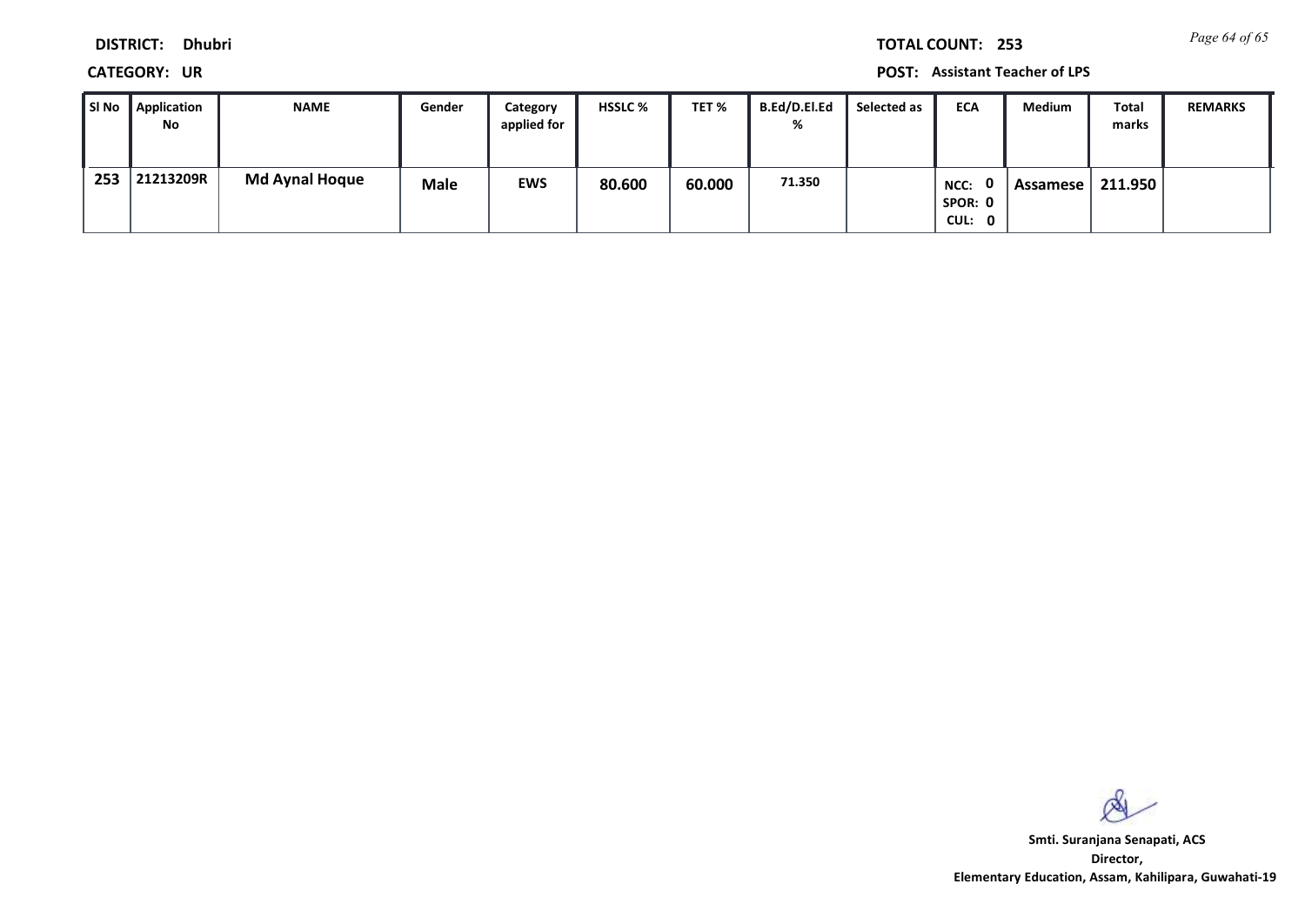**DISTRICT:** Dhubri

**TOTAL COUNT:** 253

**CATEGORY:** UR

**POST:** Assistant Teacher of LPS

| Sl No | Application No | NAME | Gender | Category applied for | HSSLC % | TET % | B.Ed/D.El.Ed % | Selected as | ECA | Medium | Total marks | REMARKS |
|---|---|---|---|---|---|---|---|---|---|---|---|---|
| 253 | 21213209R | Md Aynal Hoque | Male | EWS | 80.600 | 60.000 | 71.350 | | NCC: 0 SPOR: 0 CUL: 0 | Assamese | 211.950 | |

Smti. Suranjana Senapati, ACS
Director,
Elementary Education, Assam, Kahilipara, Guwahati-19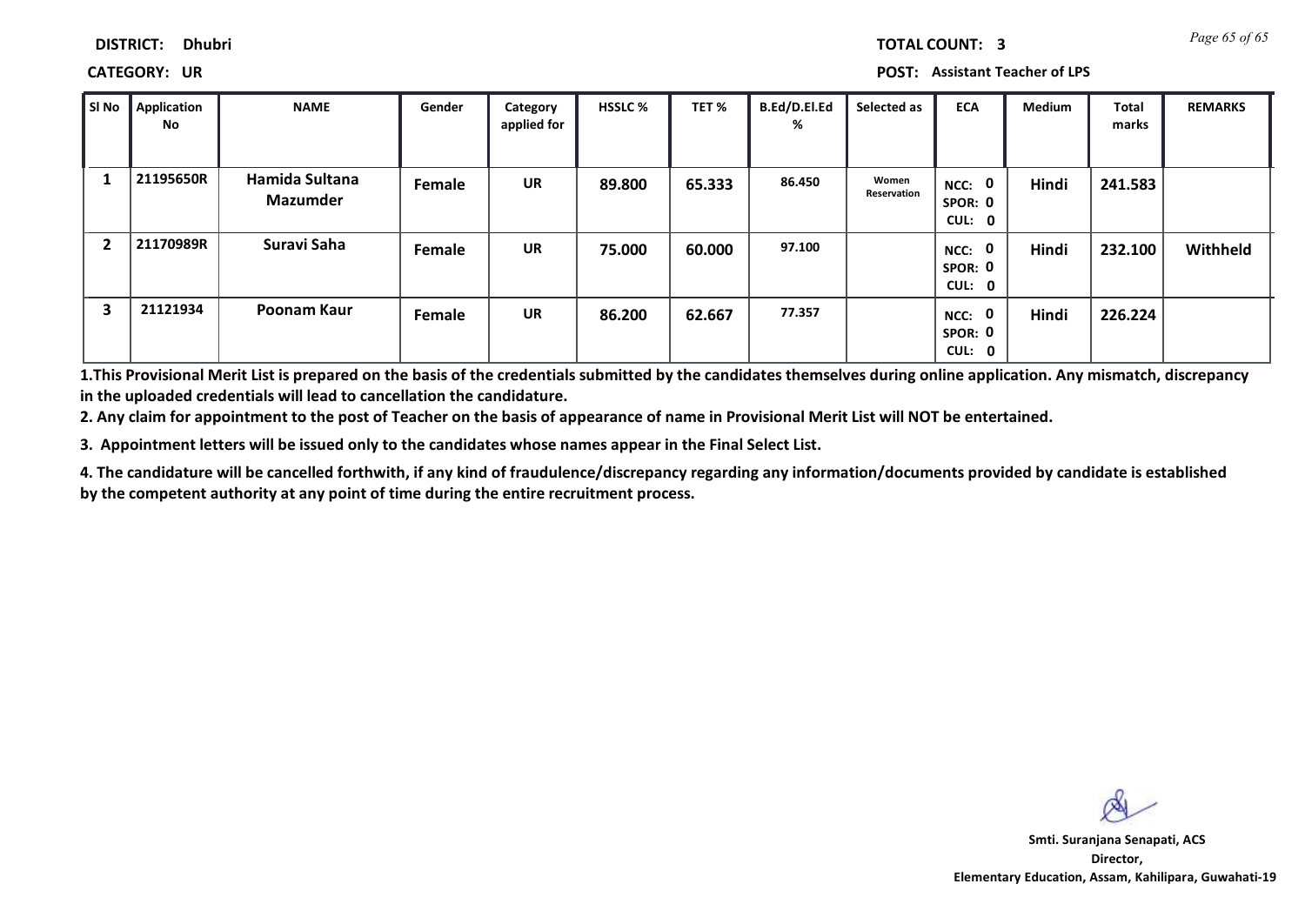**DISTRICT:** Dhubri **TOTAL COUNT:** 3

**CATEGORY:** UR **POST:** Assistant Teacher of LPS

| Sl No | Application No | NAME | Gender | Category applied for | HSSLC % | TET % | B.Ed/D.El.Ed % | Selected as | ECA | Medium | Total marks | REMARKS |
|---|---|---|---|---|---|---|---|---|---|---|---|---|
| 1 | 21195650R | Hamida Sultana Mazumder | Female | UR | 89.800 | 65.333 | 86.450 | Women Reservation | NCC: 0 SPOR: 0 CUL: 0 | Hindi | 241.583 | |
| 2 | 21170989R | Suravi Saha | Female | UR | 75.000 | 60.000 | 97.100 | | NCC: 0 SPOR: 0 CUL: 0 | Hindi | 232.100 | Withheld |
| 3 | 21121934 | Poonam Kaur | Female | UR | 86.200 | 62.667 | 77.357 | | NCC: 0 SPOR: 0 CUL: 0 | Hindi | 226.224 | |

**1.This Provisional Merit List is prepared on the basis of the credentials submitted by the candidates themselves during online application. Any mismatch, discrepancy in the uploaded credentials will lead to cancellation the candidature.**

**2. Any claim for appointment to the post of Teacher on the basis of appearance of name in Provisional Merit List will NOT be entertained.**

**3. Appointment letters will be issued only to the candidates whose names appear in the Final Select List.**

**4. The candidature will be cancelled forthwith, if any kind of fraudulence/discrepancy regarding any information/documents provided by candidate is established by the competent authority at any point of time during the entire recruitment process.**

**Smti. Suranjana Senapati, ACS**
**Director,**
**Elementary Education, Assam, Kahilipara, Guwahati-19**